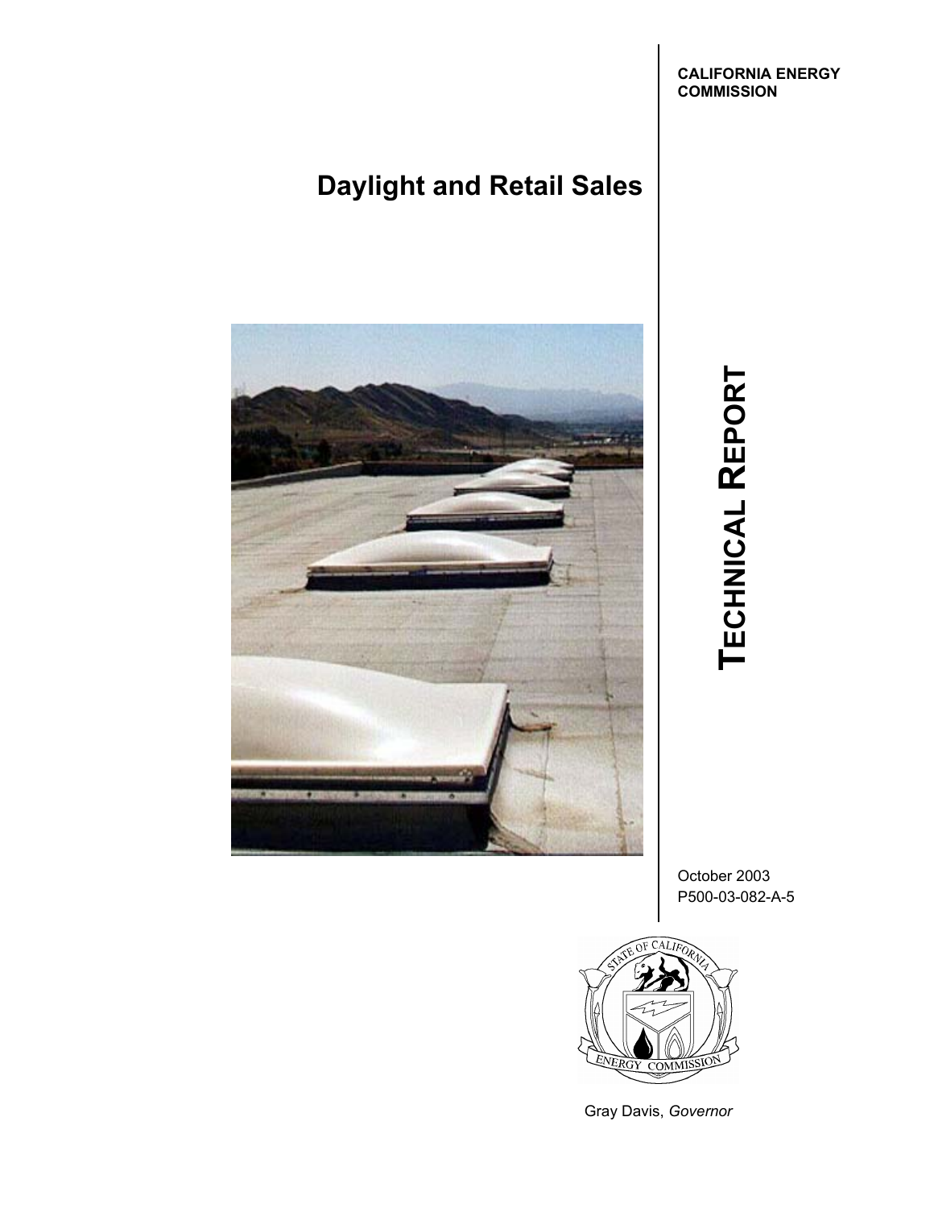**CALIFORNIA ENERGY COMMISSION**

# Daylight and Retail Sales

**TECHNICAL REPORT**

October 2003
P500-03-082-A-5

Gray Davis, *Governor*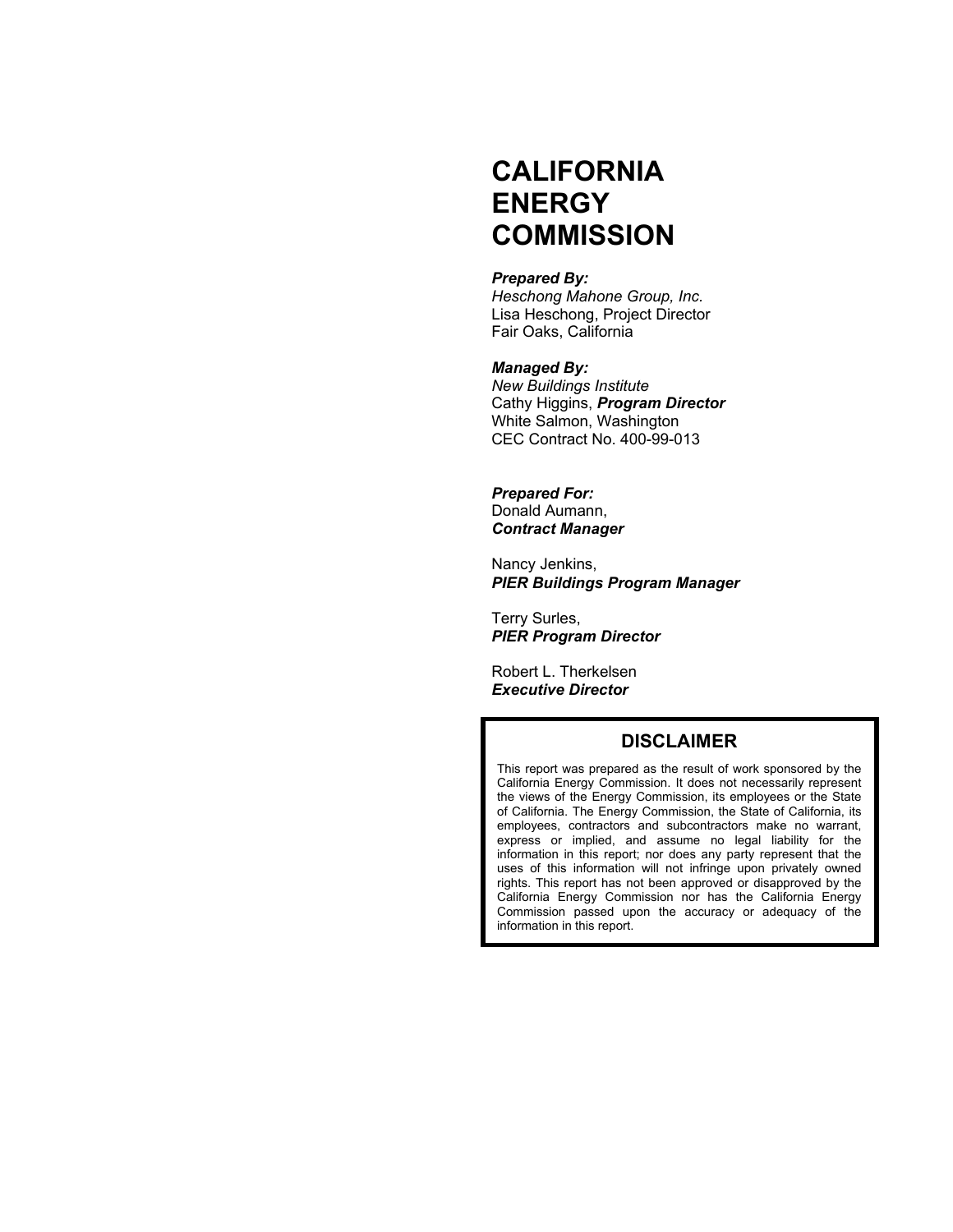# CALIFORNIA ENERGY COMMISSION

***Prepared By:***
*Heschong Mahone Group, Inc.*
Lisa Heschong, Project Director
Fair Oaks, California

***Managed By:***
*New Buildings Institute*
Cathy Higgins, ***Program Director***
White Salmon, Washington
CEC Contract No. 400-99-013

***Prepared For:***
Donald Aumann,
***Contract Manager***

Nancy Jenkins,
***PIER Buildings Program Manager***

Terry Surles,
***PIER Program Director***

Robert L. Therkelsen
***Executive Director***

## DISCLAIMER

This report was prepared as the result of work sponsored by the California Energy Commission. It does not necessarily represent the views of the Energy Commission, its employees or the State of California. The Energy Commission, the State of California, its employees, contractors and subcontractors make no warrant, express or implied, and assume no legal liability for the information in this report; nor does any party represent that the uses of this information will not infringe upon privately owned rights. This report has not been approved or disapproved by the California Energy Commission nor has the California Energy Commission passed upon the accuracy or adequacy of the information in this report.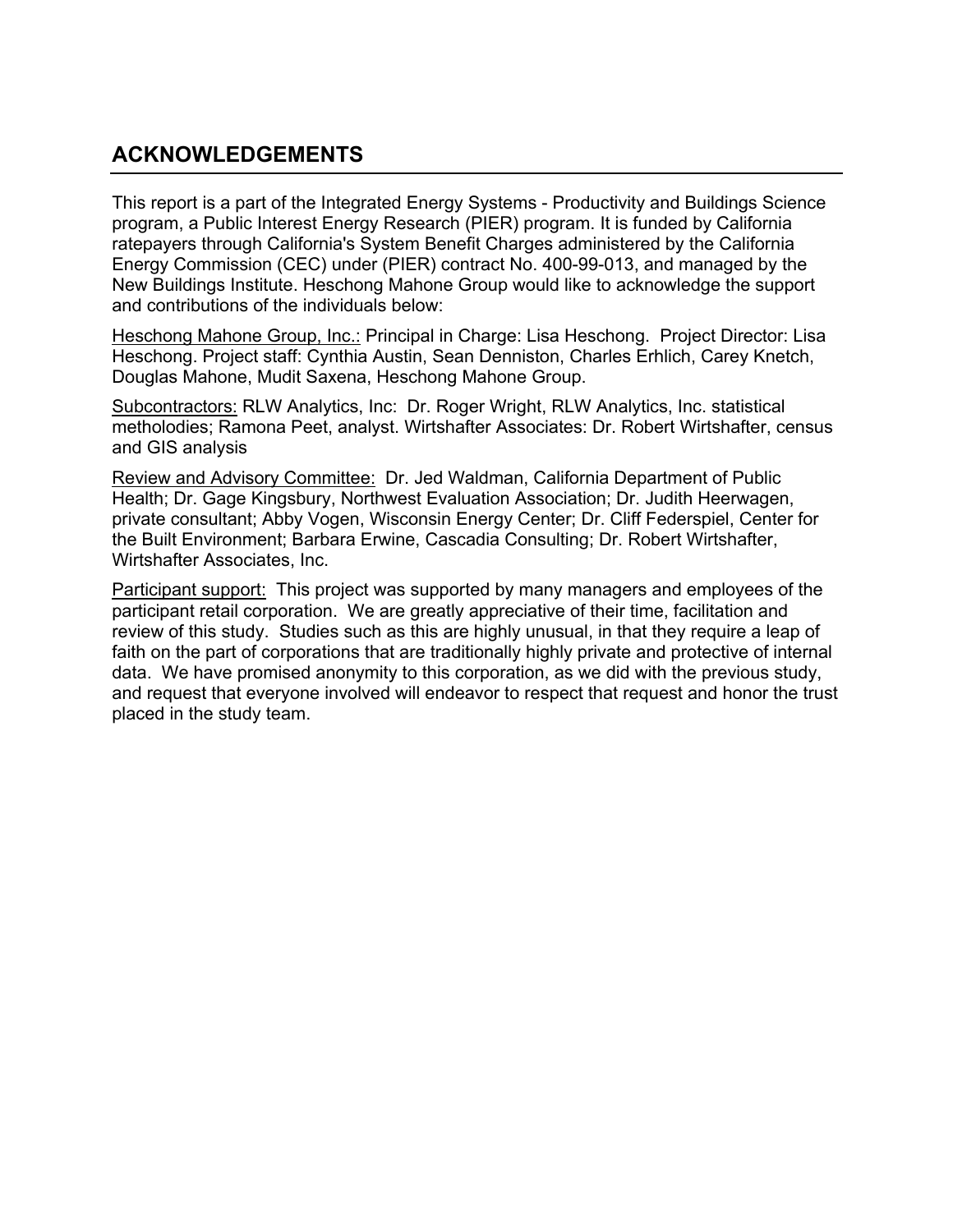## ACKNOWLEDGEMENTS

This report is a part of the Integrated Energy Systems - Productivity and Buildings Science program, a Public Interest Energy Research (PIER) program. It is funded by California ratepayers through California's System Benefit Charges administered by the California Energy Commission (CEC) under (PIER) contract No. 400-99-013, and managed by the New Buildings Institute. Heschong Mahone Group would like to acknowledge the support and contributions of the individuals below:

<u>Heschong Mahone Group, Inc.:</u> Principal in Charge: Lisa Heschong. Project Director: Lisa Heschong. Project staff: Cynthia Austin, Sean Denniston, Charles Erhlich, Carey Knetch, Douglas Mahone, Mudit Saxena, Heschong Mahone Group.

<u>Subcontractors:</u> RLW Analytics, Inc: Dr. Roger Wright, RLW Analytics, Inc. statistical metholodies; Ramona Peet, analyst. Wirtshafter Associates: Dr. Robert Wirtshafter, census and GIS analysis

<u>Review and Advisory Committee:</u> Dr. Jed Waldman, California Department of Public Health; Dr. Gage Kingsbury, Northwest Evaluation Association; Dr. Judith Heerwagen, private consultant; Abby Vogen, Wisconsin Energy Center; Dr. Cliff Federspiel, Center for the Built Environment; Barbara Erwine, Cascadia Consulting; Dr. Robert Wirtshafter, Wirtshafter Associates, Inc.

<u>Participant support:</u> This project was supported by many managers and employees of the participant retail corporation. We are greatly appreciative of their time, facilitation and review of this study. Studies such as this are highly unusual, in that they require a leap of faith on the part of corporations that are traditionally highly private and protective of internal data. We have promised anonymity to this corporation, as we did with the previous study, and request that everyone involved will endeavor to respect that request and honor the trust placed in the study team.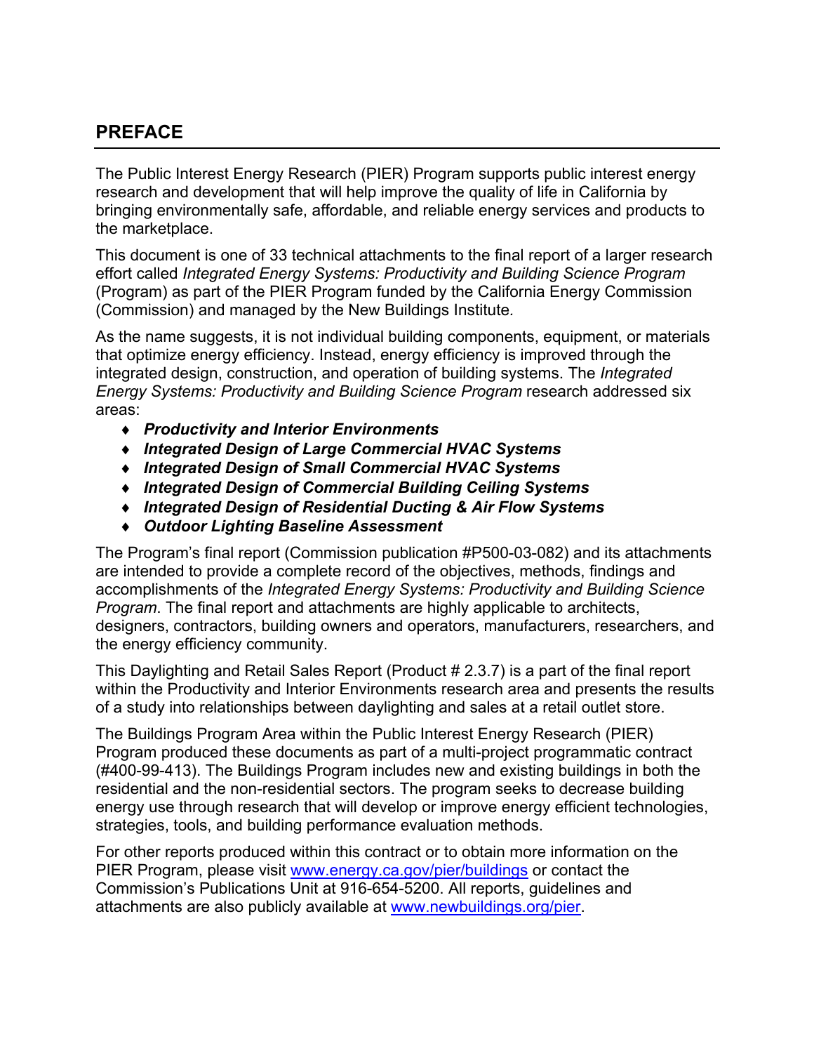## PREFACE

The Public Interest Energy Research (PIER) Program supports public interest energy research and development that will help improve the quality of life in California by bringing environmentally safe, affordable, and reliable energy services and products to the marketplace.

This document is one of 33 technical attachments to the final report of a larger research effort called *Integrated Energy Systems: Productivity and Building Science Program* (Program) as part of the PIER Program funded by the California Energy Commission (Commission) and managed by the New Buildings Institute.

As the name suggests, it is not individual building components, equipment, or materials that optimize energy efficiency. Instead, energy efficiency is improved through the integrated design, construction, and operation of building systems. The *Integrated Energy Systems: Productivity and Building Science Program* research addressed six areas:

- ***Productivity and Interior Environments***
- ***Integrated Design of Large Commercial HVAC Systems***
- ***Integrated Design of Small Commercial HVAC Systems***
- ***Integrated Design of Commercial Building Ceiling Systems***
- ***Integrated Design of Residential Ducting & Air Flow Systems***
- ***Outdoor Lighting Baseline Assessment***

The Program's final report (Commission publication #P500-03-082) and its attachments are intended to provide a complete record of the objectives, methods, findings and accomplishments of the *Integrated Energy Systems: Productivity and Building Science Program*. The final report and attachments are highly applicable to architects, designers, contractors, building owners and operators, manufacturers, researchers, and the energy efficiency community.

This Daylighting and Retail Sales Report (Product # 2.3.7) is a part of the final report within the Productivity and Interior Environments research area and presents the results of a study into relationships between daylighting and sales at a retail outlet store.

The Buildings Program Area within the Public Interest Energy Research (PIER) Program produced these documents as part of a multi-project programmatic contract (#400-99-413). The Buildings Program includes new and existing buildings in both the residential and the non-residential sectors. The program seeks to decrease building energy use through research that will develop or improve energy efficient technologies, strategies, tools, and building performance evaluation methods.

For other reports produced within this contract or to obtain more information on the PIER Program, please visit www.energy.ca.gov/pier/buildings or contact the Commission's Publications Unit at 916-654-5200. All reports, guidelines and attachments are also publicly available at www.newbuildings.org/pier.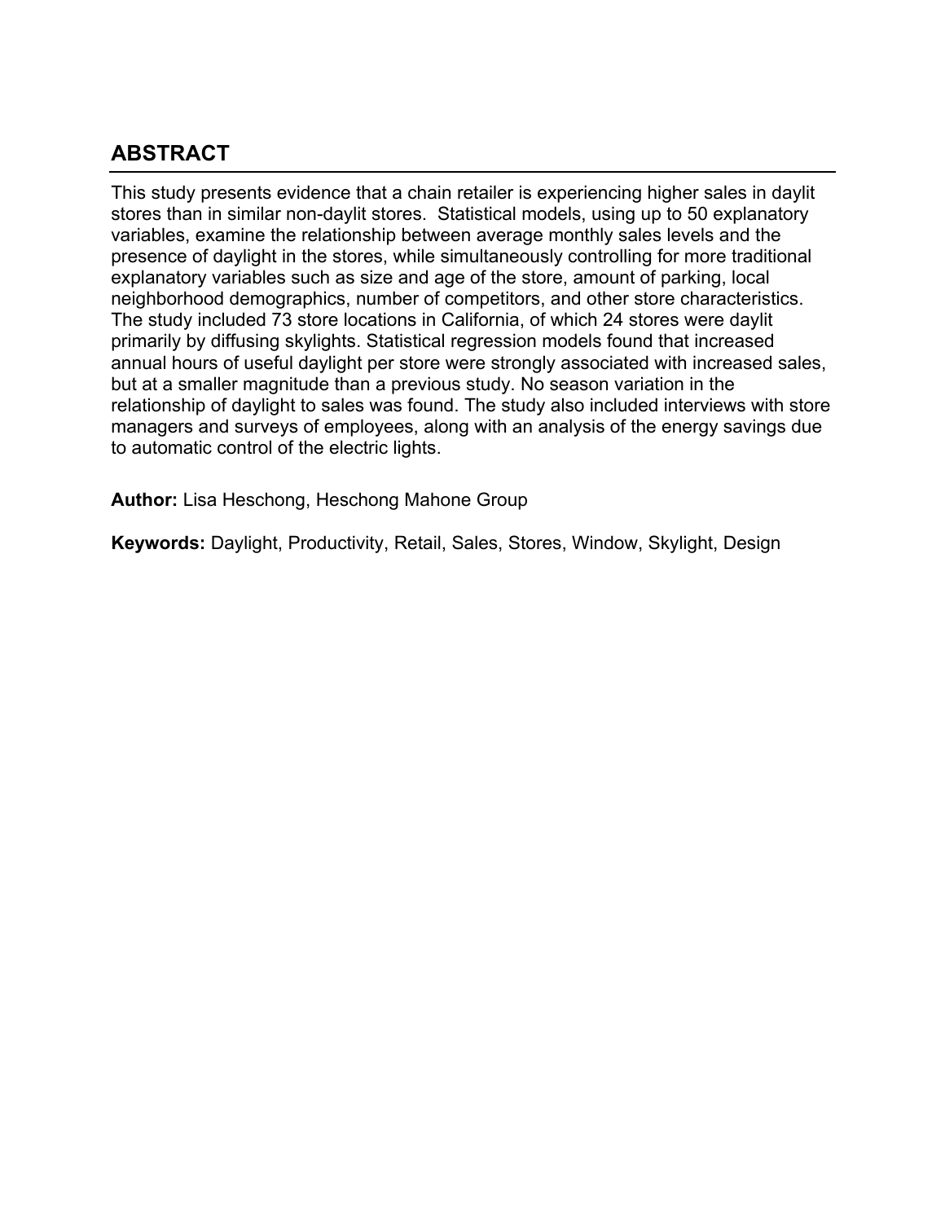## ABSTRACT

This study presents evidence that a chain retailer is experiencing higher sales in daylit stores than in similar non-daylit stores. Statistical models, using up to 50 explanatory variables, examine the relationship between average monthly sales levels and the presence of daylight in the stores, while simultaneously controlling for more traditional explanatory variables such as size and age of the store, amount of parking, local neighborhood demographics, number of competitors, and other store characteristics. The study included 73 store locations in California, of which 24 stores were daylit primarily by diffusing skylights. Statistical regression models found that increased annual hours of useful daylight per store were strongly associated with increased sales, but at a smaller magnitude than a previous study. No season variation in the relationship of daylight to sales was found. The study also included interviews with store managers and surveys of employees, along with an analysis of the energy savings due to automatic control of the electric lights.

**Author:** Lisa Heschong, Heschong Mahone Group

**Keywords:** Daylight, Productivity, Retail, Sales, Stores, Window, Skylight, Design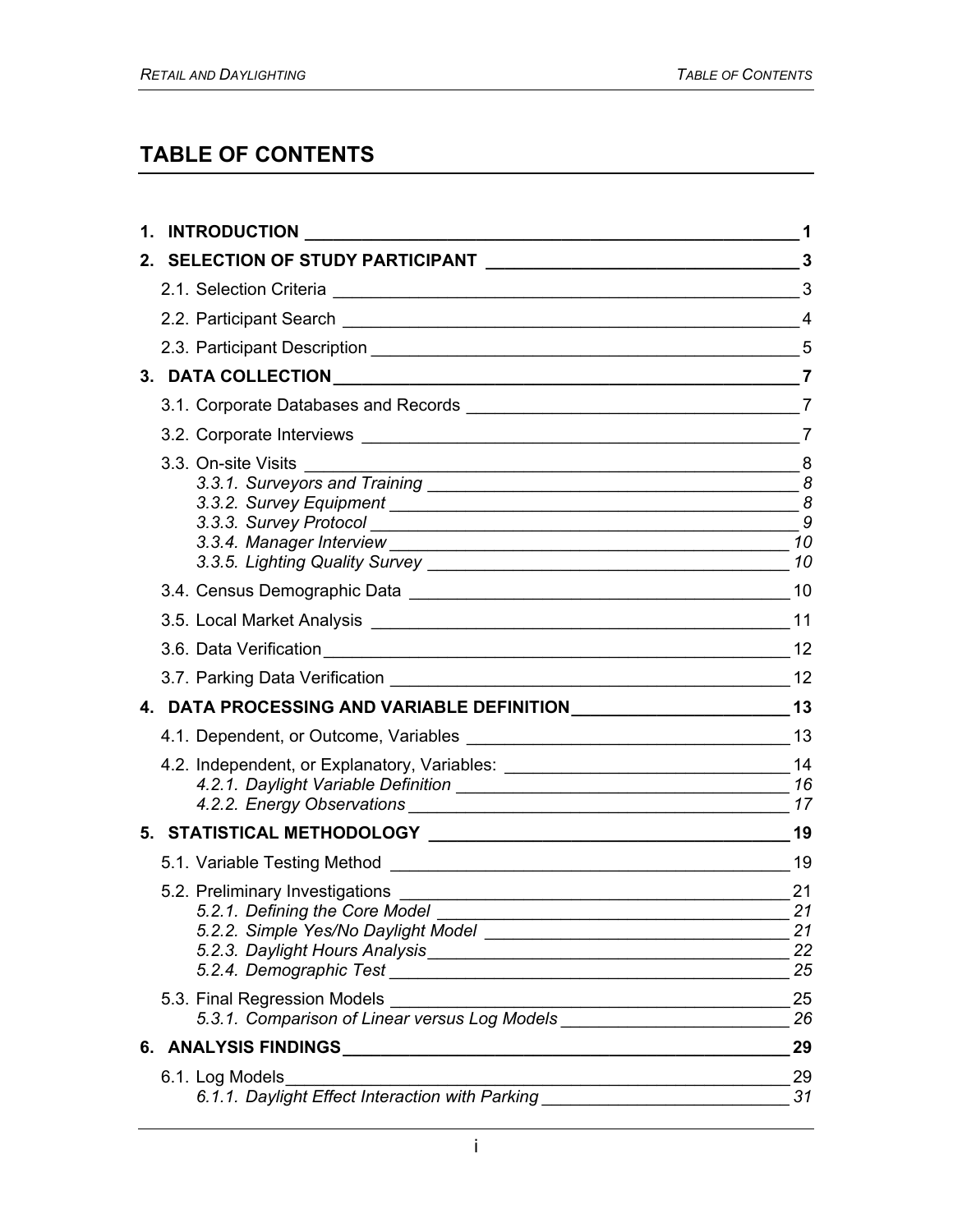# TABLE OF CONTENTS

**1. INTRODUCTION** **1**

**2. SELECTION OF STUDY PARTICIPANT** **3**

2.1. Selection Criteria 3

2.2. Participant Search 4

2.3. Participant Description 5

**3. DATA COLLECTION** **7**

3.1. Corporate Databases and Records 7

3.2. Corporate Interviews 7

3.3. On-site Visits 8

*3.3.1. Surveyors and Training 8*

*3.3.2. Survey Equipment 8*

*3.3.3. Survey Protocol 9*

*3.3.4. Manager Interview 10*

*3.3.5. Lighting Quality Survey 10*

3.4. Census Demographic Data 10

3.5. Local Market Analysis 11

3.6. Data Verification 12

3.7. Parking Data Verification 12

**4. DATA PROCESSING AND VARIABLE DEFINITION** **13**

4.1. Dependent, or Outcome, Variables 13

4.2. Independent, or Explanatory, Variables: 14

*4.2.1. Daylight Variable Definition 16*

*4.2.2. Energy Observations 17*

**5. STATISTICAL METHODOLOGY** **19**

5.1. Variable Testing Method 19

5.2. Preliminary Investigations 21

*5.2.1. Defining the Core Model 21*

*5.2.2. Simple Yes/No Daylight Model 21*

*5.2.3. Daylight Hours Analysis 22*

*5.2.4. Demographic Test 25*

5.3. Final Regression Models 25

*5.3.1. Comparison of Linear versus Log Models 26*

**6. ANALYSIS FINDINGS** **29**

6.1. Log Models 29

*6.1.1. Daylight Effect Interaction with Parking 31*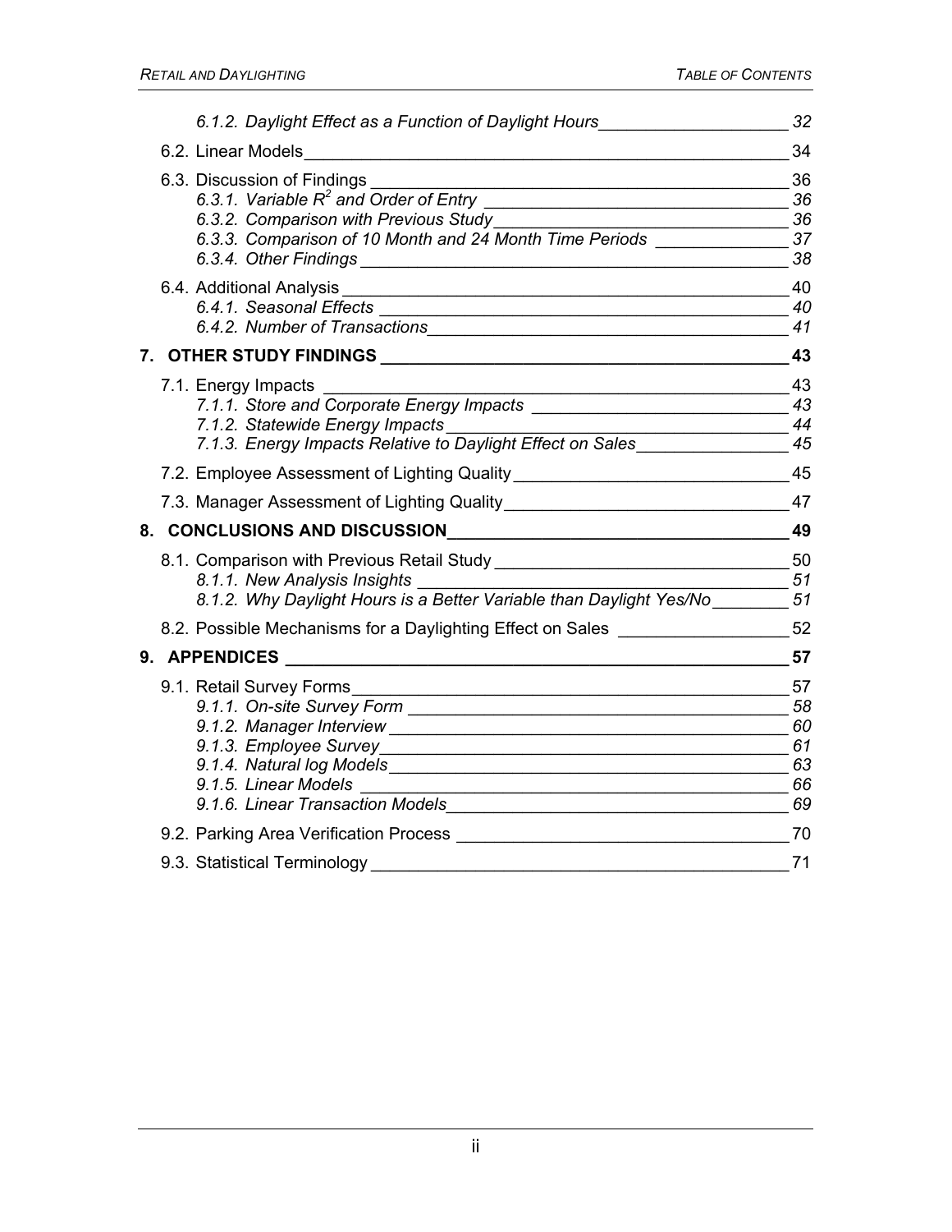*6.1.2. Daylight Effect as a Function of Daylight Hours* 32

6.2. Linear Models 34

6.3. Discussion of Findings 36
*6.3.1. Variable $R^2$ and Order of Entry* 36
*6.3.2. Comparison with Previous Study* 36
*6.3.3. Comparison of 10 Month and 24 Month Time Periods* 37
*6.3.4. Other Findings* 38

6.4. Additional Analysis 40
*6.4.1. Seasonal Effects* 40
*6.4.2. Number of Transactions* 41

**7. OTHER STUDY FINDINGS 43**

7.1. Energy Impacts 43
*7.1.1. Store and Corporate Energy Impacts* 43
*7.1.2. Statewide Energy Impacts* 44
*7.1.3. Energy Impacts Relative to Daylight Effect on Sales* 45

7.2. Employee Assessment of Lighting Quality 45

7.3. Manager Assessment of Lighting Quality 47

**8. CONCLUSIONS AND DISCUSSION 49**

8.1. Comparison with Previous Retail Study 50
*8.1.1. New Analysis Insights* 51
*8.1.2. Why Daylight Hours is a Better Variable than Daylight Yes/No* 51

8.2. Possible Mechanisms for a Daylighting Effect on Sales 52

**9. APPENDICES 57**

9.1. Retail Survey Forms 57
*9.1.1. On-site Survey Form* 58
*9.1.2. Manager Interview* 60
*9.1.3. Employee Survey* 61
*9.1.4. Natural log Models* 63
*9.1.5. Linear Models* 66
*9.1.6. Linear Transaction Models* 69

9.2. Parking Area Verification Process 70

9.3. Statistical Terminology 71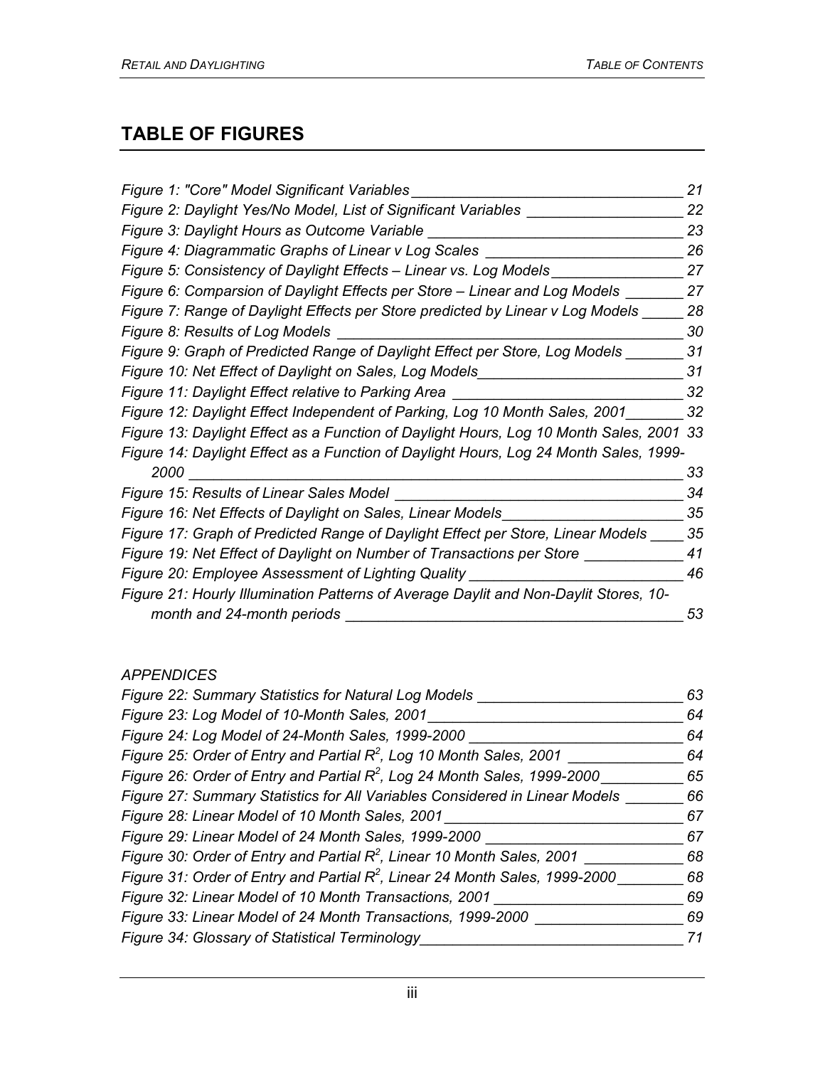## TABLE OF FIGURES

*Figure 1: "Core" Model Significant Variables* 21
*Figure 2: Daylight Yes/No Model, List of Significant Variables* 22
*Figure 3: Daylight Hours as Outcome Variable* 23
*Figure 4: Diagrammatic Graphs of Linear v Log Scales* 26
*Figure 5: Consistency of Daylight Effects – Linear vs. Log Models* 27
*Figure 6: Comparsion of Daylight Effects per Store – Linear and Log Models* 27
*Figure 7: Range of Daylight Effects per Store predicted by Linear v Log Models* 28
*Figure 8: Results of Log Models* 30
*Figure 9: Graph of Predicted Range of Daylight Effect per Store, Log Models* 31
*Figure 10: Net Effect of Daylight on Sales, Log Models* 31
*Figure 11: Daylight Effect relative to Parking Area* 32
*Figure 12: Daylight Effect Independent of Parking, Log 10 Month Sales, 2001* 32
*Figure 13: Daylight Effect as a Function of Daylight Hours, Log 10 Month Sales, 2001* 33
*Figure 14: Daylight Effect as a Function of Daylight Hours, Log 24 Month Sales, 1999-2000* 33
*Figure 15: Results of Linear Sales Model* 34
*Figure 16: Net Effects of Daylight on Sales, Linear Models* 35
*Figure 17: Graph of Predicted Range of Daylight Effect per Store, Linear Models* 35
*Figure 19: Net Effect of Daylight on Number of Transactions per Store* 41
*Figure 20: Employee Assessment of Lighting Quality* 46
*Figure 21: Hourly Illumination Patterns of Average Daylit and Non-Daylit Stores, 10-month and 24-month periods* 53

*APPENDICES*

*Figure 22: Summary Statistics for Natural Log Models* 63
*Figure 23: Log Model of 10-Month Sales, 2001* 64
*Figure 24: Log Model of 24-Month Sales, 1999-2000* 64
*Figure 25: Order of Entry and Partial $R^2$, Log 10 Month Sales, 2001* 64
*Figure 26: Order of Entry and Partial $R^2$, Log 24 Month Sales, 1999-2000* 65
*Figure 27: Summary Statistics for All Variables Considered in Linear Models* 66
*Figure 28: Linear Model of 10 Month Sales, 2001* 67
*Figure 29: Linear Model of 24 Month Sales, 1999-2000* 67
*Figure 30: Order of Entry and Partial $R^2$, Linear 10 Month Sales, 2001* 68
*Figure 31: Order of Entry and Partial $R^2$, Linear 24 Month Sales, 1999-2000* 68
*Figure 32: Linear Model of 10 Month Transactions, 2001* 69
*Figure 33: Linear Model of 24 Month Transactions, 1999-2000* 69
*Figure 34: Glossary of Statistical Terminology* 71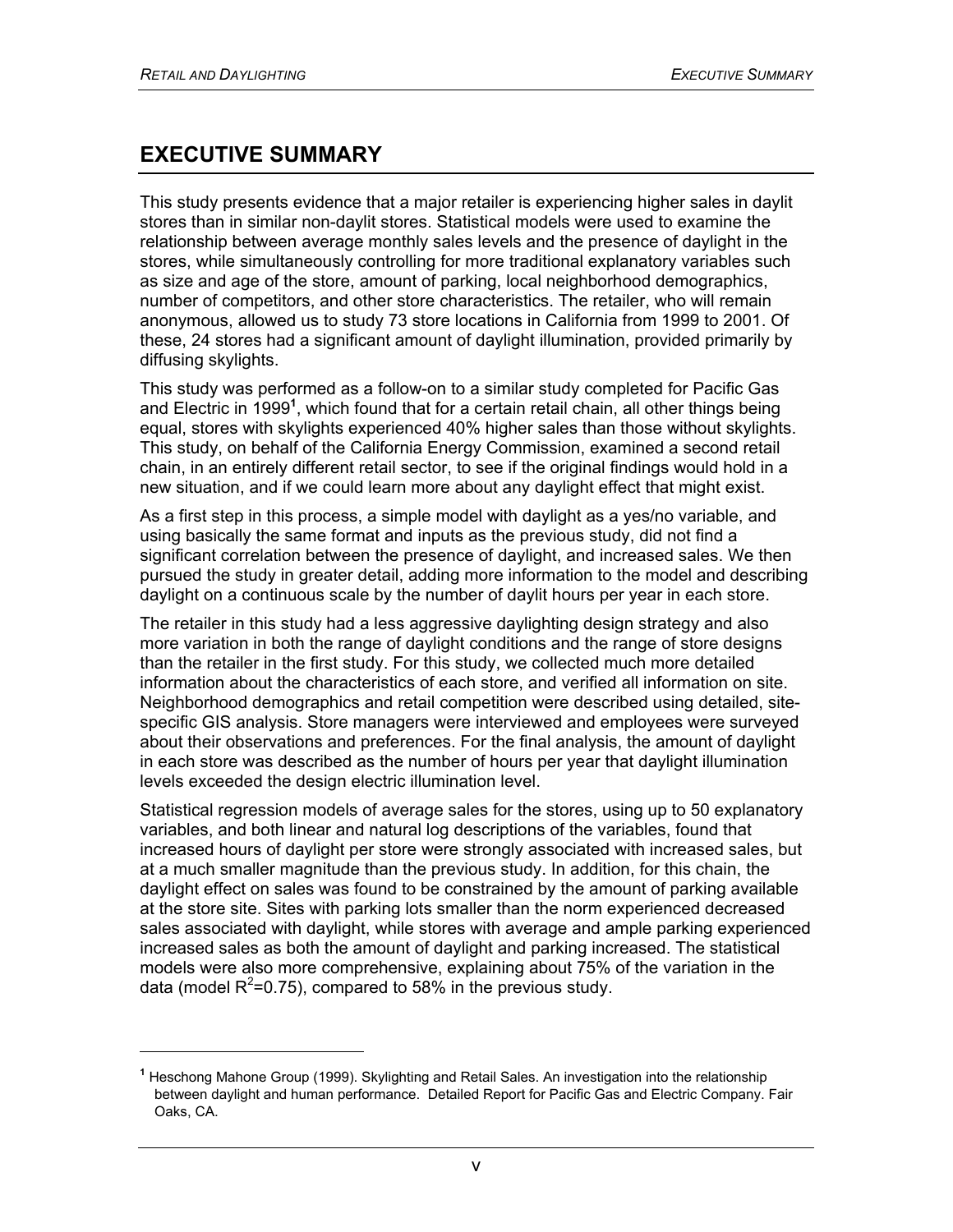# EXECUTIVE SUMMARY

This study presents evidence that a major retailer is experiencing higher sales in daylit stores than in similar non-daylit stores. Statistical models were used to examine the relationship between average monthly sales levels and the presence of daylight in the stores, while simultaneously controlling for more traditional explanatory variables such as size and age of the store, amount of parking, local neighborhood demographics, number of competitors, and other store characteristics. The retailer, who will remain anonymous, allowed us to study 73 store locations in California from 1999 to 2001. Of these, 24 stores had a significant amount of daylight illumination, provided primarily by diffusing skylights.

This study was performed as a follow-on to a similar study completed for Pacific Gas and Electric in 1999[1], which found that for a certain retail chain, all other things being equal, stores with skylights experienced 40% higher sales than those without skylights. This study, on behalf of the California Energy Commission, examined a second retail chain, in an entirely different retail sector, to see if the original findings would hold in a new situation, and if we could learn more about any daylight effect that might exist.

As a first step in this process, a simple model with daylight as a yes/no variable, and using basically the same format and inputs as the previous study, did not find a significant correlation between the presence of daylight, and increased sales. We then pursued the study in greater detail, adding more information to the model and describing daylight on a continuous scale by the number of daylit hours per year in each store.

The retailer in this study had a less aggressive daylighting design strategy and also more variation in both the range of daylight conditions and the range of store designs than the retailer in the first study. For this study, we collected much more detailed information about the characteristics of each store, and verified all information on site. Neighborhood demographics and retail competition were described using detailed, site-specific GIS analysis. Store managers were interviewed and employees were surveyed about their observations and preferences. For the final analysis, the amount of daylight in each store was described as the number of hours per year that daylight illumination levels exceeded the design electric illumination level.

Statistical regression models of average sales for the stores, using up to 50 explanatory variables, and both linear and natural log descriptions of the variables, found that increased hours of daylight per store were strongly associated with increased sales, but at a much smaller magnitude than the previous study. In addition, for this chain, the daylight effect on sales was found to be constrained by the amount of parking available at the store site. Sites with parking lots smaller than the norm experienced decreased sales associated with daylight, while stores with average and ample parking experienced increased sales as both the amount of daylight and parking increased. The statistical models were also more comprehensive, explaining about 75% of the variation in the data (model $R^2$=0.75), compared to 58% in the previous study.

---

[1] Heschong Mahone Group (1999). Skylighting and Retail Sales. An investigation into the relationship between daylight and human performance. Detailed Report for Pacific Gas and Electric Company. Fair Oaks, CA.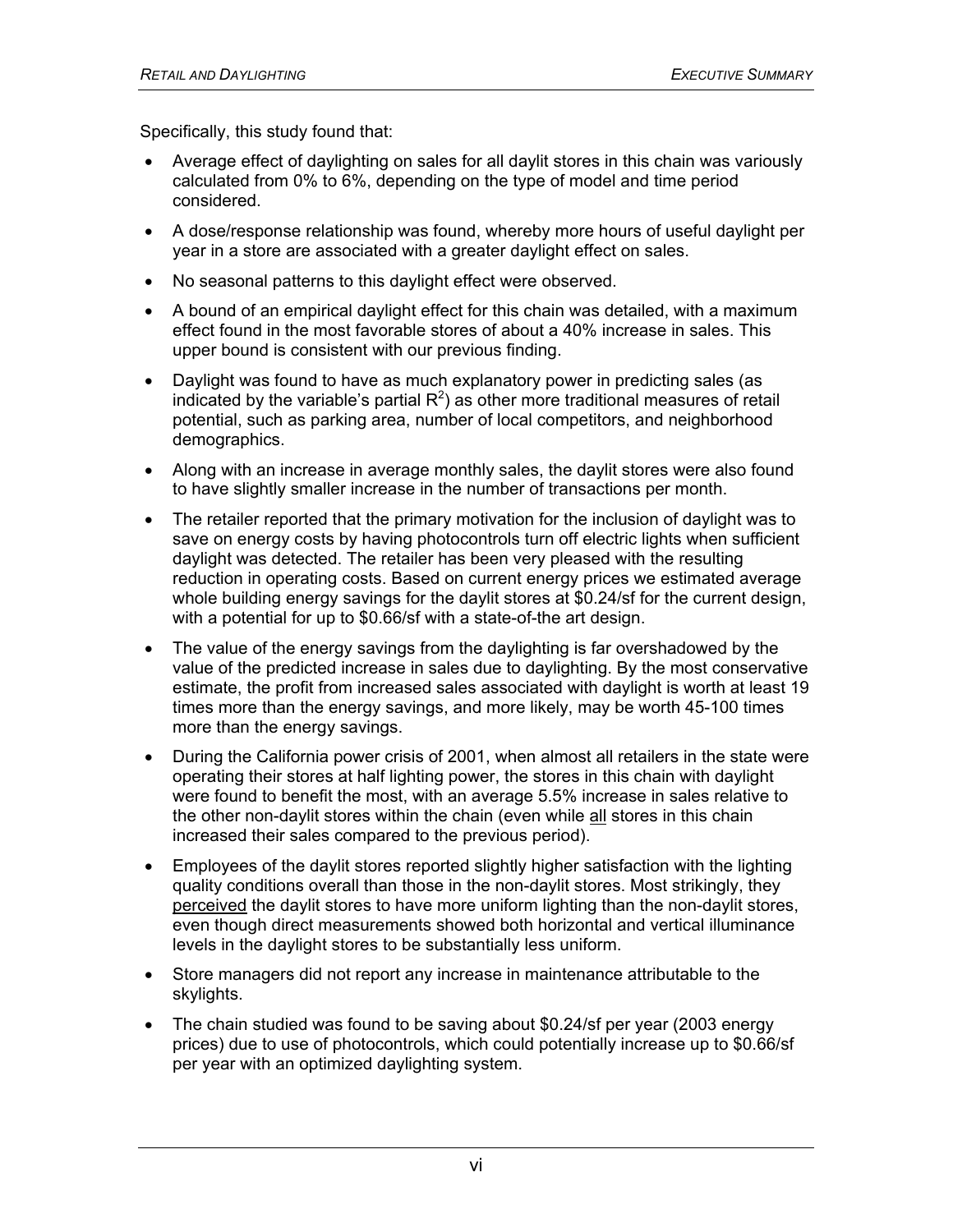Specifically, this study found that:

- Average effect of daylighting on sales for all daylit stores in this chain was variously calculated from 0% to 6%, depending on the type of model and time period considered.
- A dose/response relationship was found, whereby more hours of useful daylight per year in a store are associated with a greater daylight effect on sales.
- No seasonal patterns to this daylight effect were observed.
- A bound of an empirical daylight effect for this chain was detailed, with a maximum effect found in the most favorable stores of about a 40% increase in sales. This upper bound is consistent with our previous finding.
- Daylight was found to have as much explanatory power in predicting sales (as indicated by the variable's partial $R^2$) as other more traditional measures of retail potential, such as parking area, number of local competitors, and neighborhood demographics.
- Along with an increase in average monthly sales, the daylit stores were also found to have slightly smaller increase in the number of transactions per month.
- The retailer reported that the primary motivation for the inclusion of daylight was to save on energy costs by having photocontrols turn off electric lights when sufficient daylight was detected. The retailer has been very pleased with the resulting reduction in operating costs. Based on current energy prices we estimated average whole building energy savings for the daylit stores at $0.24/sf for the current design, with a potential for up to $0.66/sf with a state-of-the art design.
- The value of the energy savings from the daylighting is far overshadowed by the value of the predicted increase in sales due to daylighting. By the most conservative estimate, the profit from increased sales associated with daylight is worth at least 19 times more than the energy savings, and more likely, may be worth 45-100 times more than the energy savings.
- During the California power crisis of 2001, when almost all retailers in the state were operating their stores at half lighting power, the stores in this chain with daylight were found to benefit the most, with an average 5.5% increase in sales relative to the other non-daylit stores within the chain (even while <u>all</u> stores in this chain increased their sales compared to the previous period).
- Employees of the daylit stores reported slightly higher satisfaction with the lighting quality conditions overall than those in the non-daylit stores. Most strikingly, they <u>perceived</u> the daylit stores to have more uniform lighting than the non-daylit stores, even though direct measurements showed both horizontal and vertical illuminance levels in the daylight stores to be substantially less uniform.
- Store managers did not report any increase in maintenance attributable to the skylights.
- The chain studied was found to be saving about $0.24/sf per year (2003 energy prices) due to use of photocontrols, which could potentially increase up to $0.66/sf per year with an optimized daylighting system.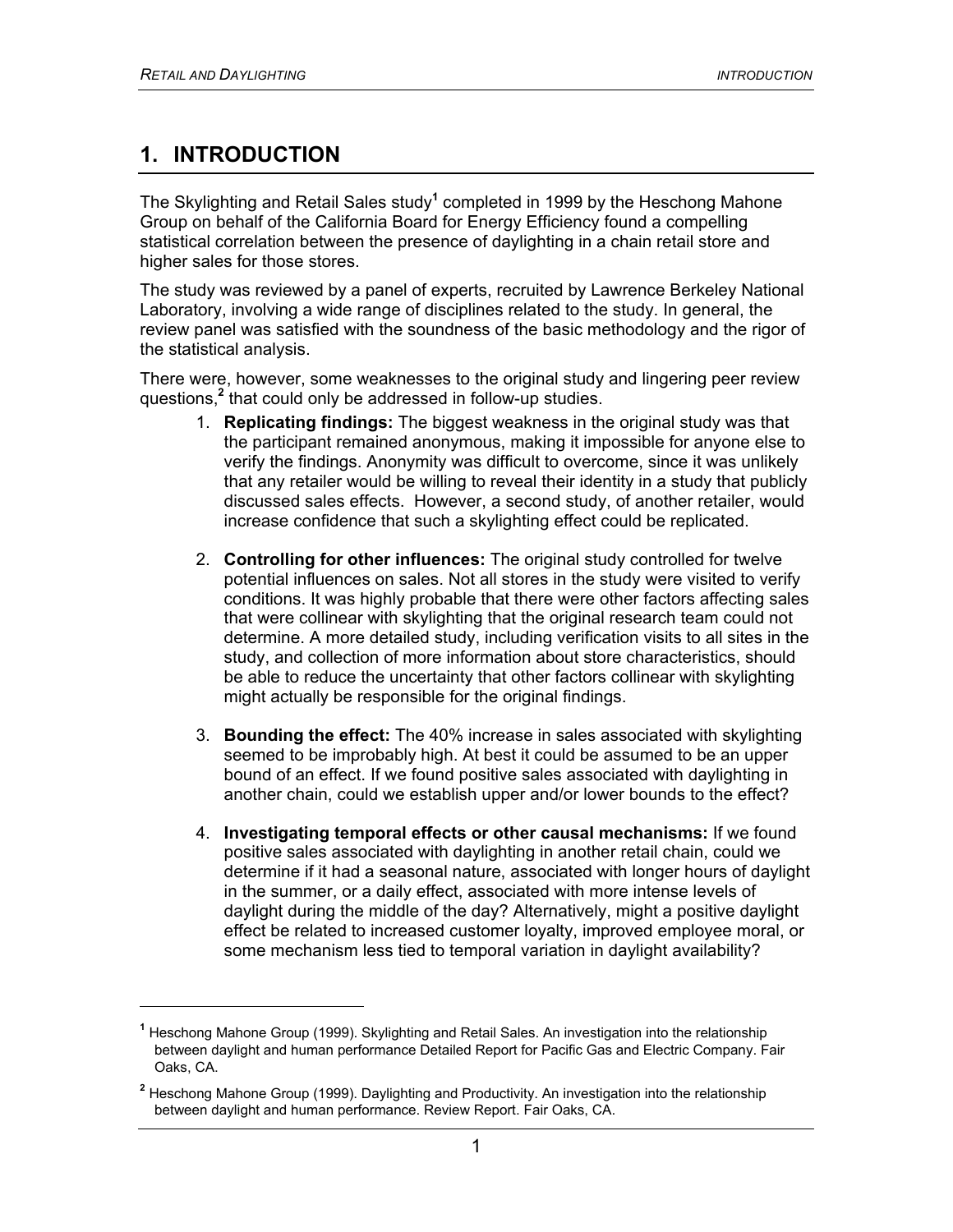# 1. INTRODUCTION

The Skylighting and Retail Sales study[1] completed in 1999 by the Heschong Mahone Group on behalf of the California Board for Energy Efficiency found a compelling statistical correlation between the presence of daylighting in a chain retail store and higher sales for those stores.

The study was reviewed by a panel of experts, recruited by Lawrence Berkeley National Laboratory, involving a wide range of disciplines related to the study. In general, the review panel was satisfied with the soundness of the basic methodology and the rigor of the statistical analysis.

There were, however, some weaknesses to the original study and lingering peer review questions,[2] that could only be addressed in follow-up studies.

1. **Replicating findings:** The biggest weakness in the original study was that the participant remained anonymous, making it impossible for anyone else to verify the findings. Anonymity was difficult to overcome, since it was unlikely that any retailer would be willing to reveal their identity in a study that publicly discussed sales effects. However, a second study, of another retailer, would increase confidence that such a skylighting effect could be replicated.

2. **Controlling for other influences:** The original study controlled for twelve potential influences on sales. Not all stores in the study were visited to verify conditions. It was highly probable that there were other factors affecting sales that were collinear with skylighting that the original research team could not determine. A more detailed study, including verification visits to all sites in the study, and collection of more information about store characteristics, should be able to reduce the uncertainty that other factors collinear with skylighting might actually be responsible for the original findings.

3. **Bounding the effect:** The 40% increase in sales associated with skylighting seemed to be improbably high. At best it could be assumed to be an upper bound of an effect. If we found positive sales associated with daylighting in another chain, could we establish upper and/or lower bounds to the effect?

4. **Investigating temporal effects or other causal mechanisms:** If we found positive sales associated with daylighting in another retail chain, could we determine if it had a seasonal nature, associated with longer hours of daylight in the summer, or a daily effect, associated with more intense levels of daylight during the middle of the day? Alternatively, might a positive daylight effect be related to increased customer loyalty, improved employee moral, or some mechanism less tied to temporal variation in daylight availability?

---

[1] Heschong Mahone Group (1999). Skylighting and Retail Sales. An investigation into the relationship between daylight and human performance Detailed Report for Pacific Gas and Electric Company. Fair Oaks, CA.

[2] Heschong Mahone Group (1999). Daylighting and Productivity. An investigation into the relationship between daylight and human performance. Review Report. Fair Oaks, CA.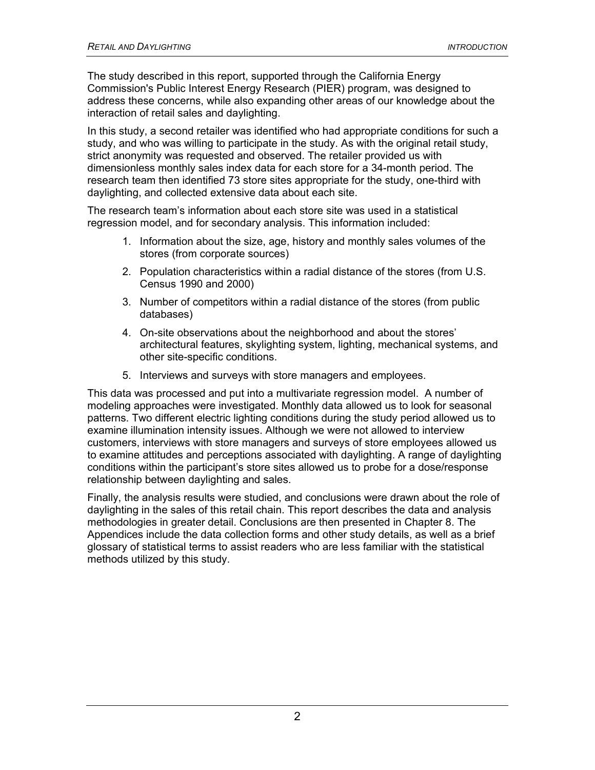The study described in this report, supported through the California Energy Commission's Public Interest Energy Research (PIER) program, was designed to address these concerns, while also expanding other areas of our knowledge about the interaction of retail sales and daylighting.

In this study, a second retailer was identified who had appropriate conditions for such a study, and who was willing to participate in the study. As with the original retail study, strict anonymity was requested and observed. The retailer provided us with dimensionless monthly sales index data for each store for a 34-month period. The research team then identified 73 store sites appropriate for the study, one-third with daylighting, and collected extensive data about each site.

The research team's information about each store site was used in a statistical regression model, and for secondary analysis. This information included:

1. Information about the size, age, history and monthly sales volumes of the stores (from corporate sources)
2. Population characteristics within a radial distance of the stores (from U.S. Census 1990 and 2000)
3. Number of competitors within a radial distance of the stores (from public databases)
4. On-site observations about the neighborhood and about the stores' architectural features, skylighting system, lighting, mechanical systems, and other site-specific conditions.
5. Interviews and surveys with store managers and employees.

This data was processed and put into a multivariate regression model. A number of modeling approaches were investigated. Monthly data allowed us to look for seasonal patterns. Two different electric lighting conditions during the study period allowed us to examine illumination intensity issues. Although we were not allowed to interview customers, interviews with store managers and surveys of store employees allowed us to examine attitudes and perceptions associated with daylighting. A range of daylighting conditions within the participant's store sites allowed us to probe for a dose/response relationship between daylighting and sales.

Finally, the analysis results were studied, and conclusions were drawn about the role of daylighting in the sales of this retail chain. This report describes the data and analysis methodologies in greater detail. Conclusions are then presented in Chapter 8. The Appendices include the data collection forms and other study details, as well as a brief glossary of statistical terms to assist readers who are less familiar with the statistical methods utilized by this study.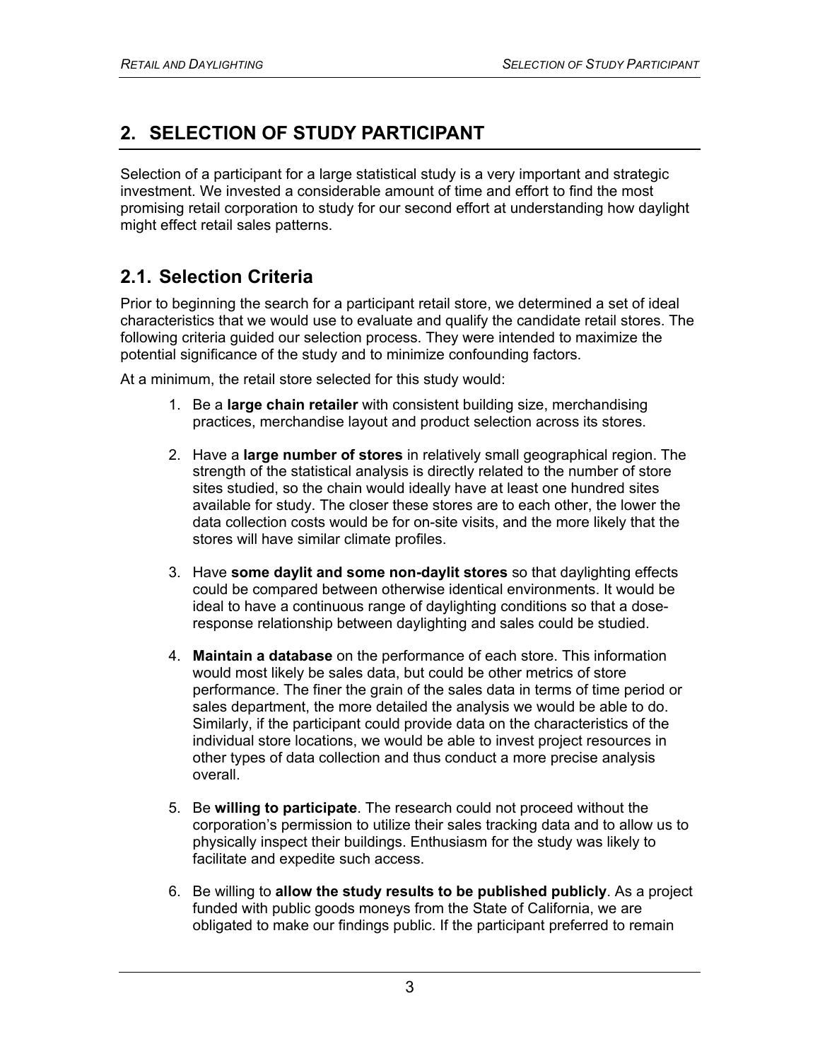## 2. SELECTION OF STUDY PARTICIPANT

Selection of a participant for a large statistical study is a very important and strategic investment. We invested a considerable amount of time and effort to find the most promising retail corporation to study for our second effort at understanding how daylight might effect retail sales patterns.

### 2.1. Selection Criteria

Prior to beginning the search for a participant retail store, we determined a set of ideal characteristics that we would use to evaluate and qualify the candidate retail stores. The following criteria guided our selection process. They were intended to maximize the potential significance of the study and to minimize confounding factors.

At a minimum, the retail store selected for this study would:

1. Be a **large chain retailer** with consistent building size, merchandising practices, merchandise layout and product selection across its stores.

2. Have a **large number of stores** in relatively small geographical region. The strength of the statistical analysis is directly related to the number of store sites studied, so the chain would ideally have at least one hundred sites available for study. The closer these stores are to each other, the lower the data collection costs would be for on-site visits, and the more likely that the stores will have similar climate profiles.

3. Have **some daylit and some non-daylit stores** so that daylighting effects could be compared between otherwise identical environments. It would be ideal to have a continuous range of daylighting conditions so that a dose-response relationship between daylighting and sales could be studied.

4. **Maintain a database** on the performance of each store. This information would most likely be sales data, but could be other metrics of store performance. The finer the grain of the sales data in terms of time period or sales department, the more detailed the analysis we would be able to do. Similarly, if the participant could provide data on the characteristics of the individual store locations, we would be able to invest project resources in other types of data collection and thus conduct a more precise analysis overall.

5. Be **willing to participate**. The research could not proceed without the corporation's permission to utilize their sales tracking data and to allow us to physically inspect their buildings. Enthusiasm for the study was likely to facilitate and expedite such access.

6. Be willing to **allow the study results to be published publicly**. As a project funded with public goods moneys from the State of California, we are obligated to make our findings public. If the participant preferred to remain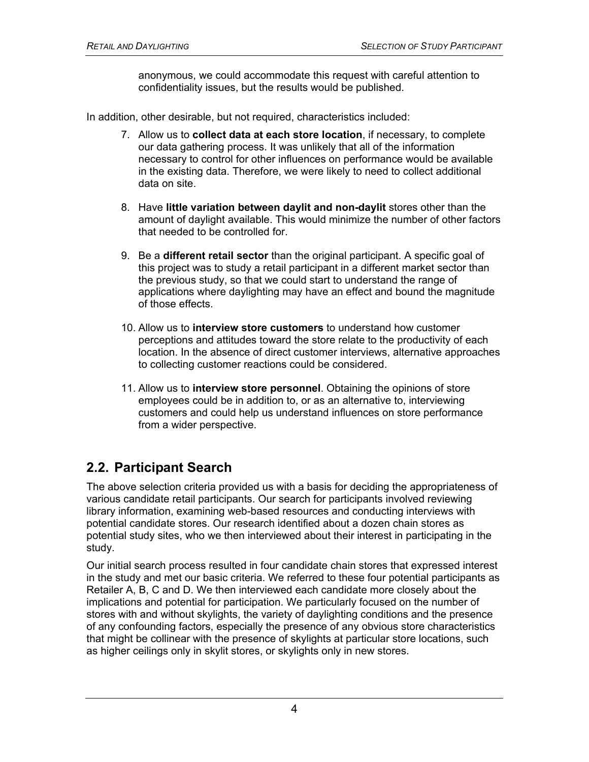anonymous, we could accommodate this request with careful attention to confidentiality issues, but the results would be published.

In addition, other desirable, but not required, characteristics included:

7. Allow us to **collect data at each store location**, if necessary, to complete our data gathering process. It was unlikely that all of the information necessary to control for other influences on performance would be available in the existing data. Therefore, we were likely to need to collect additional data on site.

8. Have **little variation between daylit and non-daylit** stores other than the amount of daylight available. This would minimize the number of other factors that needed to be controlled for.

9. Be a **different retail sector** than the original participant. A specific goal of this project was to study a retail participant in a different market sector than the previous study, so that we could start to understand the range of applications where daylighting may have an effect and bound the magnitude of those effects.

10. Allow us to **interview store customers** to understand how customer perceptions and attitudes toward the store relate to the productivity of each location. In the absence of direct customer interviews, alternative approaches to collecting customer reactions could be considered.

11. Allow us to **interview store personnel**. Obtaining the opinions of store employees could be in addition to, or as an alternative to, interviewing customers and could help us understand influences on store performance from a wider perspective.

## 2.2. Participant Search

The above selection criteria provided us with a basis for deciding the appropriateness of various candidate retail participants. Our search for participants involved reviewing library information, examining web-based resources and conducting interviews with potential candidate stores. Our research identified about a dozen chain stores as potential study sites, who we then interviewed about their interest in participating in the study.

Our initial search process resulted in four candidate chain stores that expressed interest in the study and met our basic criteria. We referred to these four potential participants as Retailer A, B, C and D. We then interviewed each candidate more closely about the implications and potential for participation. We particularly focused on the number of stores with and without skylights, the variety of daylighting conditions and the presence of any confounding factors, especially the presence of any obvious store characteristics that might be collinear with the presence of skylights at particular store locations, such as higher ceilings only in skylit stores, or skylights only in new stores.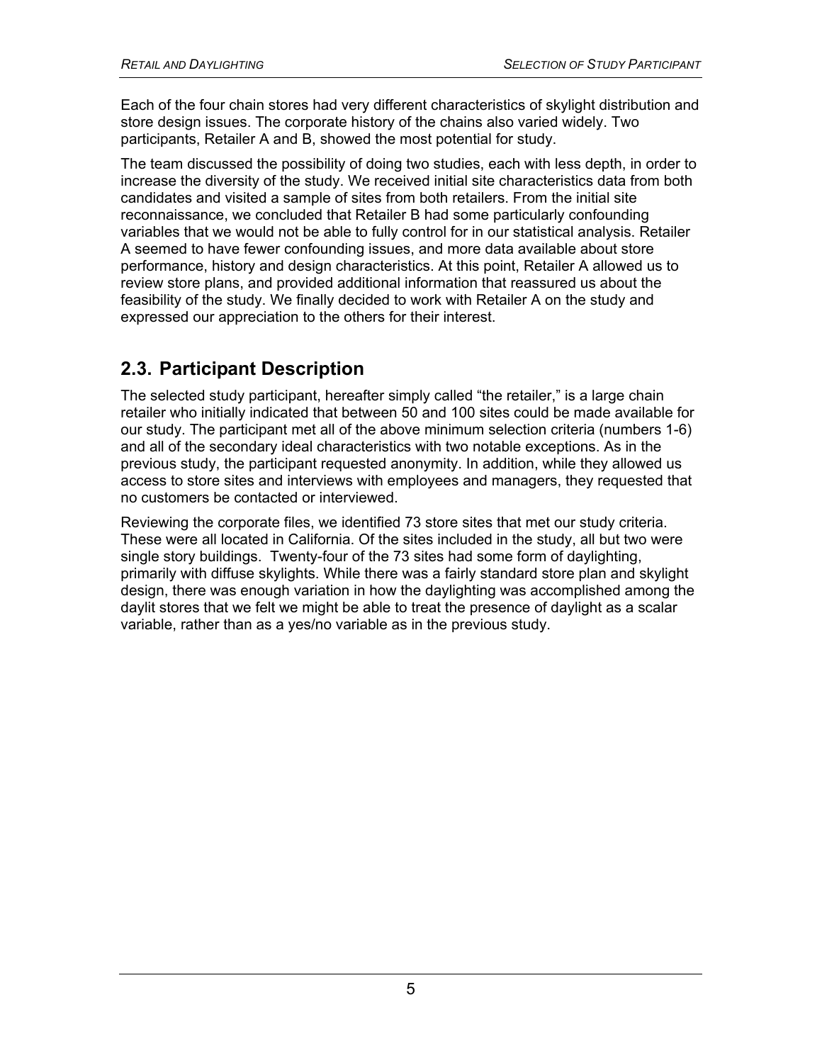Each of the four chain stores had very different characteristics of skylight distribution and store design issues. The corporate history of the chains also varied widely. Two participants, Retailer A and B, showed the most potential for study.

The team discussed the possibility of doing two studies, each with less depth, in order to increase the diversity of the study. We received initial site characteristics data from both candidates and visited a sample of sites from both retailers. From the initial site reconnaissance, we concluded that Retailer B had some particularly confounding variables that we would not be able to fully control for in our statistical analysis. Retailer A seemed to have fewer confounding issues, and more data available about store performance, history and design characteristics. At this point, Retailer A allowed us to review store plans, and provided additional information that reassured us about the feasibility of the study. We finally decided to work with Retailer A on the study and expressed our appreciation to the others for their interest.

## 2.3. Participant Description

The selected study participant, hereafter simply called "the retailer," is a large chain retailer who initially indicated that between 50 and 100 sites could be made available for our study. The participant met all of the above minimum selection criteria (numbers 1-6) and all of the secondary ideal characteristics with two notable exceptions. As in the previous study, the participant requested anonymity. In addition, while they allowed us access to store sites and interviews with employees and managers, they requested that no customers be contacted or interviewed.

Reviewing the corporate files, we identified 73 store sites that met our study criteria. These were all located in California. Of the sites included in the study, all but two were single story buildings. Twenty-four of the 73 sites had some form of daylighting, primarily with diffuse skylights. While there was a fairly standard store plan and skylight design, there was enough variation in how the daylighting was accomplished among the daylit stores that we felt we might be able to treat the presence of daylight as a scalar variable, rather than as a yes/no variable as in the previous study.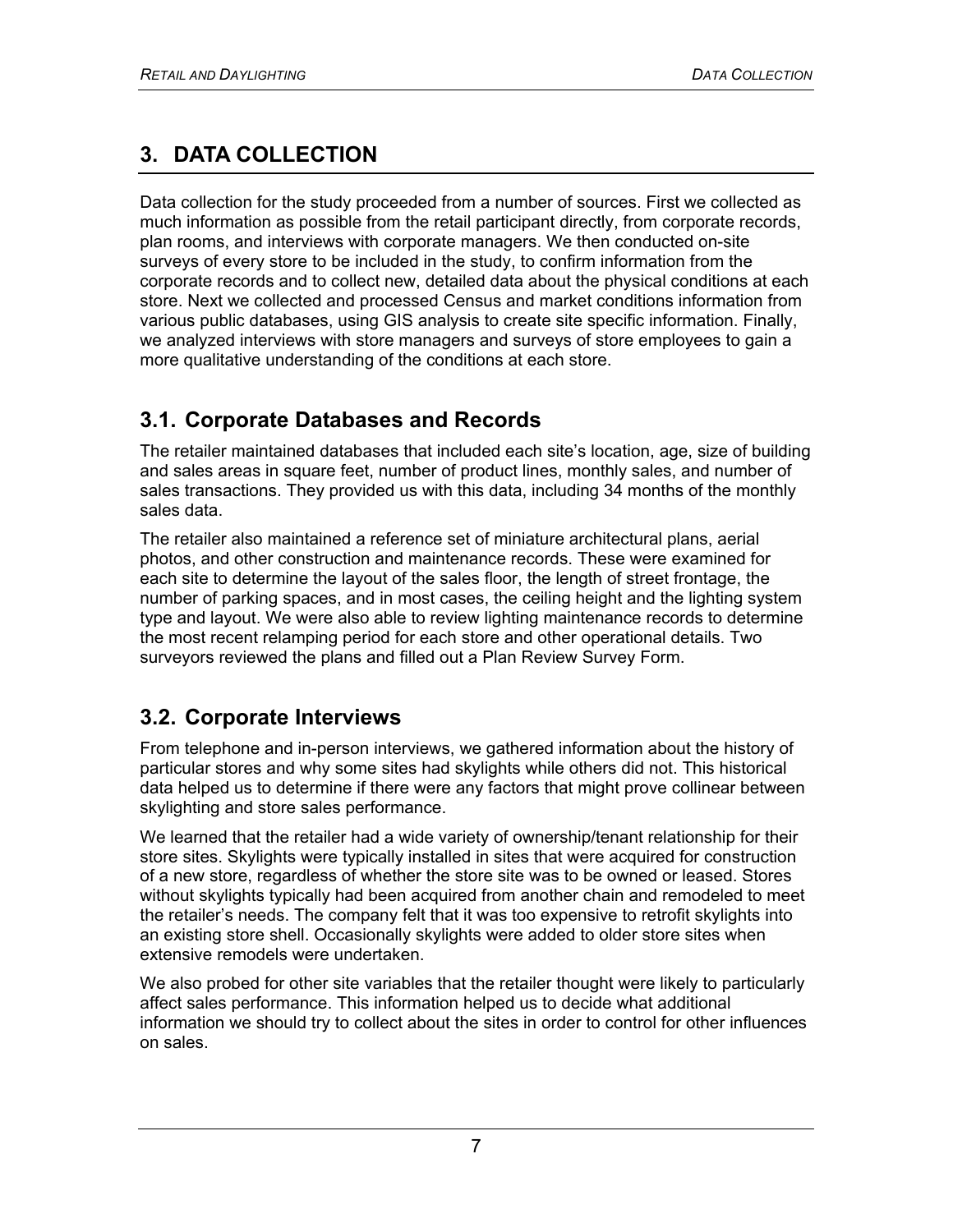# 3. DATA COLLECTION

Data collection for the study proceeded from a number of sources. First we collected as much information as possible from the retail participant directly, from corporate records, plan rooms, and interviews with corporate managers. We then conducted on-site surveys of every store to be included in the study, to confirm information from the corporate records and to collect new, detailed data about the physical conditions at each store. Next we collected and processed Census and market conditions information from various public databases, using GIS analysis to create site specific information. Finally, we analyzed interviews with store managers and surveys of store employees to gain a more qualitative understanding of the conditions at each store.

## 3.1. Corporate Databases and Records

The retailer maintained databases that included each site's location, age, size of building and sales areas in square feet, number of product lines, monthly sales, and number of sales transactions. They provided us with this data, including 34 months of the monthly sales data.

The retailer also maintained a reference set of miniature architectural plans, aerial photos, and other construction and maintenance records. These were examined for each site to determine the layout of the sales floor, the length of street frontage, the number of parking spaces, and in most cases, the ceiling height and the lighting system type and layout. We were also able to review lighting maintenance records to determine the most recent relamping period for each store and other operational details. Two surveyors reviewed the plans and filled out a Plan Review Survey Form.

## 3.2. Corporate Interviews

From telephone and in-person interviews, we gathered information about the history of particular stores and why some sites had skylights while others did not. This historical data helped us to determine if there were any factors that might prove collinear between skylighting and store sales performance.

We learned that the retailer had a wide variety of ownership/tenant relationship for their store sites. Skylights were typically installed in sites that were acquired for construction of a new store, regardless of whether the store site was to be owned or leased. Stores without skylights typically had been acquired from another chain and remodeled to meet the retailer's needs. The company felt that it was too expensive to retrofit skylights into an existing store shell. Occasionally skylights were added to older store sites when extensive remodels were undertaken.

We also probed for other site variables that the retailer thought were likely to particularly affect sales performance. This information helped us to decide what additional information we should try to collect about the sites in order to control for other influences on sales.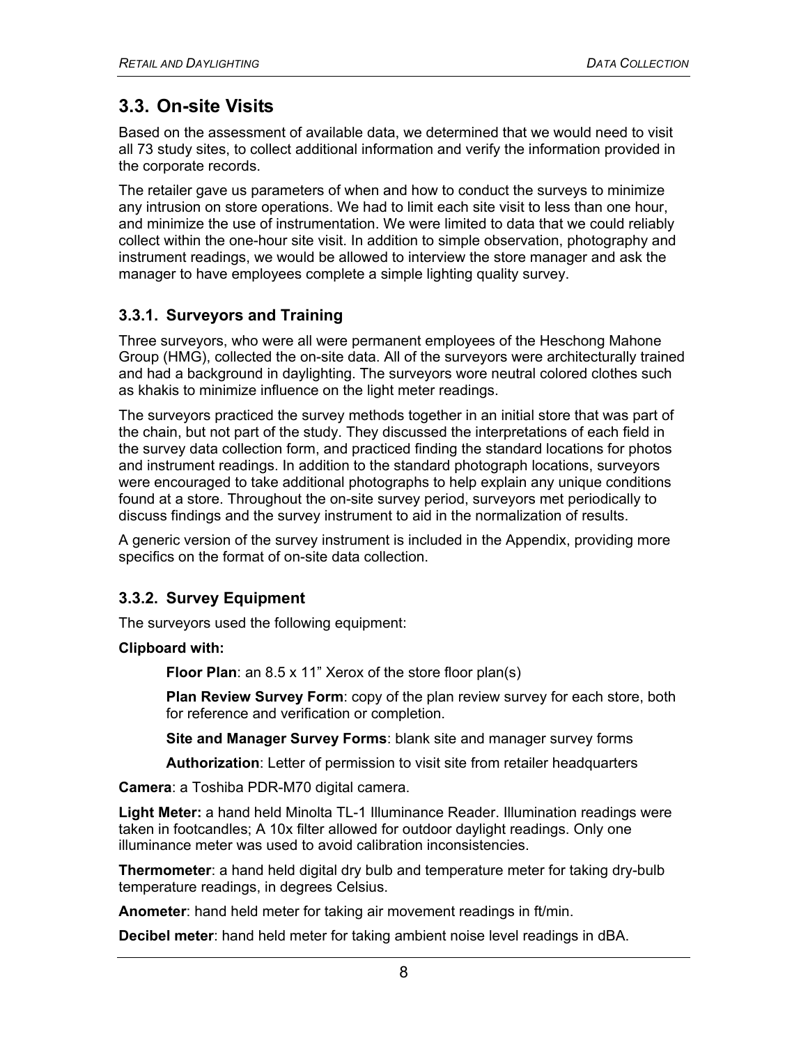## 3.3. On-site Visits

Based on the assessment of available data, we determined that we would need to visit all 73 study sites, to collect additional information and verify the information provided in the corporate records.

The retailer gave us parameters of when and how to conduct the surveys to minimize any intrusion on store operations. We had to limit each site visit to less than one hour, and minimize the use of instrumentation. We were limited to data that we could reliably collect within the one-hour site visit. In addition to simple observation, photography and instrument readings, we would be allowed to interview the store manager and ask the manager to have employees complete a simple lighting quality survey.

### 3.3.1. Surveyors and Training

Three surveyors, who were all were permanent employees of the Heschong Mahone Group (HMG), collected the on-site data. All of the surveyors were architecturally trained and had a background in daylighting. The surveyors wore neutral colored clothes such as khakis to minimize influence on the light meter readings.

The surveyors practiced the survey methods together in an initial store that was part of the chain, but not part of the study. They discussed the interpretations of each field in the survey data collection form, and practiced finding the standard locations for photos and instrument readings. In addition to the standard photograph locations, surveyors were encouraged to take additional photographs to help explain any unique conditions found at a store. Throughout the on-site survey period, surveyors met periodically to discuss findings and the survey instrument to aid in the normalization of results.

A generic version of the survey instrument is included in the Appendix, providing more specifics on the format of on-site data collection.

### 3.3.2. Survey Equipment

The surveyors used the following equipment:

**Clipboard with:**

> **Floor Plan**: an 8.5 x 11" Xerox of the store floor plan(s)
>
> **Plan Review Survey Form**: copy of the plan review survey for each store, both for reference and verification or completion.
>
> **Site and Manager Survey Forms**: blank site and manager survey forms
>
> **Authorization**: Letter of permission to visit site from retailer headquarters

**Camera**: a Toshiba PDR-M70 digital camera.

**Light Meter:** a hand held Minolta TL-1 Illuminance Reader. Illumination readings were taken in footcandles; A 10x filter allowed for outdoor daylight readings. Only one illuminance meter was used to avoid calibration inconsistencies.

**Thermometer**: a hand held digital dry bulb and temperature meter for taking dry-bulb temperature readings, in degrees Celsius.

**Anometer**: hand held meter for taking air movement readings in ft/min.

**Decibel meter**: hand held meter for taking ambient noise level readings in dBA.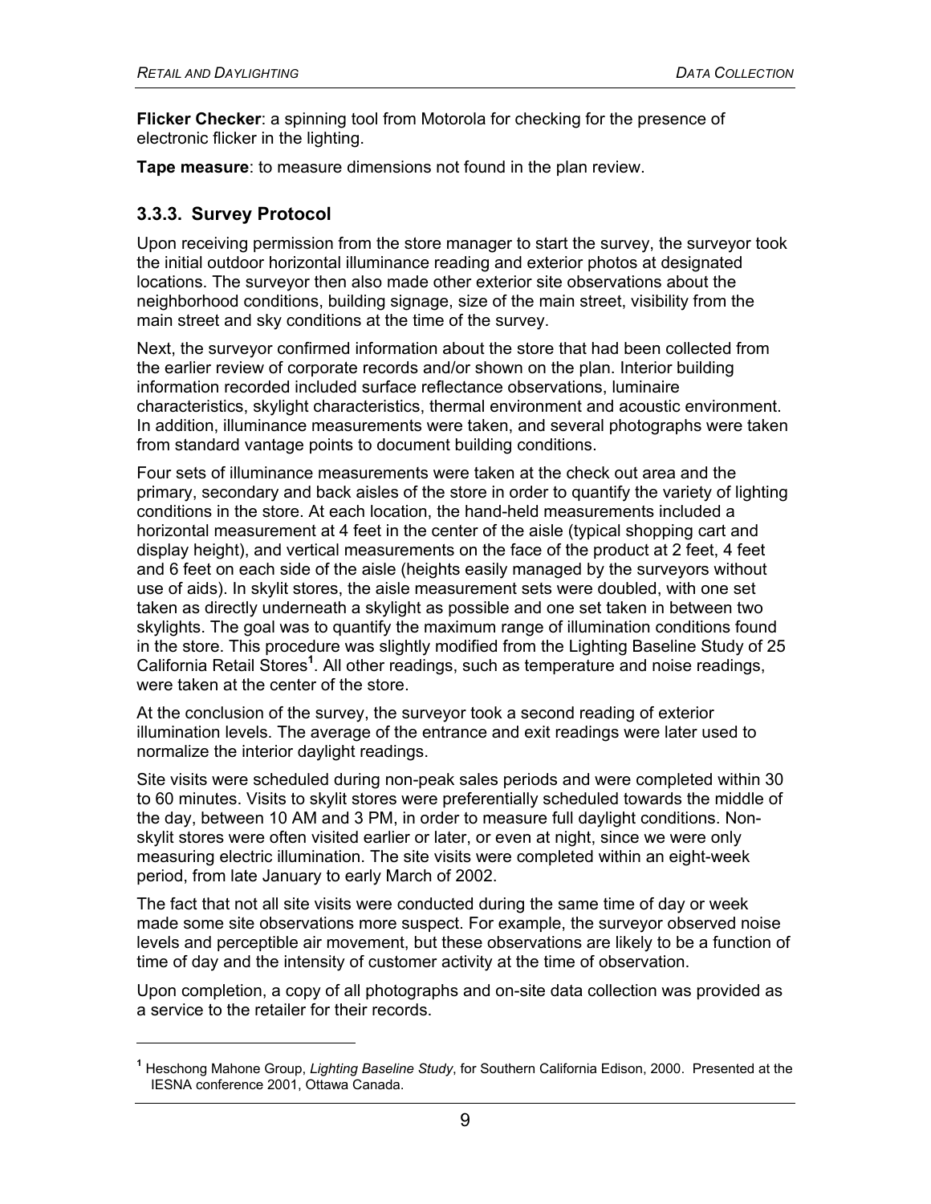**Flicker Checker**: a spinning tool from Motorola for checking for the presence of electronic flicker in the lighting.

**Tape measure**: to measure dimensions not found in the plan review.

### 3.3.3. Survey Protocol

Upon receiving permission from the store manager to start the survey, the surveyor took the initial outdoor horizontal illuminance reading and exterior photos at designated locations. The surveyor then also made other exterior site observations about the neighborhood conditions, building signage, size of the main street, visibility from the main street and sky conditions at the time of the survey.

Next, the surveyor confirmed information about the store that had been collected from the earlier review of corporate records and/or shown on the plan. Interior building information recorded included surface reflectance observations, luminaire characteristics, skylight characteristics, thermal environment and acoustic environment. In addition, illuminance measurements were taken, and several photographs were taken from standard vantage points to document building conditions.

Four sets of illuminance measurements were taken at the check out area and the primary, secondary and back aisles of the store in order to quantify the variety of lighting conditions in the store. At each location, the hand-held measurements included a horizontal measurement at 4 feet in the center of the aisle (typical shopping cart and display height), and vertical measurements on the face of the product at 2 feet, 4 feet and 6 feet on each side of the aisle (heights easily managed by the surveyors without use of aids). In skylit stores, the aisle measurement sets were doubled, with one set taken as directly underneath a skylight as possible and one set taken in between two skylights. The goal was to quantify the maximum range of illumination conditions found in the store. This procedure was slightly modified from the Lighting Baseline Study of 25 California Retail Stores[1]. All other readings, such as temperature and noise readings, were taken at the center of the store.

At the conclusion of the survey, the surveyor took a second reading of exterior illumination levels. The average of the entrance and exit readings were later used to normalize the interior daylight readings.

Site visits were scheduled during non-peak sales periods and were completed within 30 to 60 minutes. Visits to skylit stores were preferentially scheduled towards the middle of the day, between 10 AM and 3 PM, in order to measure full daylight conditions. Non-skylit stores were often visited earlier or later, or even at night, since we were only measuring electric illumination. The site visits were completed within an eight-week period, from late January to early March of 2002.

The fact that not all site visits were conducted during the same time of day or week made some site observations more suspect. For example, the surveyor observed noise levels and perceptible air movement, but these observations are likely to be a function of time of day and the intensity of customer activity at the time of observation.

Upon completion, a copy of all photographs and on-site data collection was provided as a service to the retailer for their records.

---

[1] Heschong Mahone Group, *Lighting Baseline Study*, for Southern California Edison, 2000. Presented at the IESNA conference 2001, Ottawa Canada.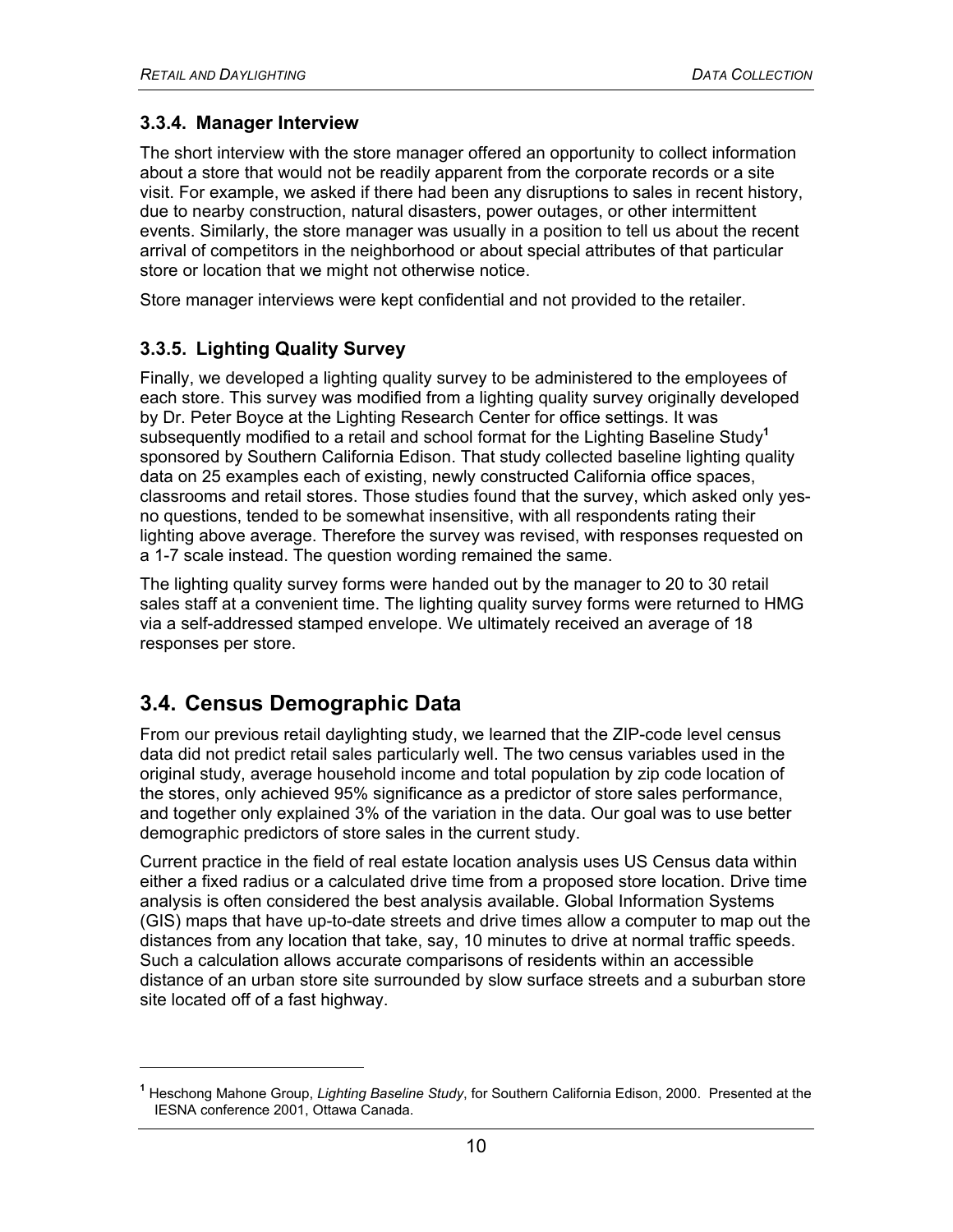### 3.3.4. Manager Interview

The short interview with the store manager offered an opportunity to collect information about a store that would not be readily apparent from the corporate records or a site visit. For example, we asked if there had been any disruptions to sales in recent history, due to nearby construction, natural disasters, power outages, or other intermittent events. Similarly, the store manager was usually in a position to tell us about the recent arrival of competitors in the neighborhood or about special attributes of that particular store or location that we might not otherwise notice.

Store manager interviews were kept confidential and not provided to the retailer.

### 3.3.5. Lighting Quality Survey

Finally, we developed a lighting quality survey to be administered to the employees of each store. This survey was modified from a lighting quality survey originally developed by Dr. Peter Boyce at the Lighting Research Center for office settings. It was subsequently modified to a retail and school format for the Lighting Baseline Study[1] sponsored by Southern California Edison. That study collected baseline lighting quality data on 25 examples each of existing, newly constructed California office spaces, classrooms and retail stores. Those studies found that the survey, which asked only yes-no questions, tended to be somewhat insensitive, with all respondents rating their lighting above average. Therefore the survey was revised, with responses requested on a 1-7 scale instead. The question wording remained the same.

The lighting quality survey forms were handed out by the manager to 20 to 30 retail sales staff at a convenient time. The lighting quality survey forms were returned to HMG via a self-addressed stamped envelope. We ultimately received an average of 18 responses per store.

## 3.4. Census Demographic Data

From our previous retail daylighting study, we learned that the ZIP-code level census data did not predict retail sales particularly well. The two census variables used in the original study, average household income and total population by zip code location of the stores, only achieved 95% significance as a predictor of store sales performance, and together only explained 3% of the variation in the data. Our goal was to use better demographic predictors of store sales in the current study.

Current practice in the field of real estate location analysis uses US Census data within either a fixed radius or a calculated drive time from a proposed store location. Drive time analysis is often considered the best analysis available. Global Information Systems (GIS) maps that have up-to-date streets and drive times allow a computer to map out the distances from any location that take, say, 10 minutes to drive at normal traffic speeds. Such a calculation allows accurate comparisons of residents within an accessible distance of an urban store site surrounded by slow surface streets and a suburban store site located off of a fast highway.

[1] Heschong Mahone Group, *Lighting Baseline Study*, for Southern California Edison, 2000. Presented at the IESNA conference 2001, Ottawa Canada.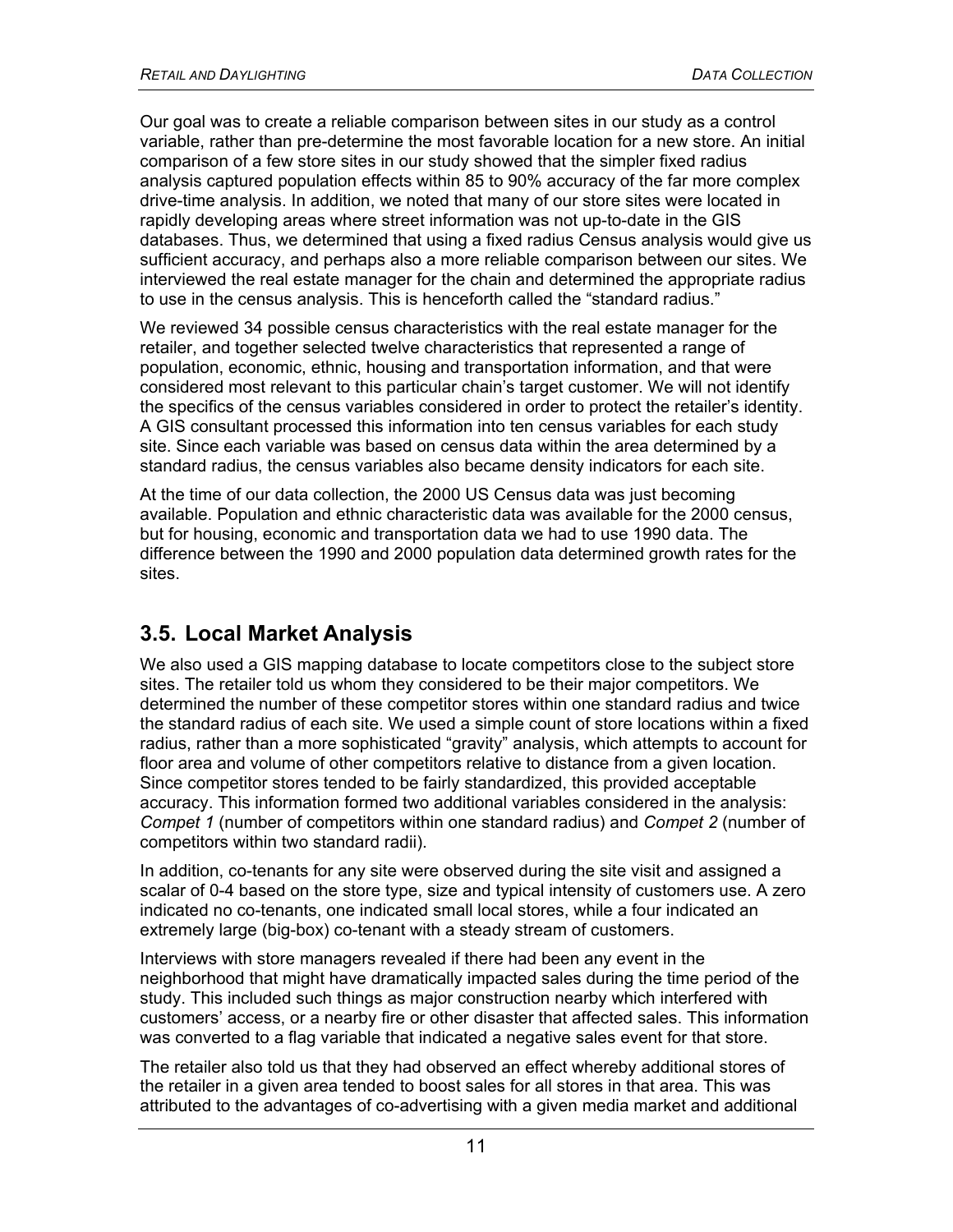Our goal was to create a reliable comparison between sites in our study as a control variable, rather than pre-determine the most favorable location for a new store. An initial comparison of a few store sites in our study showed that the simpler fixed radius analysis captured population effects within 85 to 90% accuracy of the far more complex drive-time analysis. In addition, we noted that many of our store sites were located in rapidly developing areas where street information was not up-to-date in the GIS databases. Thus, we determined that using a fixed radius Census analysis would give us sufficient accuracy, and perhaps also a more reliable comparison between our sites. We interviewed the real estate manager for the chain and determined the appropriate radius to use in the census analysis. This is henceforth called the "standard radius."

We reviewed 34 possible census characteristics with the real estate manager for the retailer, and together selected twelve characteristics that represented a range of population, economic, ethnic, housing and transportation information, and that were considered most relevant to this particular chain's target customer. We will not identify the specifics of the census variables considered in order to protect the retailer's identity. A GIS consultant processed this information into ten census variables for each study site. Since each variable was based on census data within the area determined by a standard radius, the census variables also became density indicators for each site.

At the time of our data collection, the 2000 US Census data was just becoming available. Population and ethnic characteristic data was available for the 2000 census, but for housing, economic and transportation data we had to use 1990 data. The difference between the 1990 and 2000 population data determined growth rates for the sites.

## 3.5. Local Market Analysis

We also used a GIS mapping database to locate competitors close to the subject store sites. The retailer told us whom they considered to be their major competitors. We determined the number of these competitor stores within one standard radius and twice the standard radius of each site. We used a simple count of store locations within a fixed radius, rather than a more sophisticated "gravity" analysis, which attempts to account for floor area and volume of other competitors relative to distance from a given location. Since competitor stores tended to be fairly standardized, this provided acceptable accuracy. This information formed two additional variables considered in the analysis: *Compet 1* (number of competitors within one standard radius) and *Compet 2* (number of competitors within two standard radii).

In addition, co-tenants for any site were observed during the site visit and assigned a scalar of 0-4 based on the store type, size and typical intensity of customers use. A zero indicated no co-tenants, one indicated small local stores, while a four indicated an extremely large (big-box) co-tenant with a steady stream of customers.

Interviews with store managers revealed if there had been any event in the neighborhood that might have dramatically impacted sales during the time period of the study. This included such things as major construction nearby which interfered with customers' access, or a nearby fire or other disaster that affected sales. This information was converted to a flag variable that indicated a negative sales event for that store.

The retailer also told us that they had observed an effect whereby additional stores of the retailer in a given area tended to boost sales for all stores in that area. This was attributed to the advantages of co-advertising with a given media market and additional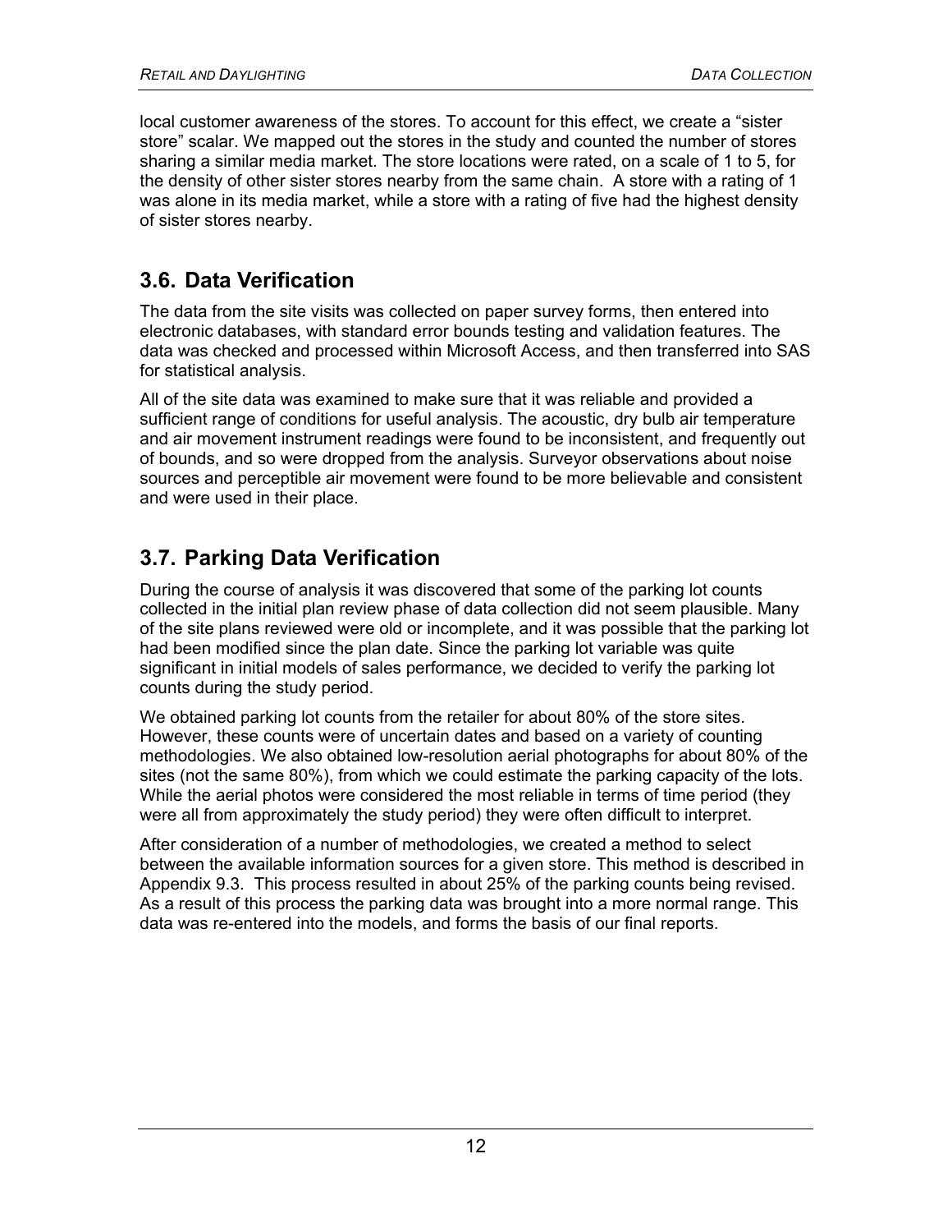local customer awareness of the stores. To account for this effect, we create a “sister store” scalar. We mapped out the stores in the study and counted the number of stores sharing a similar media market. The store locations were rated, on a scale of 1 to 5, for the density of other sister stores nearby from the same chain. A store with a rating of 1 was alone in its media market, while a store with a rating of five had the highest density of sister stores nearby.

## 3.6. Data Verification

The data from the site visits was collected on paper survey forms, then entered into electronic databases, with standard error bounds testing and validation features. The data was checked and processed within Microsoft Access, and then transferred into SAS for statistical analysis.

All of the site data was examined to make sure that it was reliable and provided a sufficient range of conditions for useful analysis. The acoustic, dry bulb air temperature and air movement instrument readings were found to be inconsistent, and frequently out of bounds, and so were dropped from the analysis. Surveyor observations about noise sources and perceptible air movement were found to be more believable and consistent and were used in their place.

## 3.7. Parking Data Verification

During the course of analysis it was discovered that some of the parking lot counts collected in the initial plan review phase of data collection did not seem plausible. Many of the site plans reviewed were old or incomplete, and it was possible that the parking lot had been modified since the plan date. Since the parking lot variable was quite significant in initial models of sales performance, we decided to verify the parking lot counts during the study period.

We obtained parking lot counts from the retailer for about 80% of the store sites. However, these counts were of uncertain dates and based on a variety of counting methodologies. We also obtained low-resolution aerial photographs for about 80% of the sites (not the same 80%), from which we could estimate the parking capacity of the lots. While the aerial photos were considered the most reliable in terms of time period (they were all from approximately the study period) they were often difficult to interpret.

After consideration of a number of methodologies, we created a method to select between the available information sources for a given store. This method is described in Appendix 9.3. This process resulted in about 25% of the parking counts being revised. As a result of this process the parking data was brought into a more normal range. This data was re-entered into the models, and forms the basis of our final reports.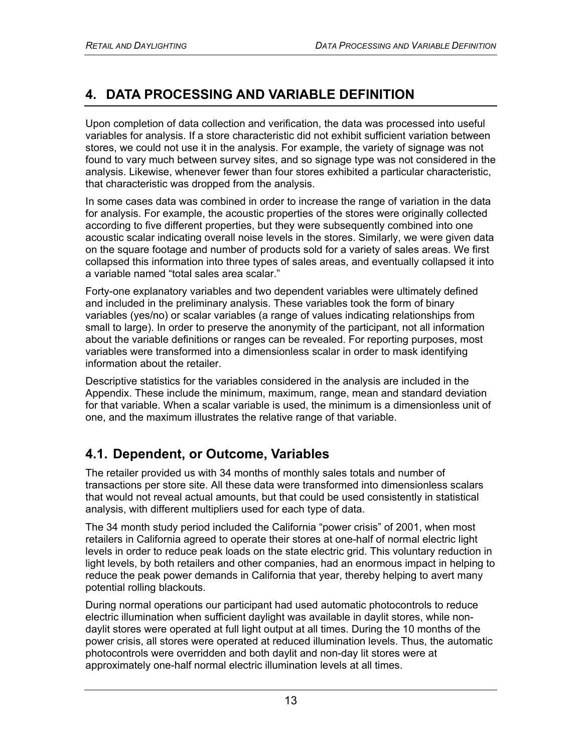# 4. DATA PROCESSING AND VARIABLE DEFINITION

Upon completion of data collection and verification, the data was processed into useful variables for analysis. If a store characteristic did not exhibit sufficient variation between stores, we could not use it in the analysis. For example, the variety of signage was not found to vary much between survey sites, and so signage type was not considered in the analysis. Likewise, whenever fewer than four stores exhibited a particular characteristic, that characteristic was dropped from the analysis.

In some cases data was combined in order to increase the range of variation in the data for analysis. For example, the acoustic properties of the stores were originally collected according to five different properties, but they were subsequently combined into one acoustic scalar indicating overall noise levels in the stores. Similarly, we were given data on the square footage and number of products sold for a variety of sales areas. We first collapsed this information into three types of sales areas, and eventually collapsed it into a variable named "total sales area scalar."

Forty-one explanatory variables and two dependent variables were ultimately defined and included in the preliminary analysis. These variables took the form of binary variables (yes/no) or scalar variables (a range of values indicating relationships from small to large). In order to preserve the anonymity of the participant, not all information about the variable definitions or ranges can be revealed. For reporting purposes, most variables were transformed into a dimensionless scalar in order to mask identifying information about the retailer.

Descriptive statistics for the variables considered in the analysis are included in the Appendix. These include the minimum, maximum, range, mean and standard deviation for that variable. When a scalar variable is used, the minimum is a dimensionless unit of one, and the maximum illustrates the relative range of that variable.

## 4.1. Dependent, or Outcome, Variables

The retailer provided us with 34 months of monthly sales totals and number of transactions per store site. All these data were transformed into dimensionless scalars that would not reveal actual amounts, but that could be used consistently in statistical analysis, with different multipliers used for each type of data.

The 34 month study period included the California "power crisis" of 2001, when most retailers in California agreed to operate their stores at one-half of normal electric light levels in order to reduce peak loads on the state electric grid. This voluntary reduction in light levels, by both retailers and other companies, had an enormous impact in helping to reduce the peak power demands in California that year, thereby helping to avert many potential rolling blackouts.

During normal operations our participant had used automatic photocontrols to reduce electric illumination when sufficient daylight was available in daylit stores, while non-daylit stores were operated at full light output at all times. During the 10 months of the power crisis, all stores were operated at reduced illumination levels. Thus, the automatic photocontrols were overridden and both daylit and non-day lit stores were at approximately one-half normal electric illumination levels at all times.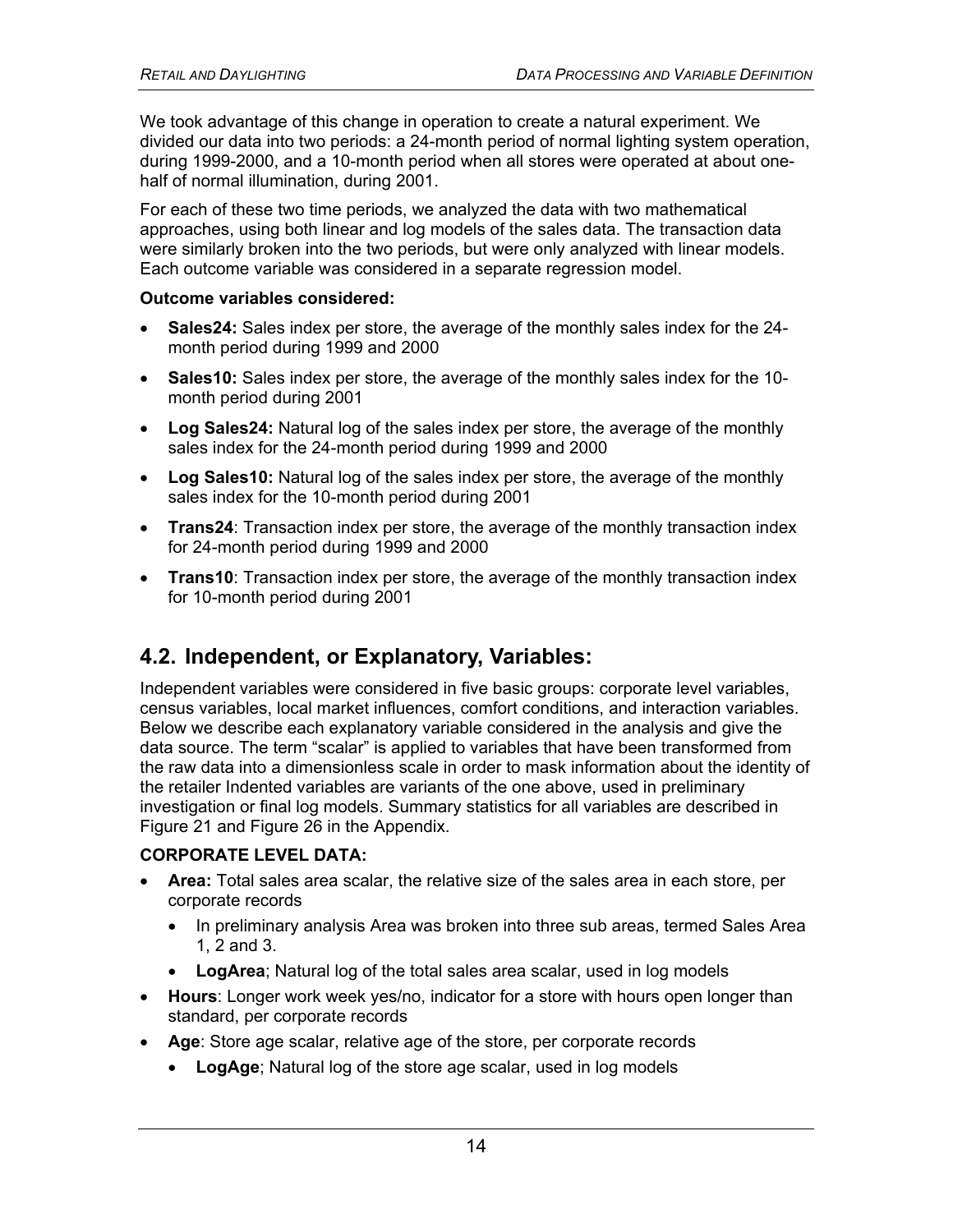We took advantage of this change in operation to create a natural experiment. We divided our data into two periods: a 24-month period of normal lighting system operation, during 1999-2000, and a 10-month period when all stores were operated at about one-half of normal illumination, during 2001.

For each of these two time periods, we analyzed the data with two mathematical approaches, using both linear and log models of the sales data. The transaction data were similarly broken into the two periods, but were only analyzed with linear models. Each outcome variable was considered in a separate regression model.

**Outcome variables considered:**

- **Sales24:** Sales index per store, the average of the monthly sales index for the 24-month period during 1999 and 2000
- **Sales10:** Sales index per store, the average of the monthly sales index for the 10-month period during 2001
- **Log Sales24:** Natural log of the sales index per store, the average of the monthly sales index for the 24-month period during 1999 and 2000
- **Log Sales10:** Natural log of the sales index per store, the average of the monthly sales index for the 10-month period during 2001
- **Trans24**: Transaction index per store, the average of the monthly transaction index for 24-month period during 1999 and 2000
- **Trans10**: Transaction index per store, the average of the monthly transaction index for 10-month period during 2001

## 4.2. Independent, or Explanatory, Variables:

Independent variables were considered in five basic groups: corporate level variables, census variables, local market influences, comfort conditions, and interaction variables. Below we describe each explanatory variable considered in the analysis and give the data source. The term "scalar" is applied to variables that have been transformed from the raw data into a dimensionless scale in order to mask information about the identity of the retailer Indented variables are variants of the one above, used in preliminary investigation or final log models. Summary statistics for all variables are described in Figure 21 and Figure 26 in the Appendix.

**CORPORATE LEVEL DATA:**

- **Area:** Total sales area scalar, the relative size of the sales area in each store, per corporate records
  - In preliminary analysis Area was broken into three sub areas, termed Sales Area 1, 2 and 3.
  - **LogArea**; Natural log of the total sales area scalar, used in log models
- **Hours**: Longer work week yes/no, indicator for a store with hours open longer than standard, per corporate records
- **Age**: Store age scalar, relative age of the store, per corporate records
  - **LogAge**; Natural log of the store age scalar, used in log models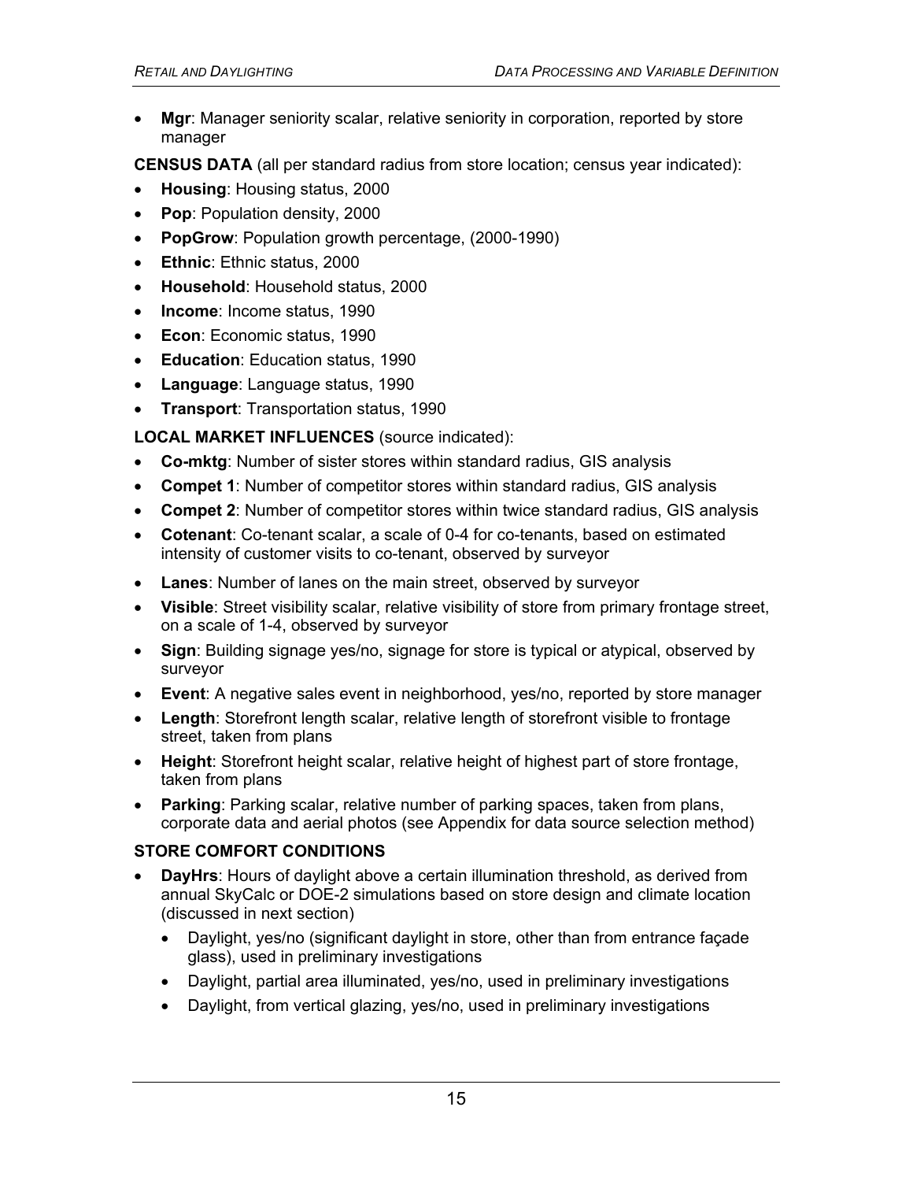- **Mgr**: Manager seniority scalar, relative seniority in corporation, reported by store manager

**CENSUS DATA** (all per standard radius from store location; census year indicated):

- **Housing**: Housing status, 2000
- **Pop**: Population density, 2000
- **PopGrow**: Population growth percentage, (2000-1990)
- **Ethnic**: Ethnic status, 2000
- **Household**: Household status, 2000
- **Income**: Income status, 1990
- **Econ**: Economic status, 1990
- **Education**: Education status, 1990
- **Language**: Language status, 1990
- **Transport**: Transportation status, 1990

**LOCAL MARKET INFLUENCES** (source indicated):

- **Co-mktg**: Number of sister stores within standard radius, GIS analysis
- **Compet 1**: Number of competitor stores within standard radius, GIS analysis
- **Compet 2**: Number of competitor stores within twice standard radius, GIS analysis
- **Cotenant**: Co-tenant scalar, a scale of 0-4 for co-tenants, based on estimated intensity of customer visits to co-tenant, observed by surveyor
- **Lanes**: Number of lanes on the main street, observed by surveyor
- **Visible**: Street visibility scalar, relative visibility of store from primary frontage street, on a scale of 1-4, observed by surveyor
- **Sign**: Building signage yes/no, signage for store is typical or atypical, observed by surveyor
- **Event**: A negative sales event in neighborhood, yes/no, reported by store manager
- **Length**: Storefront length scalar, relative length of storefront visible to frontage street, taken from plans
- **Height**: Storefront height scalar, relative height of highest part of store frontage, taken from plans
- **Parking**: Parking scalar, relative number of parking spaces, taken from plans, corporate data and aerial photos (see Appendix for data source selection method)

**STORE COMFORT CONDITIONS**

- **DayHrs**: Hours of daylight above a certain illumination threshold, as derived from annual SkyCalc or DOE-2 simulations based on store design and climate location (discussed in next section)
  - Daylight, yes/no (significant daylight in store, other than from entrance façade glass), used in preliminary investigations
  - Daylight, partial area illuminated, yes/no, used in preliminary investigations
  - Daylight, from vertical glazing, yes/no, used in preliminary investigations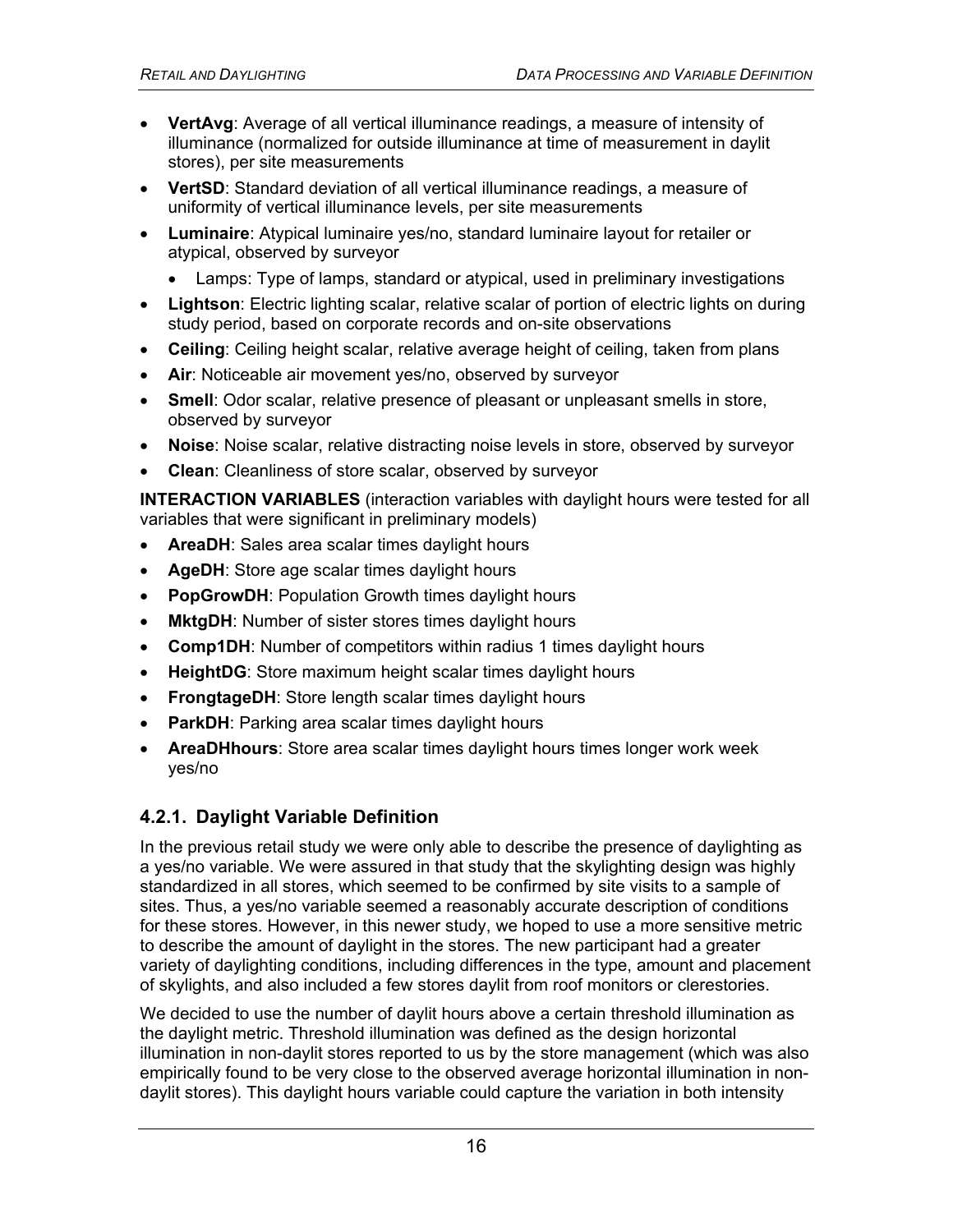- **VertAvg**: Average of all vertical illuminance readings, a measure of intensity of illuminance (normalized for outside illuminance at time of measurement in daylit stores), per site measurements
- **VertSD**: Standard deviation of all vertical illuminance readings, a measure of uniformity of vertical illuminance levels, per site measurements
- **Luminaire**: Atypical luminaire yes/no, standard luminaire layout for retailer or atypical, observed by surveyor
    - Lamps: Type of lamps, standard or atypical, used in preliminary investigations
- **Lightson**: Electric lighting scalar, relative scalar of portion of electric lights on during study period, based on corporate records and on-site observations
- **Ceiling**: Ceiling height scalar, relative average height of ceiling, taken from plans
- **Air**: Noticeable air movement yes/no, observed by surveyor
- **Smell**: Odor scalar, relative presence of pleasant or unpleasant smells in store, observed by surveyor
- **Noise**: Noise scalar, relative distracting noise levels in store, observed by surveyor
- **Clean**: Cleanliness of store scalar, observed by surveyor

**INTERACTION VARIABLES** (interaction variables with daylight hours were tested for all variables that were significant in preliminary models)

- **AreaDH**: Sales area scalar times daylight hours
- **AgeDH**: Store age scalar times daylight hours
- **PopGrowDH**: Population Growth times daylight hours
- **MktgDH**: Number of sister stores times daylight hours
- **Comp1DH**: Number of competitors within radius 1 times daylight hours
- **HeightDG**: Store maximum height scalar times daylight hours
- **FrongtageDH**: Store length scalar times daylight hours
- **ParkDH**: Parking area scalar times daylight hours
- **AreaDHhours**: Store area scalar times daylight hours times longer work week yes/no

### 4.2.1. Daylight Variable Definition

In the previous retail study we were only able to describe the presence of daylighting as a yes/no variable. We were assured in that study that the skylighting design was highly standardized in all stores, which seemed to be confirmed by site visits to a sample of sites. Thus, a yes/no variable seemed a reasonably accurate description of conditions for these stores. However, in this newer study, we hoped to use a more sensitive metric to describe the amount of daylight in the stores. The new participant had a greater variety of daylighting conditions, including differences in the type, amount and placement of skylights, and also included a few stores daylit from roof monitors or clerestories.

We decided to use the number of daylit hours above a certain threshold illumination as the daylight metric. Threshold illumination was defined as the design horizontal illumination in non-daylit stores reported to us by the store management (which was also empirically found to be very close to the observed average horizontal illumination in non-daylit stores). This daylight hours variable could capture the variation in both intensity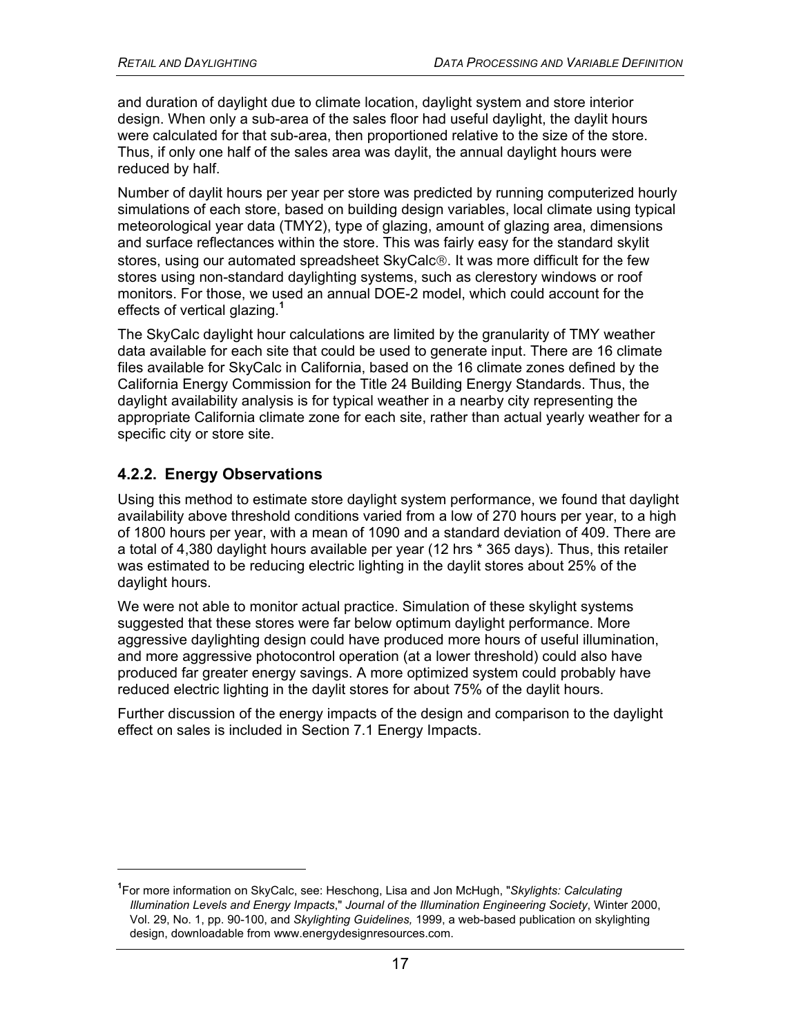and duration of daylight due to climate location, daylight system and store interior design. When only a sub-area of the sales floor had useful daylight, the daylit hours were calculated for that sub-area, then proportioned relative to the size of the store. Thus, if only one half of the sales area was daylit, the annual daylight hours were reduced by half.

Number of daylit hours per year per store was predicted by running computerized hourly simulations of each store, based on building design variables, local climate using typical meteorological year data (TMY2), type of glazing, amount of glazing area, dimensions and surface reflectances within the store. This was fairly easy for the standard skylit stores, using our automated spreadsheet SkyCalc®. It was more difficult for the few stores using non-standard daylighting systems, such as clerestory windows or roof monitors. For those, we used an annual DOE-2 model, which could account for the effects of vertical glazing.[1]

The SkyCalc daylight hour calculations are limited by the granularity of TMY weather data available for each site that could be used to generate input. There are 16 climate files available for SkyCalc in California, based on the 16 climate zones defined by the California Energy Commission for the Title 24 Building Energy Standards. Thus, the daylight availability analysis is for typical weather in a nearby city representing the appropriate California climate zone for each site, rather than actual yearly weather for a specific city or store site.

### 4.2.2. Energy Observations

Using this method to estimate store daylight system performance, we found that daylight availability above threshold conditions varied from a low of 270 hours per year, to a high of 1800 hours per year, with a mean of 1090 and a standard deviation of 409. There are a total of 4,380 daylight hours available per year (12 hrs * 365 days). Thus, this retailer was estimated to be reducing electric lighting in the daylit stores about 25% of the daylight hours.

We were not able to monitor actual practice. Simulation of these skylight systems suggested that these stores were far below optimum daylight performance. More aggressive daylighting design could have produced more hours of useful illumination, and more aggressive photocontrol operation (at a lower threshold) could also have produced far greater energy savings. A more optimized system could probably have reduced electric lighting in the daylit stores for about 75% of the daylit hours.

Further discussion of the energy impacts of the design and comparison to the daylight effect on sales is included in Section 7.1 Energy Impacts.

---

[1] For more information on SkyCalc, see: Heschong, Lisa and Jon McHugh, "*Skylights: Calculating Illumination Levels and Energy Impacts*," *Journal of the Illumination Engineering Society*, Winter 2000, Vol. 29, No. 1, pp. 90-100, and *Skylighting Guidelines,* 1999, a web-based publication on skylighting design, downloadable from www.energydesignresources.com.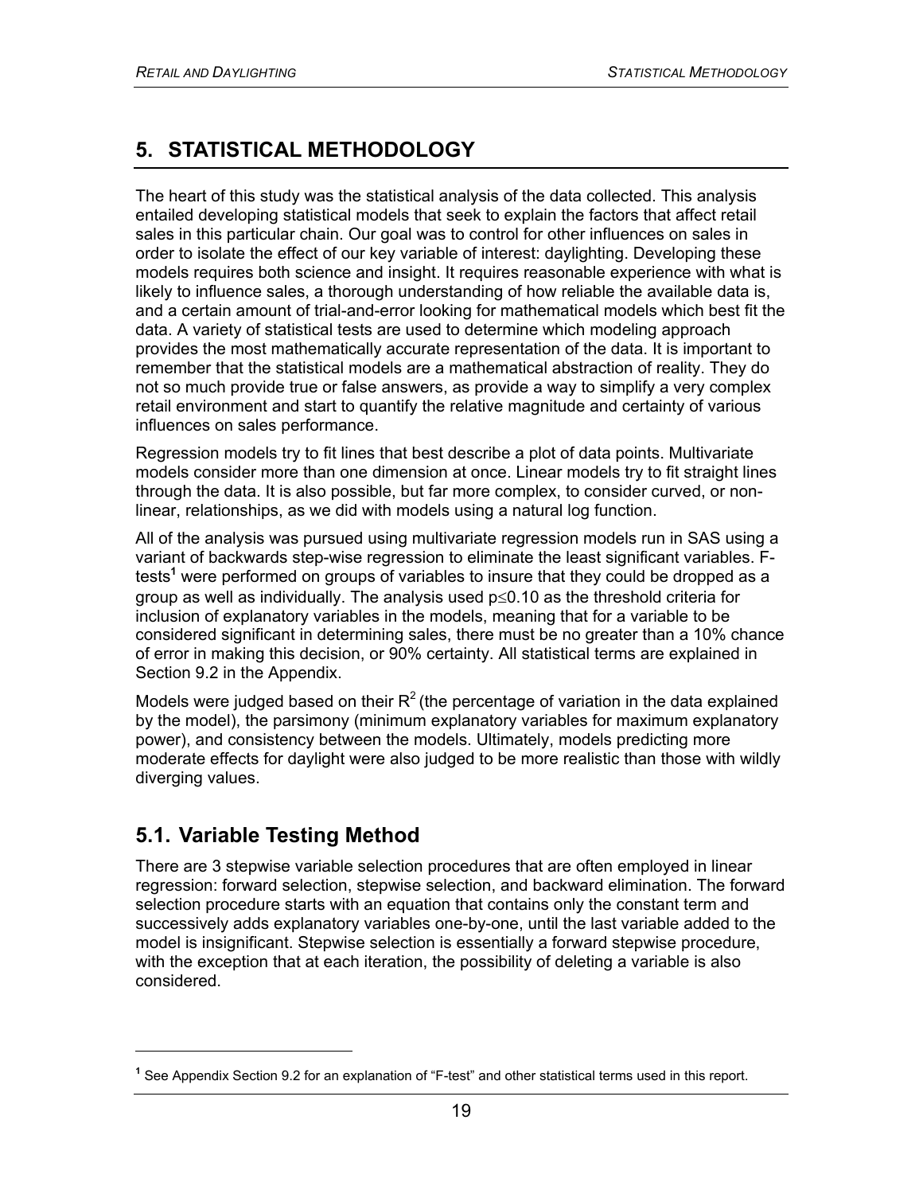# 5. STATISTICAL METHODOLOGY

The heart of this study was the statistical analysis of the data collected. This analysis entailed developing statistical models that seek to explain the factors that affect retail sales in this particular chain. Our goal was to control for other influences on sales in order to isolate the effect of our key variable of interest: daylighting. Developing these models requires both science and insight. It requires reasonable experience with what is likely to influence sales, a thorough understanding of how reliable the available data is, and a certain amount of trial-and-error looking for mathematical models which best fit the data. A variety of statistical tests are used to determine which modeling approach provides the most mathematically accurate representation of the data. It is important to remember that the statistical models are a mathematical abstraction of reality. They do not so much provide true or false answers, as provide a way to simplify a very complex retail environment and start to quantify the relative magnitude and certainty of various influences on sales performance.

Regression models try to fit lines that best describe a plot of data points. Multivariate models consider more than one dimension at once. Linear models try to fit straight lines through the data. It is also possible, but far more complex, to consider curved, or non-linear, relationships, as we did with models using a natural log function.

All of the analysis was pursued using multivariate regression models run in SAS using a variant of backwards step-wise regression to eliminate the least significant variables. F-tests[1] were performed on groups of variables to insure that they could be dropped as a group as well as individually. The analysis used $p \leq 0.10$ as the threshold criteria for inclusion of explanatory variables in the models, meaning that for a variable to be considered significant in determining sales, there must be no greater than a 10% chance of error in making this decision, or 90% certainty. All statistical terms are explained in Section 9.2 in the Appendix.

Models were judged based on their $R^2$ (the percentage of variation in the data explained by the model), the parsimony (minimum explanatory variables for maximum explanatory power), and consistency between the models. Ultimately, models predicting more moderate effects for daylight were also judged to be more realistic than those with wildly diverging values.

## 5.1. Variable Testing Method

There are 3 stepwise variable selection procedures that are often employed in linear regression: forward selection, stepwise selection, and backward elimination. The forward selection procedure starts with an equation that contains only the constant term and successively adds explanatory variables one-by-one, until the last variable added to the model is insignificant. Stepwise selection is essentially a forward stepwise procedure, with the exception that at each iteration, the possibility of deleting a variable is also considered.

---

[1] See Appendix Section 9.2 for an explanation of "F-test" and other statistical terms used in this report.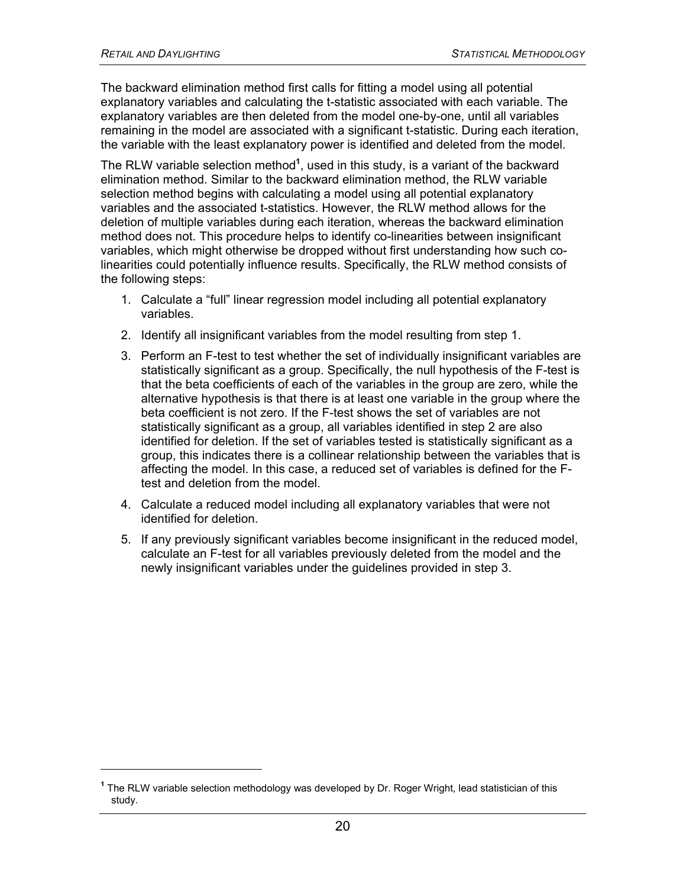The backward elimination method first calls for fitting a model using all potential explanatory variables and calculating the t-statistic associated with each variable. The explanatory variables are then deleted from the model one-by-one, until all variables remaining in the model are associated with a significant t-statistic. During each iteration, the variable with the least explanatory power is identified and deleted from the model.

The RLW variable selection method[1], used in this study, is a variant of the backward elimination method. Similar to the backward elimination method, the RLW variable selection method begins with calculating a model using all potential explanatory variables and the associated t-statistics. However, the RLW method allows for the deletion of multiple variables during each iteration, whereas the backward elimination method does not. This procedure helps to identify co-linearities between insignificant variables, which might otherwise be dropped without first understanding how such co-linearities could potentially influence results. Specifically, the RLW method consists of the following steps:

1. Calculate a "full" linear regression model including all potential explanatory variables.
2. Identify all insignificant variables from the model resulting from step 1.
3. Perform an F-test to test whether the set of individually insignificant variables are statistically significant as a group. Specifically, the null hypothesis of the F-test is that the beta coefficients of each of the variables in the group are zero, while the alternative hypothesis is that there is at least one variable in the group where the beta coefficient is not zero. If the F-test shows the set of variables are not statistically significant as a group, all variables identified in step 2 are also identified for deletion. If the set of variables tested is statistically significant as a group, this indicates there is a collinear relationship between the variables that is affecting the model. In this case, a reduced set of variables is defined for the F-test and deletion from the model.
4. Calculate a reduced model including all explanatory variables that were not identified for deletion.
5. If any previously significant variables become insignificant in the reduced model, calculate an F-test for all variables previously deleted from the model and the newly insignificant variables under the guidelines provided in step 3.

---

[1] The RLW variable selection methodology was developed by Dr. Roger Wright, lead statistician of this study.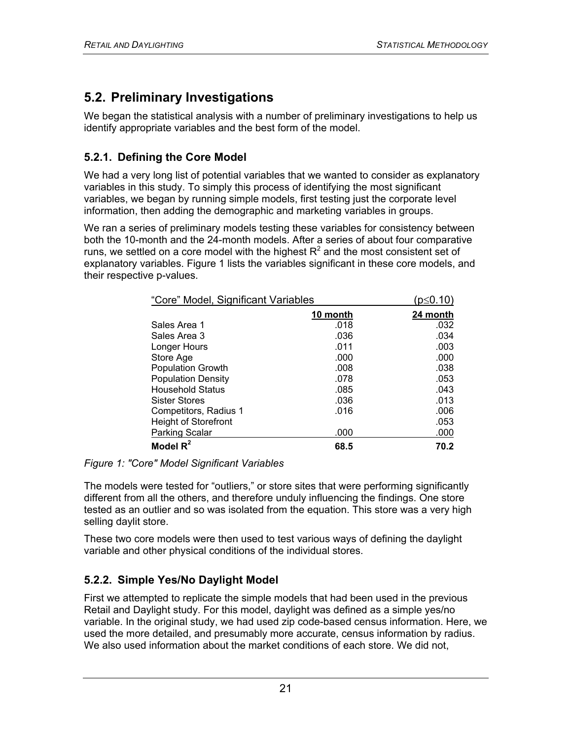## 5.2. Preliminary Investigations

We began the statistical analysis with a number of preliminary investigations to help us identify appropriate variables and the best form of the model.

### 5.2.1. Defining the Core Model

We had a very long list of potential variables that we wanted to consider as explanatory variables in this study. To simply this process of identifying the most significant variables, we began by running simple models, first testing just the corporate level information, then adding the demographic and marketing variables in groups.

We ran a series of preliminary models testing these variables for consistency between both the 10-month and the 24-month models. After a series of about four comparative runs, we settled on a core model with the highest $R^2$ and the most consistent set of explanatory variables. Figure 1 lists the variables significant in these core models, and their respective p-values.

| "Core" Model, Significant Variables | | ($p \leq 0.10$) |
|---|---|---|
| | **10 month** | **24 month** |
| Sales Area 1 | .018 | .032 |
| Sales Area 3 | .036 | .034 |
| Longer Hours | .011 | .003 |
| Store Age | .000 | .000 |
| Population Growth | .008 | .038 |
| Population Density | .078 | .053 |
| Household Status | .085 | .043 |
| Sister Stores | .036 | .013 |
| Competitors, Radius 1 | .016 | .006 |
| Height of Storefront | | .053 |
| Parking Scalar | .000 | .000 |
| **Model $R^2$** | **68.5** | **70.2** |

*Figure 1: "Core" Model Significant Variables*

The models were tested for "outliers," or store sites that were performing significantly different from all the others, and therefore unduly influencing the findings. One store tested as an outlier and so was isolated from the equation. This store was a very high selling daylit store.

These two core models were then used to test various ways of defining the daylight variable and other physical conditions of the individual stores.

### 5.2.2. Simple Yes/No Daylight Model

First we attempted to replicate the simple models that had been used in the previous Retail and Daylight study. For this model, daylight was defined as a simple yes/no variable. In the original study, we had used zip code-based census information. Here, we used the more detailed, and presumably more accurate, census information by radius. We also used information about the market conditions of each store. We did not,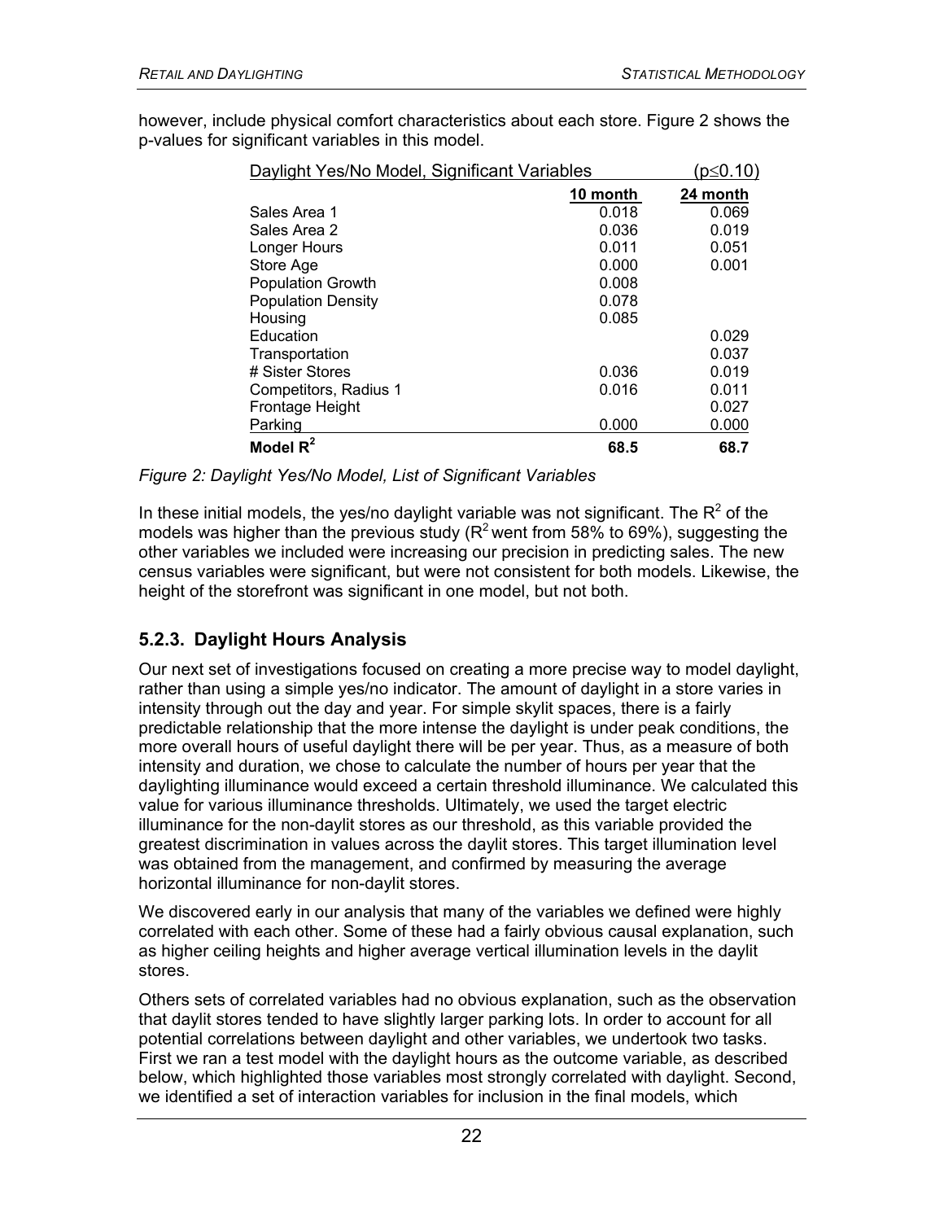however, include physical comfort characteristics about each store. Figure 2 shows the p-values for significant variables in this model.

| Daylight Yes/No Model, Significant Variables | | ($p \leq 0.10$) |
|---|---|---|
| | 10 month | 24 month |
| Sales Area 1 | 0.018 | 0.069 |
| Sales Area 2 | 0.036 | 0.019 |
| Longer Hours | 0.011 | 0.051 |
| Store Age | 0.000 | 0.001 |
| Population Growth | 0.008 | |
| Population Density | 0.078 | |
| Housing | 0.085 | |
| Education | | 0.029 |
| Transportation | | 0.037 |
| # Sister Stores | 0.036 | 0.019 |
| Competitors, Radius 1 | 0.016 | 0.011 |
| Frontage Height | | 0.027 |
| Parking | 0.000 | 0.000 |
| **Model $R^2$** | **68.5** | **68.7** |

*Figure 2: Daylight Yes/No Model, List of Significant Variables*

In these initial models, the yes/no daylight variable was not significant. The $R^2$ of the models was higher than the previous study ($R^2$ went from 58% to 69%), suggesting the other variables we included were increasing our precision in predicting sales. The new census variables were significant, but were not consistent for both models. Likewise, the height of the storefront was significant in one model, but not both.

### 5.2.3. Daylight Hours Analysis

Our next set of investigations focused on creating a more precise way to model daylight, rather than using a simple yes/no indicator. The amount of daylight in a store varies in intensity through out the day and year. For simple skylit spaces, there is a fairly predictable relationship that the more intense the daylight is under peak conditions, the more overall hours of useful daylight there will be per year. Thus, as a measure of both intensity and duration, we chose to calculate the number of hours per year that the daylighting illuminance would exceed a certain threshold illuminance. We calculated this value for various illuminance thresholds. Ultimately, we used the target electric illuminance for the non-daylit stores as our threshold, as this variable provided the greatest discrimination in values across the daylit stores. This target illumination level was obtained from the management, and confirmed by measuring the average horizontal illuminance for non-daylit stores.

We discovered early in our analysis that many of the variables we defined were highly correlated with each other. Some of these had a fairly obvious causal explanation, such as higher ceiling heights and higher average vertical illumination levels in the daylit stores.

Others sets of correlated variables had no obvious explanation, such as the observation that daylit stores tended to have slightly larger parking lots. In order to account for all potential correlations between daylight and other variables, we undertook two tasks. First we ran a test model with the daylight hours as the outcome variable, as described below, which highlighted those variables most strongly correlated with daylight. Second, we identified a set of interaction variables for inclusion in the final models, which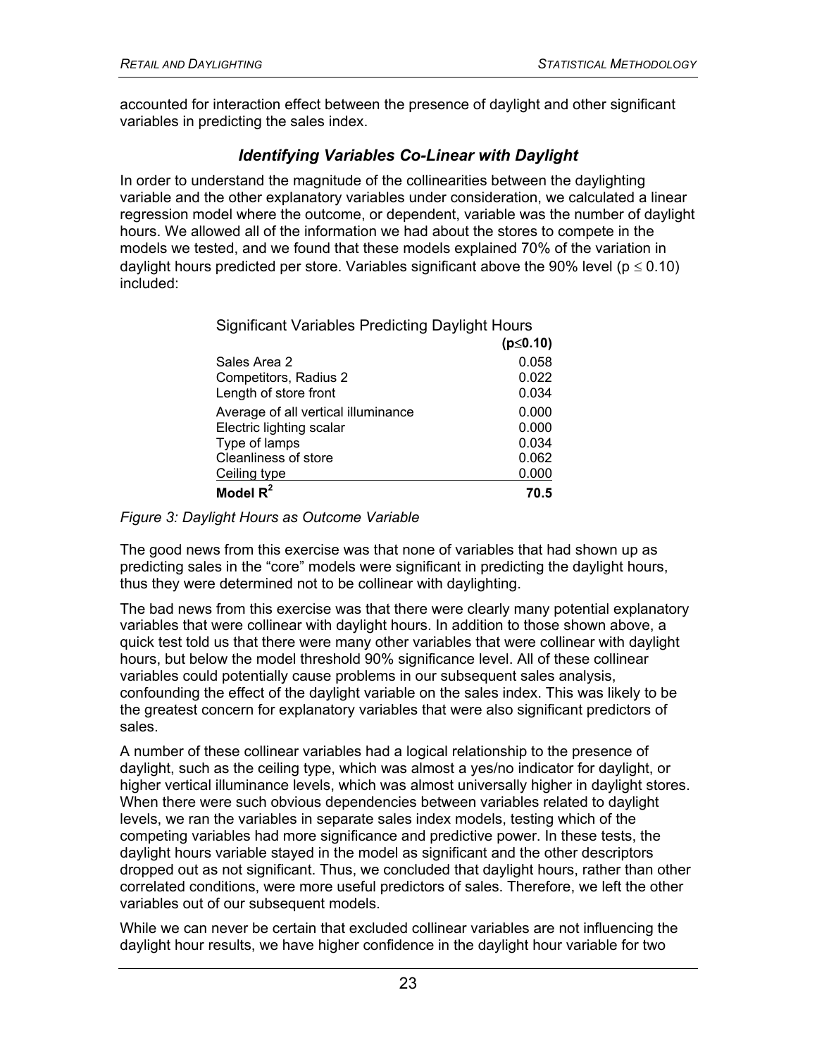accounted for interaction effect between the presence of daylight and other significant variables in predicting the sales index.

### *Identifying Variables Co-Linear with Daylight*

In order to understand the magnitude of the collinearities between the daylighting variable and the other explanatory variables under consideration, we calculated a linear regression model where the outcome, or dependent, variable was the number of daylight hours. We allowed all of the information we had about the stores to compete in the models we tested, and we found that these models explained 70% of the variation in daylight hours predicted per store. Variables significant above the 90% level ($p \leq 0.10$) included:

| Significant Variables Predicting Daylight Hours | **($p \leq 0.10$)** |
|---|---|
| Sales Area 2 | 0.058 |
| Competitors, Radius 2 | 0.022 |
| Length of store front | 0.034 |
| Average of all vertical illuminance | 0.000 |
| Electric lighting scalar | 0.000 |
| Type of lamps | 0.034 |
| Cleanliness of store | 0.062 |
| Ceiling type | 0.000 |
| **Model $R^2$** | **70.5** |

*Figure 3: Daylight Hours as Outcome Variable*

The good news from this exercise was that none of variables that had shown up as predicting sales in the "core" models were significant in predicting the daylight hours, thus they were determined not to be collinear with daylighting.

The bad news from this exercise was that there were clearly many potential explanatory variables that were collinear with daylight hours. In addition to those shown above, a quick test told us that there were many other variables that were collinear with daylight hours, but below the model threshold 90% significance level. All of these collinear variables could potentially cause problems in our subsequent sales analysis, confounding the effect of the daylight variable on the sales index. This was likely to be the greatest concern for explanatory variables that were also significant predictors of sales.

A number of these collinear variables had a logical relationship to the presence of daylight, such as the ceiling type, which was almost a yes/no indicator for daylight, or higher vertical illuminance levels, which was almost universally higher in daylight stores. When there were such obvious dependencies between variables related to daylight levels, we ran the variables in separate sales index models, testing which of the competing variables had more significance and predictive power. In these tests, the daylight hours variable stayed in the model as significant and the other descriptors dropped out as not significant. Thus, we concluded that daylight hours, rather than other correlated conditions, were more useful predictors of sales. Therefore, we left the other variables out of our subsequent models.

While we can never be certain that excluded collinear variables are not influencing the daylight hour results, we have higher confidence in the daylight hour variable for two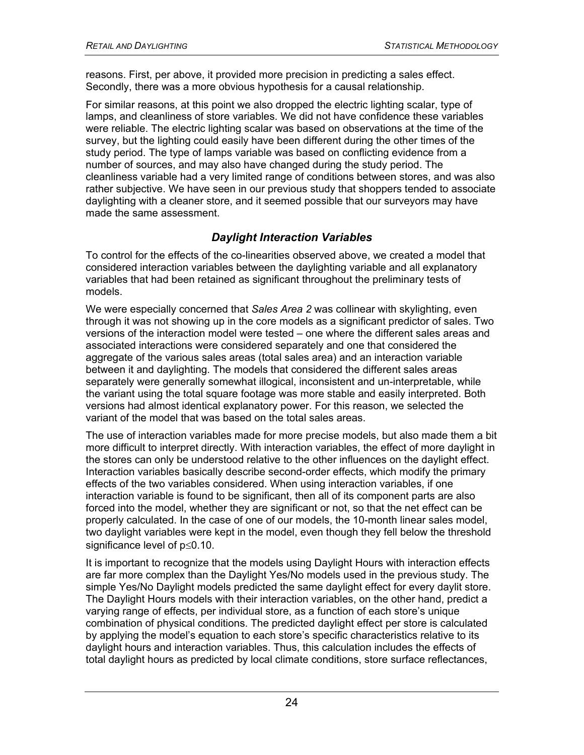reasons. First, per above, it provided more precision in predicting a sales effect. Secondly, there was a more obvious hypothesis for a causal relationship.

For similar reasons, at this point we also dropped the electric lighting scalar, type of lamps, and cleanliness of store variables. We did not have confidence these variables were reliable. The electric lighting scalar was based on observations at the time of the survey, but the lighting could easily have been different during the other times of the study period. The type of lamps variable was based on conflicting evidence from a number of sources, and may also have changed during the study period. The cleanliness variable had a very limited range of conditions between stores, and was also rather subjective. We have seen in our previous study that shoppers tended to associate daylighting with a cleaner store, and it seemed possible that our surveyors may have made the same assessment.

### *Daylight Interaction Variables*

To control for the effects of the co-linearities observed above, we created a model that considered interaction variables between the daylighting variable and all explanatory variables that had been retained as significant throughout the preliminary tests of models.

We were especially concerned that *Sales Area 2* was collinear with skylighting, even through it was not showing up in the core models as a significant predictor of sales. Two versions of the interaction model were tested – one where the different sales areas and associated interactions were considered separately and one that considered the aggregate of the various sales areas (total sales area) and an interaction variable between it and daylighting. The models that considered the different sales areas separately were generally somewhat illogical, inconsistent and un-interpretable, while the variant using the total square footage was more stable and easily interpreted. Both versions had almost identical explanatory power. For this reason, we selected the variant of the model that was based on the total sales areas.

The use of interaction variables made for more precise models, but also made them a bit more difficult to interpret directly. With interaction variables, the effect of more daylight in the stores can only be understood relative to the other influences on the daylight effect. Interaction variables basically describe second-order effects, which modify the primary effects of the two variables considered. When using interaction variables, if one interaction variable is found to be significant, then all of its component parts are also forced into the model, whether they are significant or not, so that the net effect can be properly calculated. In the case of one of our models, the 10-month linear sales model, two daylight variables were kept in the model, even though they fell below the threshold significance level of $p \leq 0.10$.

It is important to recognize that the models using Daylight Hours with interaction effects are far more complex than the Daylight Yes/No models used in the previous study. The simple Yes/No Daylight models predicted the same daylight effect for every daylit store. The Daylight Hours models with their interaction variables, on the other hand, predict a varying range of effects, per individual store, as a function of each store's unique combination of physical conditions. The predicted daylight effect per store is calculated by applying the model's equation to each store's specific characteristics relative to its daylight hours and interaction variables. Thus, this calculation includes the effects of total daylight hours as predicted by local climate conditions, store surface reflectances,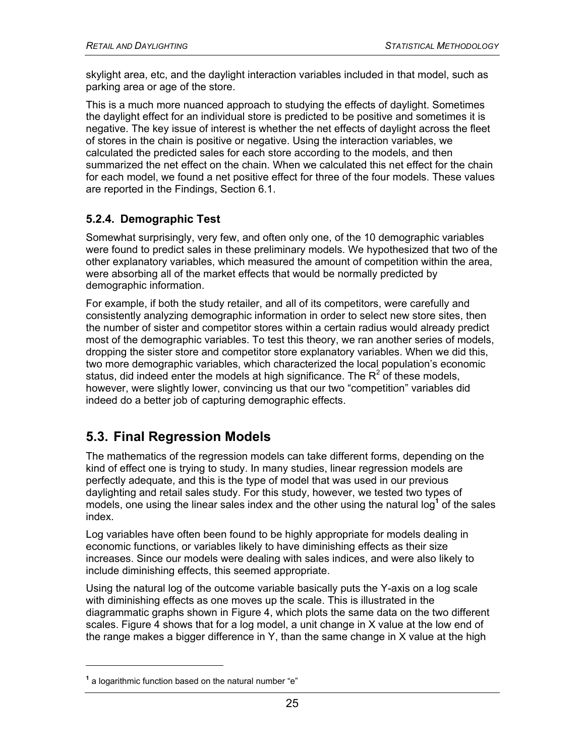skylight area, etc, and the daylight interaction variables included in that model, such as parking area or age of the store.

This is a much more nuanced approach to studying the effects of daylight. Sometimes the daylight effect for an individual store is predicted to be positive and sometimes it is negative. The key issue of interest is whether the net effects of daylight across the fleet of stores in the chain is positive or negative. Using the interaction variables, we calculated the predicted sales for each store according to the models, and then summarized the net effect on the chain. When we calculated this net effect for the chain for each model, we found a net positive effect for three of the four models. These values are reported in the Findings, Section 6.1.

### 5.2.4. Demographic Test

Somewhat surprisingly, very few, and often only one, of the 10 demographic variables were found to predict sales in these preliminary models. We hypothesized that two of the other explanatory variables, which measured the amount of competition within the area, were absorbing all of the market effects that would be normally predicted by demographic information.

For example, if both the study retailer, and all of its competitors, were carefully and consistently analyzing demographic information in order to select new store sites, then the number of sister and competitor stores within a certain radius would already predict most of the demographic variables. To test this theory, we ran another series of models, dropping the sister store and competitor store explanatory variables. When we did this, two more demographic variables, which characterized the local population's economic status, did indeed enter the models at high significance. The $R^2$ of these models, however, were slightly lower, convincing us that our two "competition" variables did indeed do a better job of capturing demographic effects.

## 5.3. Final Regression Models

The mathematics of the regression models can take different forms, depending on the kind of effect one is trying to study. In many studies, linear regression models are perfectly adequate, and this is the type of model that was used in our previous daylighting and retail sales study. For this study, however, we tested two types of models, one using the linear sales index and the other using the natural log[1] of the sales index.

Log variables have often been found to be highly appropriate for models dealing in economic functions, or variables likely to have diminishing effects as their size increases. Since our models were dealing with sales indices, and were also likely to include diminishing effects, this seemed appropriate.

Using the natural log of the outcome variable basically puts the Y-axis on a log scale with diminishing effects as one moves up the scale. This is illustrated in the diagrammatic graphs shown in Figure 4, which plots the same data on the two different scales. Figure 4 shows that for a log model, a unit change in X value at the low end of the range makes a bigger difference in Y, than the same change in X value at the high

[1] a logarithmic function based on the natural number "e"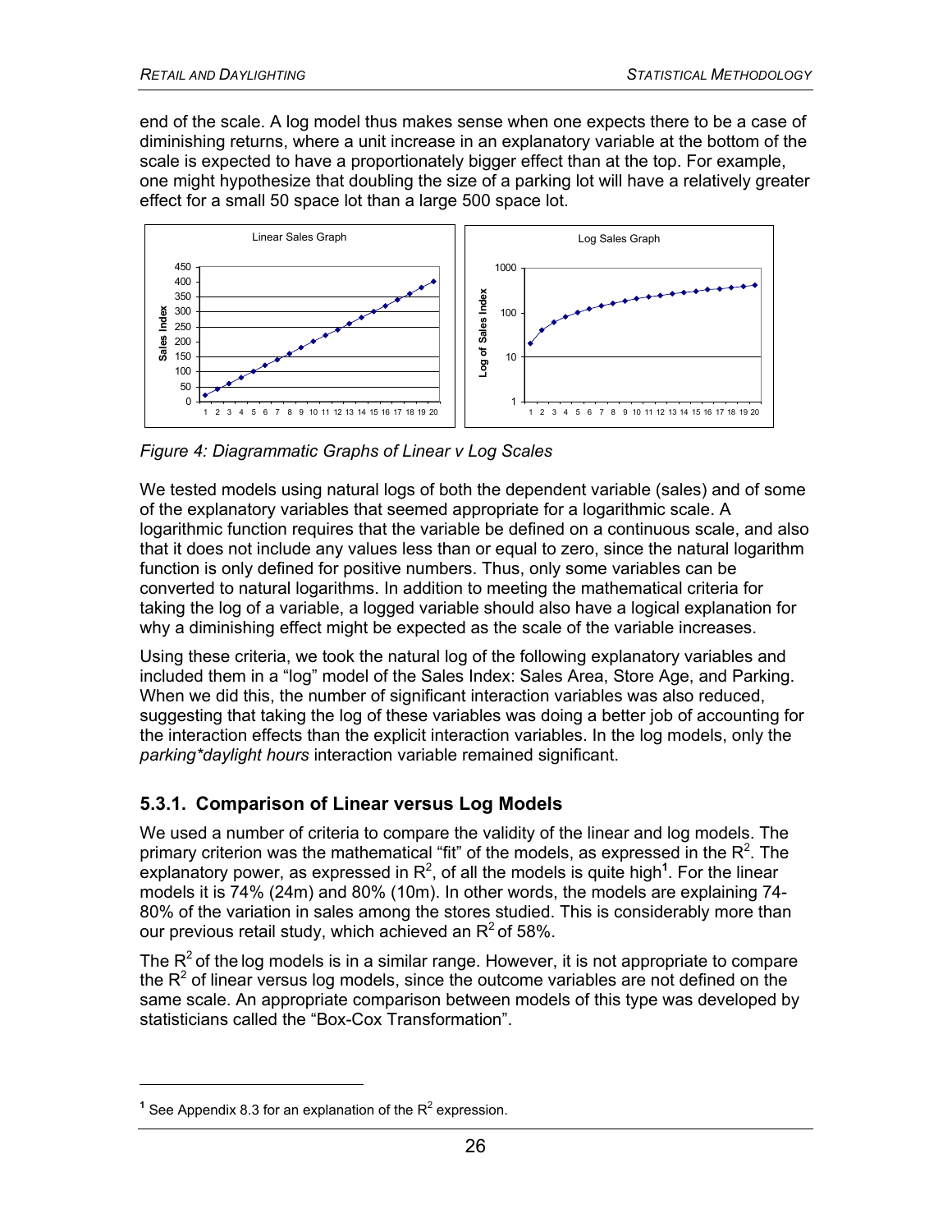end of the scale. A log model thus makes sense when one expects there to be a case of diminishing returns, where a unit increase in an explanatory variable at the bottom of the scale is expected to have a proportionately bigger effect than at the top. For example, one might hypothesize that doubling the size of a parking lot will have a relatively greater effect for a small 50 space lot than a large 500 space lot.

*Figure 4: Diagrammatic Graphs of Linear v Log Scales*

We tested models using natural logs of both the dependent variable (sales) and of some of the explanatory variables that seemed appropriate for a logarithmic scale. A logarithmic function requires that the variable be defined on a continuous scale, and also that it does not include any values less than or equal to zero, since the natural logarithm function is only defined for positive numbers. Thus, only some variables can be converted to natural logarithms. In addition to meeting the mathematical criteria for taking the log of a variable, a logged variable should also have a logical explanation for why a diminishing effect might be expected as the scale of the variable increases.

Using these criteria, we took the natural log of the following explanatory variables and included them in a "log" model of the Sales Index: Sales Area, Store Age, and Parking. When we did this, the number of significant interaction variables was also reduced, suggesting that taking the log of these variables was doing a better job of accounting for the interaction effects than the explicit interaction variables. In the log models, only the *parking*daylight hours* interaction variable remained significant.

### 5.3.1. Comparison of Linear versus Log Models

We used a number of criteria to compare the validity of the linear and log models. The primary criterion was the mathematical "fit" of the models, as expressed in the $R^2$. The explanatory power, as expressed in $R^2$, of all the models is quite high[1]. For the linear models it is 74% (24m) and 80% (10m). In other words, the models are explaining 74-80% of the variation in sales among the stores studied. This is considerably more than our previous retail study, which achieved an $R^2$ of 58%.

The $R^2$ of the log models is in a similar range. However, it is not appropriate to compare the $R^2$ of linear versus log models, since the outcome variables are not defined on the same scale. An appropriate comparison between models of this type was developed by statisticians called the "Box-Cox Transformation".

[1] See Appendix 8.3 for an explanation of the $R^2$ expression.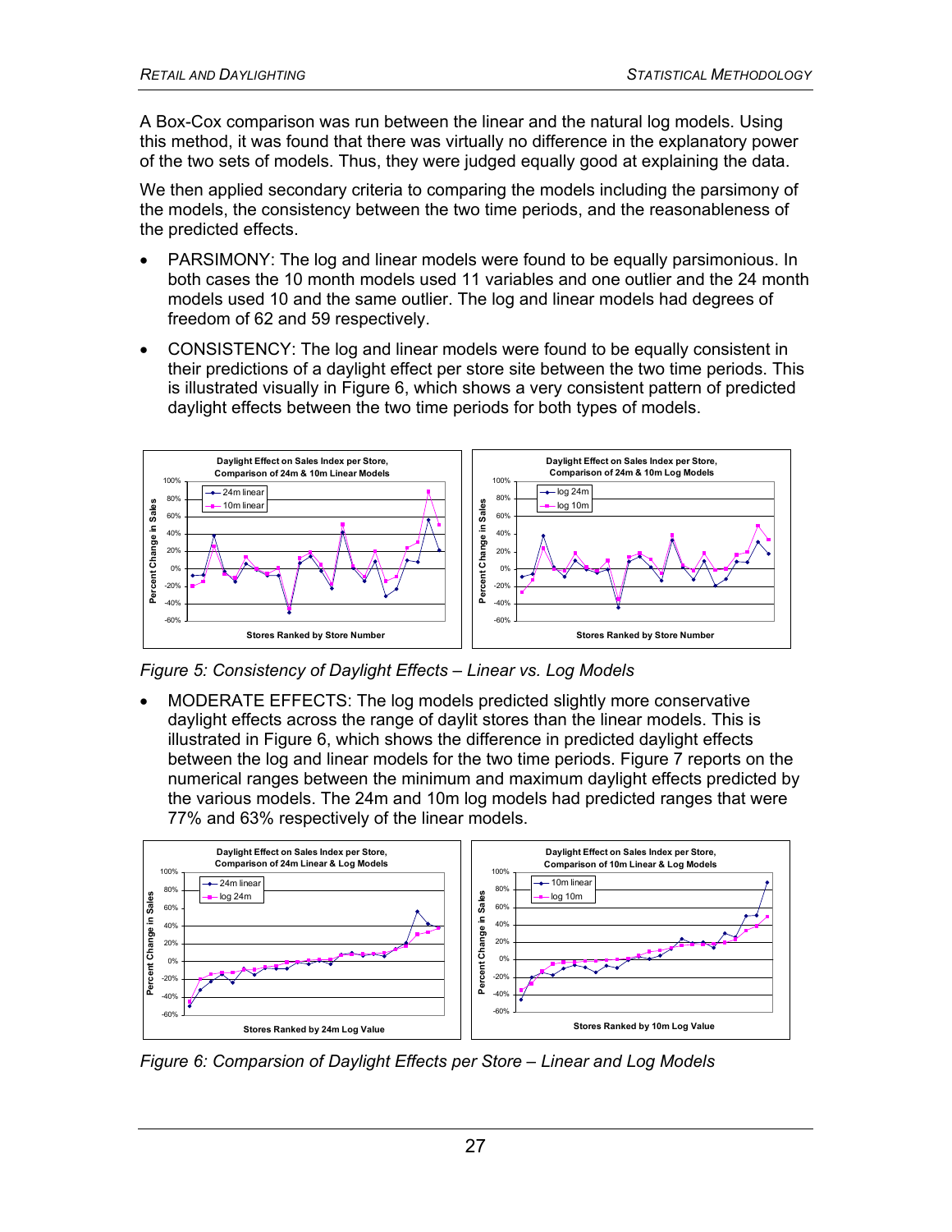A Box-Cox comparison was run between the linear and the natural log models. Using this method, it was found that there was virtually no difference in the explanatory power of the two sets of models. Thus, they were judged equally good at explaining the data.

We then applied secondary criteria to comparing the models including the parsimony of the models, the consistency between the two time periods, and the reasonableness of the predicted effects.

- PARSIMONY: The log and linear models were found to be equally parsimonious. In both cases the 10 month models used 11 variables and one outlier and the 24 month models used 10 and the same outlier. The log and linear models had degrees of freedom of 62 and 59 respectively.
- CONSISTENCY: The log and linear models were found to be equally consistent in their predictions of a daylight effect per store site between the two time periods. This is illustrated visually in Figure 6, which shows a very consistent pattern of predicted daylight effects between the two time periods for both types of models.

*Figure 5: Consistency of Daylight Effects – Linear vs. Log Models*

- MODERATE EFFECTS: The log models predicted slightly more conservative daylight effects across the range of daylit stores than the linear models. This is illustrated in Figure 6, which shows the difference in predicted daylight effects between the log and linear models for the two time periods. Figure 7 reports on the numerical ranges between the minimum and maximum daylight effects predicted by the various models. The 24m and 10m log models had predicted ranges that were 77% and 63% respectively of the linear models.

*Figure 6: Comparsion of Daylight Effects per Store – Linear and Log Models*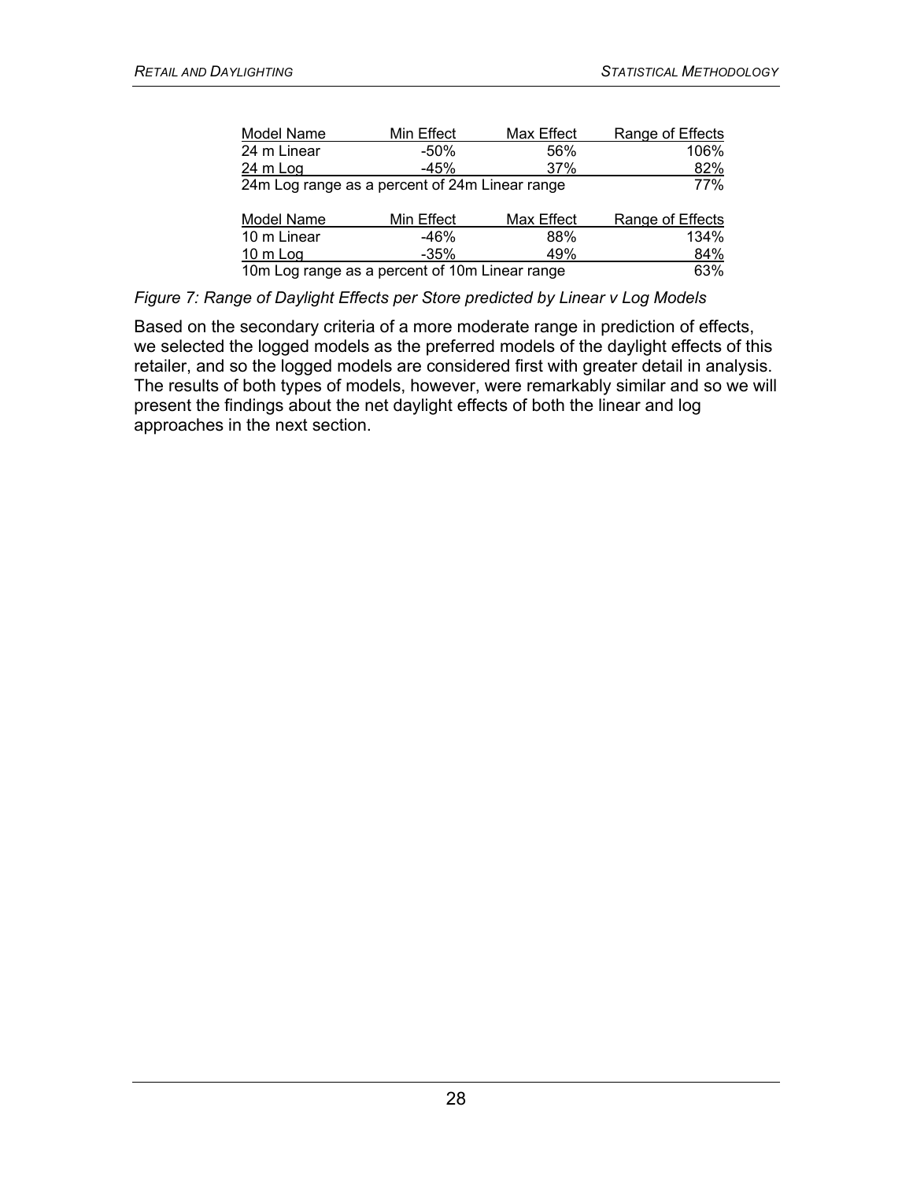| Model Name | Min Effect | Max Effect | Range of Effects |
|---|---|---|---|
| 24 m Linear | -50% | 56% | 106% |
| 24 m Log | -45% | 37% | 82% |
| 24m Log range as a percent of 24m Linear range | | | 77% |

| Model Name | Min Effect | Max Effect | Range of Effects |
|---|---|---|---|
| 10 m Linear | -46% | 88% | 134% |
| 10 m Log | -35% | 49% | 84% |
| 10m Log range as a percent of 10m Linear range | | | 63% |

*Figure 7: Range of Daylight Effects per Store predicted by Linear v Log Models*

Based on the secondary criteria of a more moderate range in prediction of effects, we selected the logged models as the preferred models of the daylight effects of this retailer, and so the logged models are considered first with greater detail in analysis. The results of both types of models, however, were remarkably similar and so we will present the findings about the net daylight effects of both the linear and log approaches in the next section.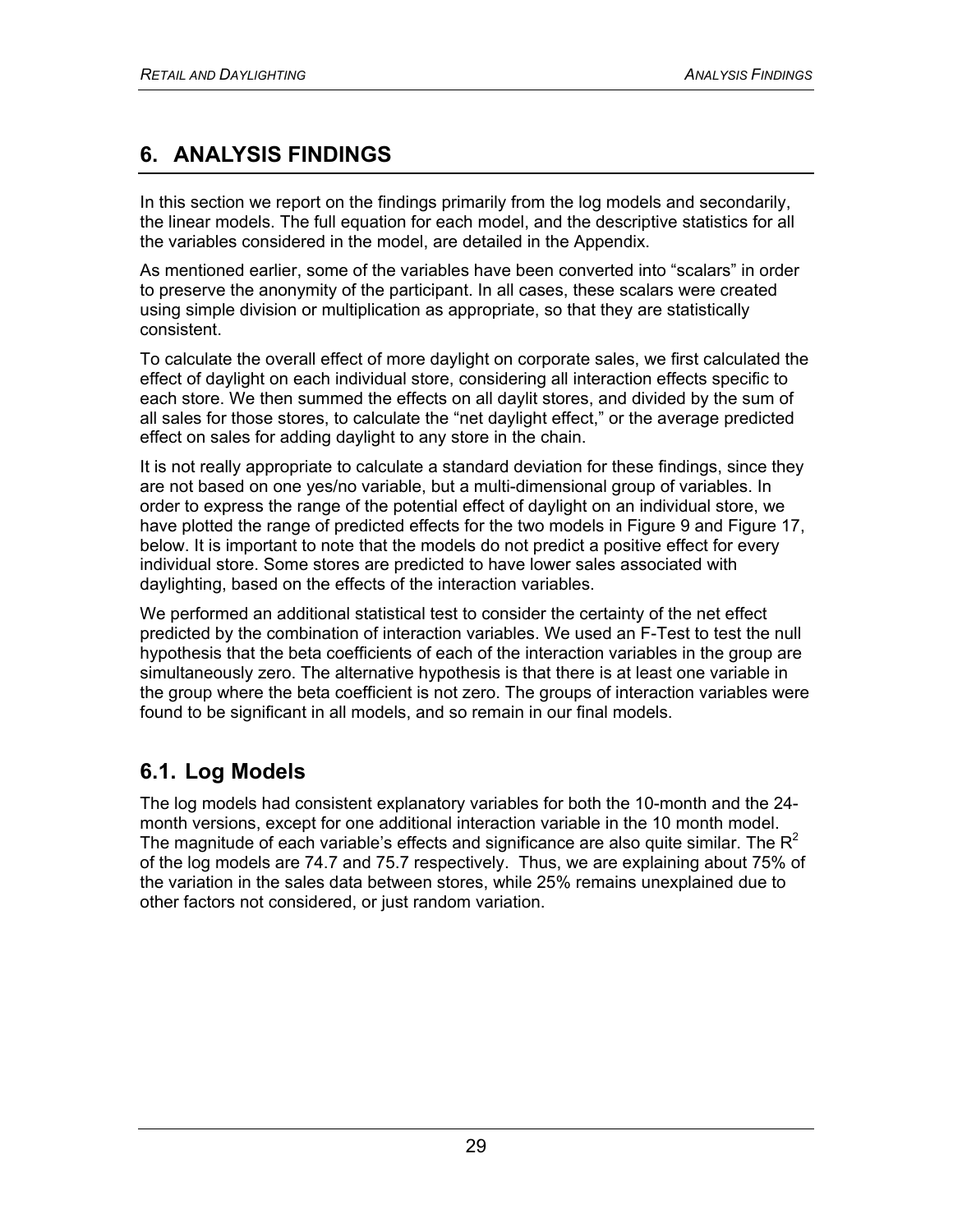# 6. ANALYSIS FINDINGS

In this section we report on the findings primarily from the log models and secondarily, the linear models. The full equation for each model, and the descriptive statistics for all the variables considered in the model, are detailed in the Appendix.

As mentioned earlier, some of the variables have been converted into "scalars" in order to preserve the anonymity of the participant. In all cases, these scalars were created using simple division or multiplication as appropriate, so that they are statistically consistent.

To calculate the overall effect of more daylight on corporate sales, we first calculated the effect of daylight on each individual store, considering all interaction effects specific to each store. We then summed the effects on all daylit stores, and divided by the sum of all sales for those stores, to calculate the "net daylight effect," or the average predicted effect on sales for adding daylight to any store in the chain.

It is not really appropriate to calculate a standard deviation for these findings, since they are not based on one yes/no variable, but a multi-dimensional group of variables. In order to express the range of the potential effect of daylight on an individual store, we have plotted the range of predicted effects for the two models in Figure 9 and Figure 17, below. It is important to note that the models do not predict a positive effect for every individual store. Some stores are predicted to have lower sales associated with daylighting, based on the effects of the interaction variables.

We performed an additional statistical test to consider the certainty of the net effect predicted by the combination of interaction variables. We used an F-Test to test the null hypothesis that the beta coefficients of each of the interaction variables in the group are simultaneously zero. The alternative hypothesis is that there is at least one variable in the group where the beta coefficient is not zero. The groups of interaction variables were found to be significant in all models, and so remain in our final models.

## 6.1. Log Models

The log models had consistent explanatory variables for both the 10-month and the 24-month versions, except for one additional interaction variable in the 10 month model. The magnitude of each variable's effects and significance are also quite similar. The $R^2$ of the log models are 74.7 and 75.7 respectively. Thus, we are explaining about 75% of the variation in the sales data between stores, while 25% remains unexplained due to other factors not considered, or just random variation.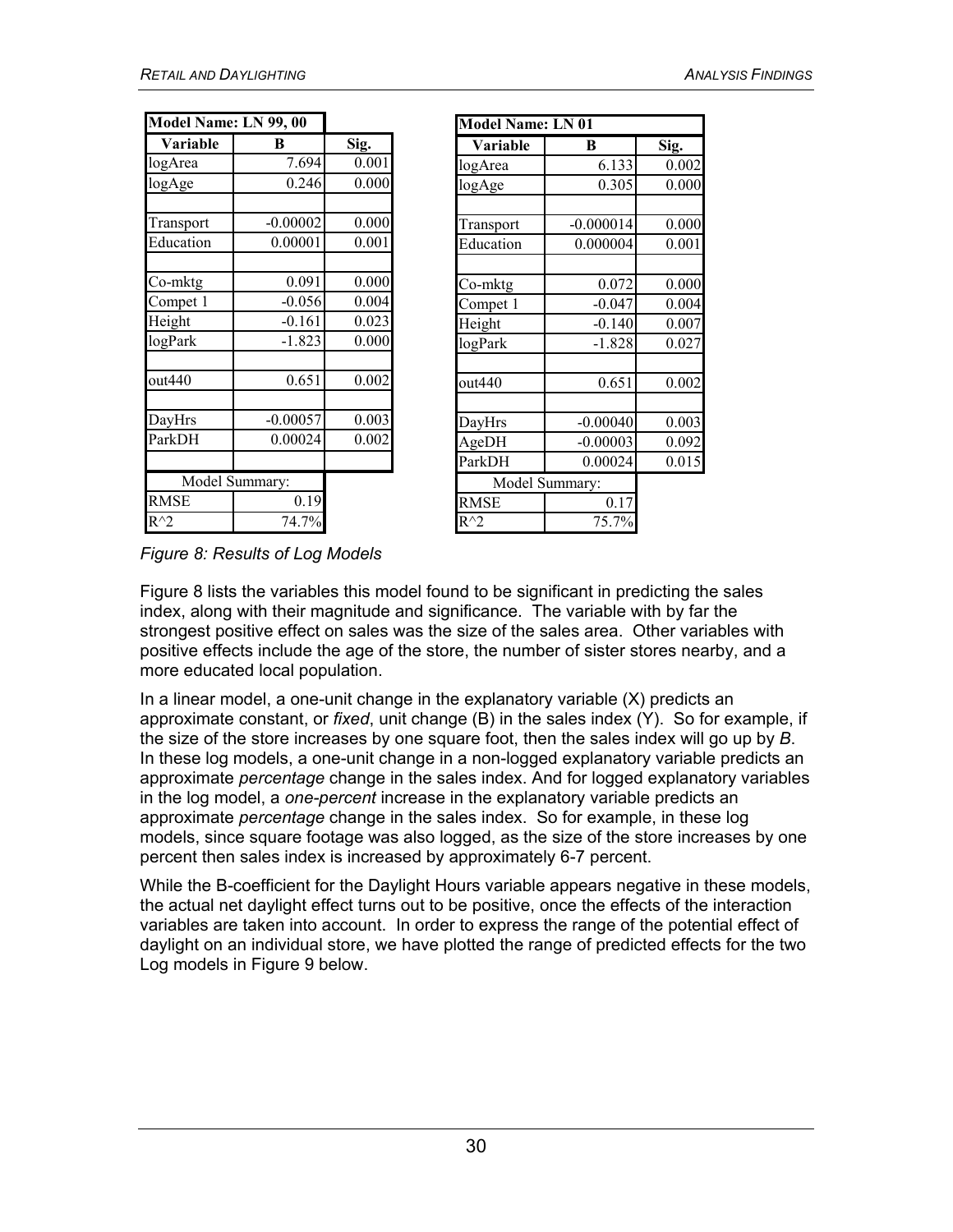| Model Name: LN 99, 00 | | |
|---|---|---|
| **Variable** | **B** | **Sig.** |
| logArea | 7.694 | 0.001 |
| logAge | 0.246 | 0.000 |
| | | |
| Transport | -0.00002 | 0.000 |
| Education | 0.00001 | 0.001 |
| | | |
| Co-mktg | 0.091 | 0.000 |
| Compet 1 | -0.056 | 0.004 |
| Height | -0.161 | 0.023 |
| logPark | -1.823 | 0.000 |
| | | |
| out440 | 0.651 | 0.002 |
| | | |
| DayHrs | -0.00057 | 0.003 |
| ParkDH | 0.00024 | 0.002 |
| | | |
| Model Summary: | | |
| RMSE | 0.19 | |
| R^2 | 74.7% | |

| Model Name: LN 01 | | |
|---|---|---|
| **Variable** | **B** | **Sig.** |
| logArea | 6.133 | 0.002 |
| logAge | 0.305 | 0.000 |
| | | |
| Transport | -0.000014 | 0.000 |
| Education | 0.000004 | 0.001 |
| | | |
| Co-mktg | 0.072 | 0.000 |
| Compet 1 | -0.047 | 0.004 |
| Height | -0.140 | 0.007 |
| logPark | -1.828 | 0.027 |
| | | |
| out440 | 0.651 | 0.002 |
| | | |
| DayHrs | -0.00040 | 0.003 |
| AgeDH | -0.00003 | 0.092 |
| ParkDH | 0.00024 | 0.015 |
| Model Summary: | | |
| RMSE | 0.17 | |
| R^2 | 75.7% | |

*Figure 8: Results of Log Models*

Figure 8 lists the variables this model found to be significant in predicting the sales index, along with their magnitude and significance. The variable with by far the strongest positive effect on sales was the size of the sales area. Other variables with positive effects include the age of the store, the number of sister stores nearby, and a more educated local population.

In a linear model, a one-unit change in the explanatory variable (X) predicts an approximate constant, or *fixed*, unit change (B) in the sales index (Y). So for example, if the size of the store increases by one square foot, then the sales index will go up by *B*. In these log models, a one-unit change in a non-logged explanatory variable predicts an approximate *percentage* change in the sales index. And for logged explanatory variables in the log model, a *one-percent* increase in the explanatory variable predicts an approximate *percentage* change in the sales index. So for example, in these log models, since square footage was also logged, as the size of the store increases by one percent then sales index is increased by approximately 6-7 percent.

While the B-coefficient for the Daylight Hours variable appears negative in these models, the actual net daylight effect turns out to be positive, once the effects of the interaction variables are taken into account. In order to express the range of the potential effect of daylight on an individual store, we have plotted the range of predicted effects for the two Log models in Figure 9 below.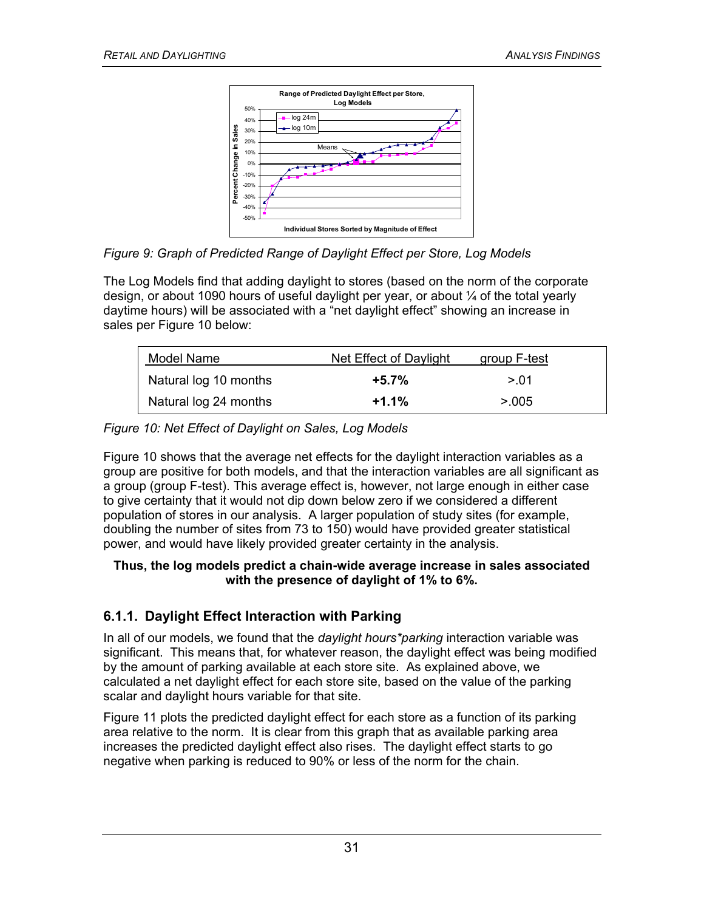Figure 9: Graph of Predicted Range of Daylight Effect per Store, Log Models

The Log Models find that adding daylight to stores (based on the norm of the corporate design, or about 1090 hours of useful daylight per year, or about ¼ of the total yearly daytime hours) will be associated with a “net daylight effect” showing an increase in sales per Figure 10 below:

| Model Name | Net Effect of Daylight | group F-test |
|---|---|---|
| Natural log 10 months | **+5.7%** | >.01 |
| Natural log 24 months | **+1.1%** | >.005 |

*Figure 10: Net Effect of Daylight on Sales, Log Models*

Figure 10 shows that the average net effects for the daylight interaction variables as a group are positive for both models, and that the interaction variables are all significant as a group (group F-test). This average effect is, however, not large enough in either case to give certainty that it would not dip down below zero if we considered a different population of stores in our analysis. A larger population of study sites (for example, doubling the number of sites from 73 to 150) would have provided greater statistical power, and would have likely provided greater certainty in the analysis.

**Thus, the log models predict a chain-wide average increase in sales associated with the presence of daylight of 1% to 6%.**

### 6.1.1. Daylight Effect Interaction with Parking

In all of our models, we found that the *daylight hours*parking* interaction variable was significant. This means that, for whatever reason, the daylight effect was being modified by the amount of parking available at each store site. As explained above, we calculated a net daylight effect for each store site, based on the value of the parking scalar and daylight hours variable for that site.

Figure 11 plots the predicted daylight effect for each store as a function of its parking area relative to the norm. It is clear from this graph that as available parking area increases the predicted daylight effect also rises. The daylight effect starts to go negative when parking is reduced to 90% or less of the norm for the chain.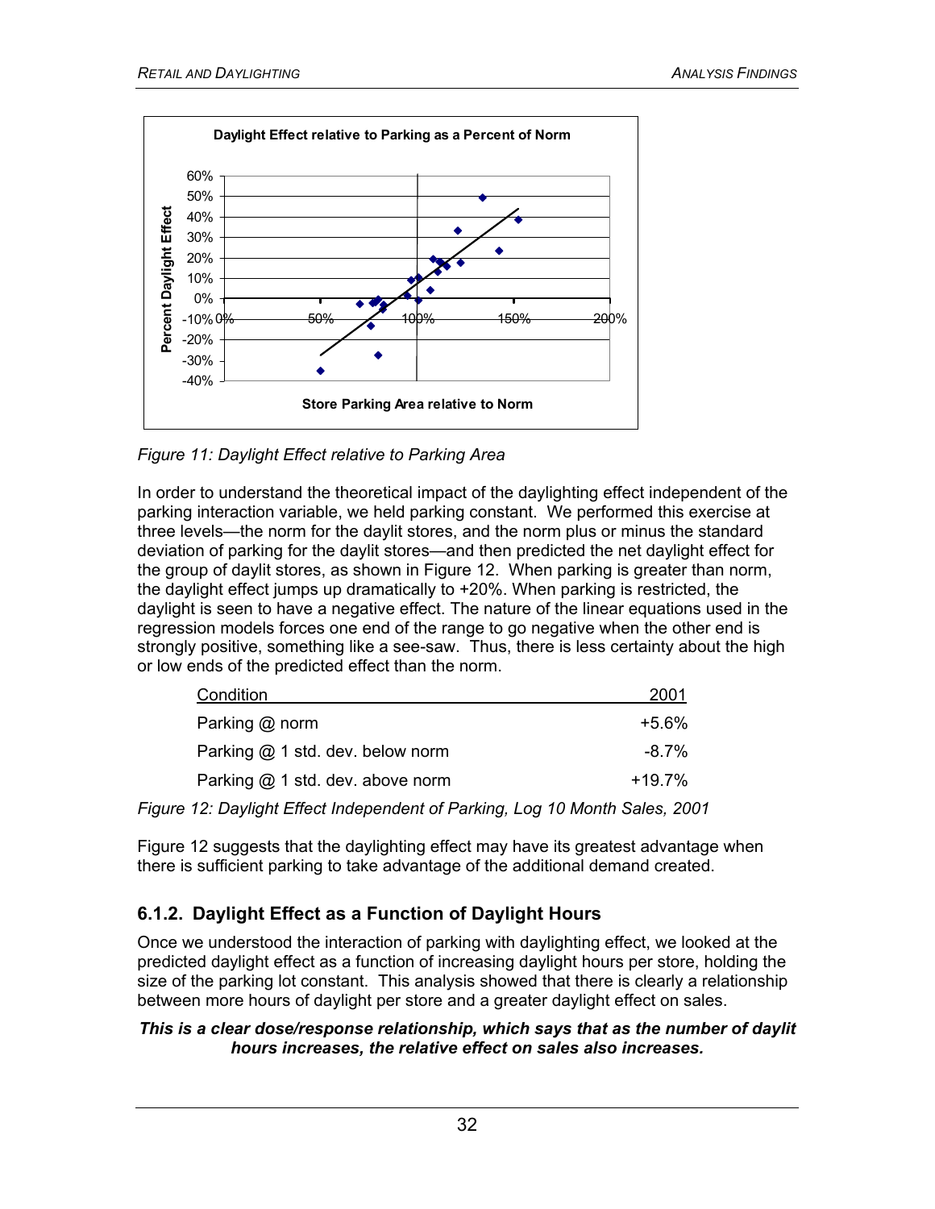Figure 11: Daylight Effect relative to Parking Area

In order to understand the theoretical impact of the daylighting effect independent of the parking interaction variable, we held parking constant. We performed this exercise at three levels—the norm for the daylit stores, and the norm plus or minus the standard deviation of parking for the daylit stores—and then predicted the net daylight effect for the group of daylit stores, as shown in Figure 12. When parking is greater than norm, the daylight effect jumps up dramatically to +20%. When parking is restricted, the daylight is seen to have a negative effect. The nature of the linear equations used in the regression models forces one end of the range to go negative when the other end is strongly positive, something like a see-saw. Thus, there is less certainty about the high or low ends of the predicted effect than the norm.

| Condition | 2001 |
|---|---|
| Parking @ norm | +5.6% |
| Parking @ 1 std. dev. below norm | -8.7% |
| Parking @ 1 std. dev. above norm | +19.7% |

*Figure 12: Daylight Effect Independent of Parking, Log 10 Month Sales, 2001*

Figure 12 suggests that the daylighting effect may have its greatest advantage when there is sufficient parking to take advantage of the additional demand created.

### 6.1.2. Daylight Effect as a Function of Daylight Hours

Once we understood the interaction of parking with daylighting effect, we looked at the predicted daylight effect as a function of increasing daylight hours per store, holding the size of the parking lot constant. This analysis showed that there is clearly a relationship between more hours of daylight per store and a greater daylight effect on sales.

***This is a clear dose/response relationship, which says that as the number of daylit hours increases, the relative effect on sales also increases.***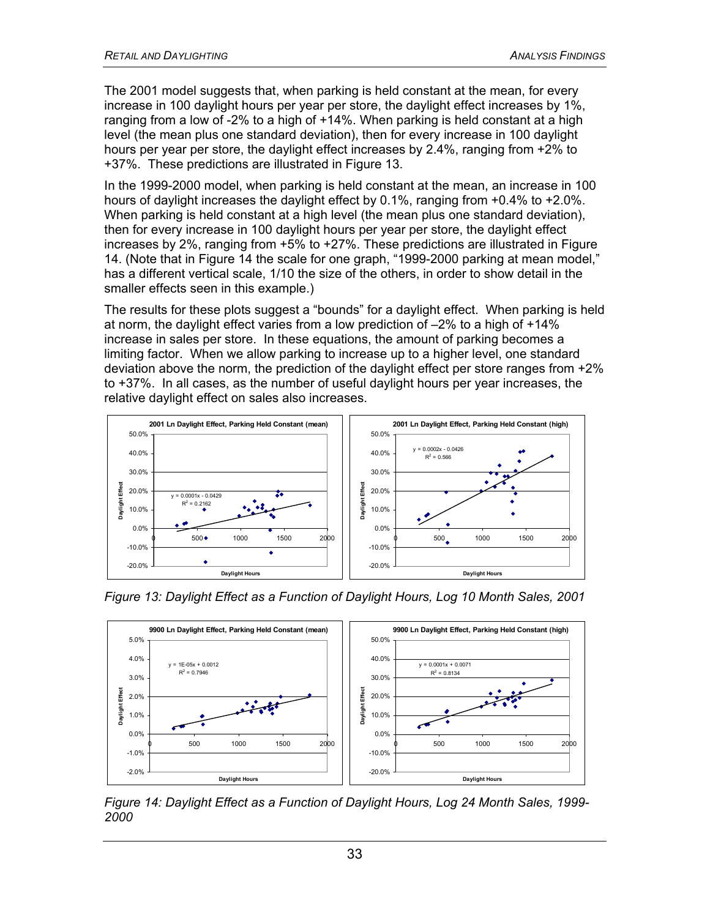The 2001 model suggests that, when parking is held constant at the mean, for every increase in 100 daylight hours per year per store, the daylight effect increases by 1%, ranging from a low of -2% to a high of +14%. When parking is held constant at a high level (the mean plus one standard deviation), then for every increase in 100 daylight hours per year per store, the daylight effect increases by 2.4%, ranging from +2% to +37%. These predictions are illustrated in Figure 13.

In the 1999-2000 model, when parking is held constant at the mean, an increase in 100 hours of daylight increases the daylight effect by 0.1%, ranging from +0.4% to +2.0%. When parking is held constant at a high level (the mean plus one standard deviation), then for every increase in 100 daylight hours per year per store, the daylight effect increases by 2%, ranging from +5% to +27%. These predictions are illustrated in Figure 14. (Note that in Figure 14 the scale for one graph, "1999-2000 parking at mean model," has a different vertical scale, 1/10 the size of the others, in order to show detail in the smaller effects seen in this example.)

The results for these plots suggest a "bounds" for a daylight effect. When parking is held at norm, the daylight effect varies from a low prediction of –2% to a high of +14% increase in sales per store. In these equations, the amount of parking becomes a limiting factor. When we allow parking to increase up to a higher level, one standard deviation above the norm, the prediction of the daylight effect per store ranges from +2% to +37%. In all cases, as the number of useful daylight hours per year increases, the relative daylight effect on sales also increases.

*Figure 13: Daylight Effect as a Function of Daylight Hours, Log 10 Month Sales, 2001*

*Figure 14: Daylight Effect as a Function of Daylight Hours, Log 24 Month Sales, 1999-2000*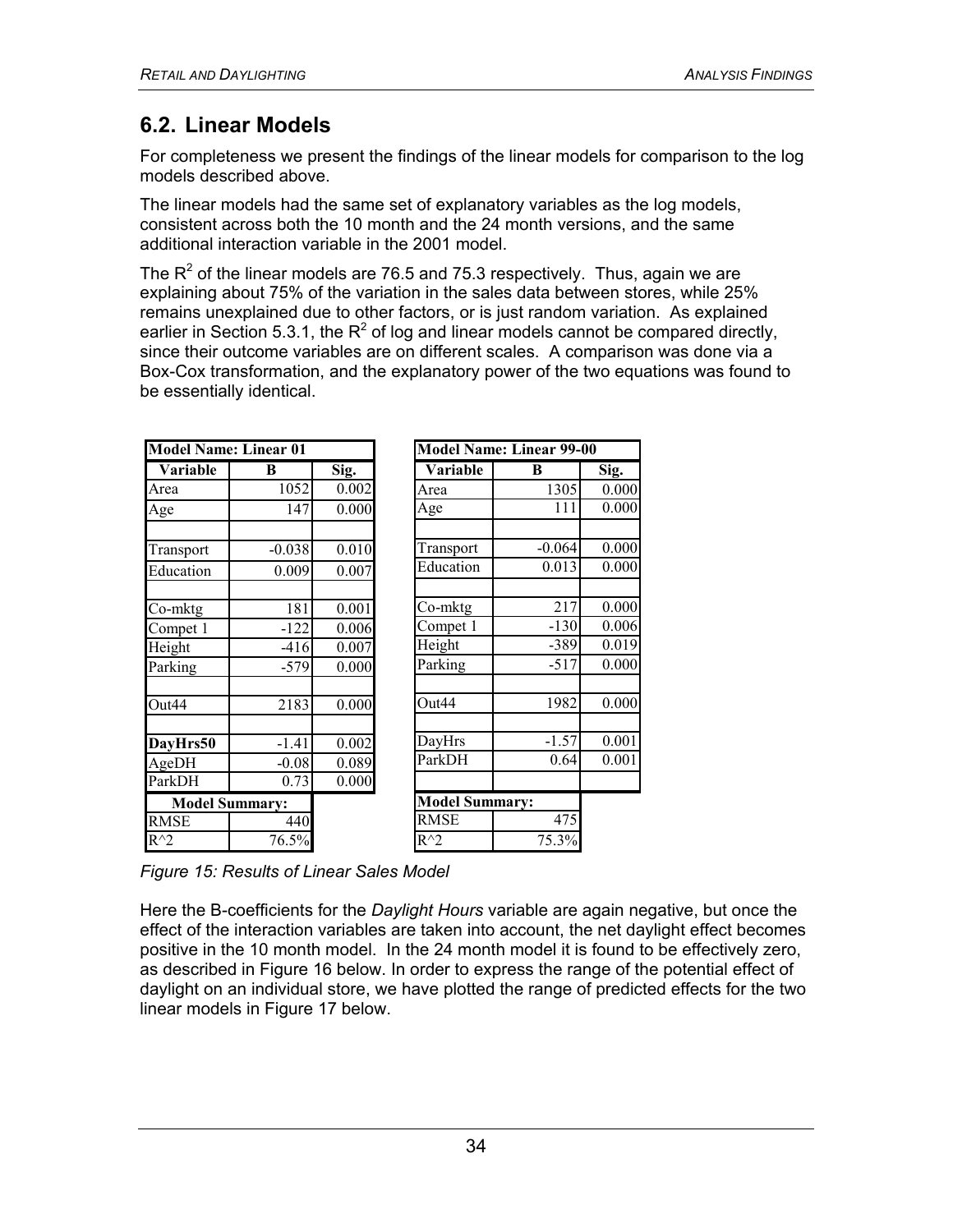## 6.2. Linear Models

For completeness we present the findings of the linear models for comparison to the log models described above.

The linear models had the same set of explanatory variables as the log models, consistent across both the 10 month and the 24 month versions, and the same additional interaction variable in the 2001 model.

The $R^2$ of the linear models are 76.5 and 75.3 respectively. Thus, again we are explaining about 75% of the variation in the sales data between stores, while 25% remains unexplained due to other factors, or is just random variation. As explained earlier in Section 5.3.1, the $R^2$ of log and linear models cannot be compared directly, since their outcome variables are on different scales. A comparison was done via a Box-Cox transformation, and the explanatory power of the two equations was found to be essentially identical.

| **Model Name: Linear 01** | | |
|---|---|---|
| **Variable** | **B** | **Sig.** |
| Area | 1052 | 0.002 |
| Age | 147 | 0.000 |
| | | |
| Transport | -0.038 | 0.010 |
| Education | 0.009 | 0.007 |
| | | |
| Co-mktg | 181 | 0.001 |
| Compet 1 | -122 | 0.006 |
| Height | -416 | 0.007 |
| Parking | -579 | 0.000 |
| | | |
| Out44 | 2183 | 0.000 |
| | | |
| **DayHrs50** | -1.41 | 0.002 |
| AgeDH | -0.08 | 0.089 |
| ParkDH | 0.73 | 0.000 |
| **Model Summary:** | | |
| RMSE | 440 | |
| R^2 | 76.5% | |

| **Model Name: Linear 99-00** | | |
|---|---|---|
| **Variable** | **B** | **Sig.** |
| Area | 1305 | 0.000 |
| Age | 111 | 0.000 |
| | | |
| Transport | -0.064 | 0.000 |
| Education | 0.013 | 0.000 |
| | | |
| Co-mktg | 217 | 0.000 |
| Compet 1 | -130 | 0.006 |
| Height | -389 | 0.019 |
| Parking | -517 | 0.000 |
| | | |
| Out44 | 1982 | 0.000 |
| | | |
| DayHrs | -1.57 | 0.001 |
| ParkDH | 0.64 | 0.001 |
| | | |
| **Model Summary:** | | |
| RMSE | 475 | |
| R^2 | 75.3% | |

*Figure 15: Results of Linear Sales Model*

Here the B-coefficients for the *Daylight Hours* variable are again negative, but once the effect of the interaction variables are taken into account, the net daylight effect becomes positive in the 10 month model. In the 24 month model it is found to be effectively zero, as described in Figure 16 below. In order to express the range of the potential effect of daylight on an individual store, we have plotted the range of predicted effects for the two linear models in Figure 17 below.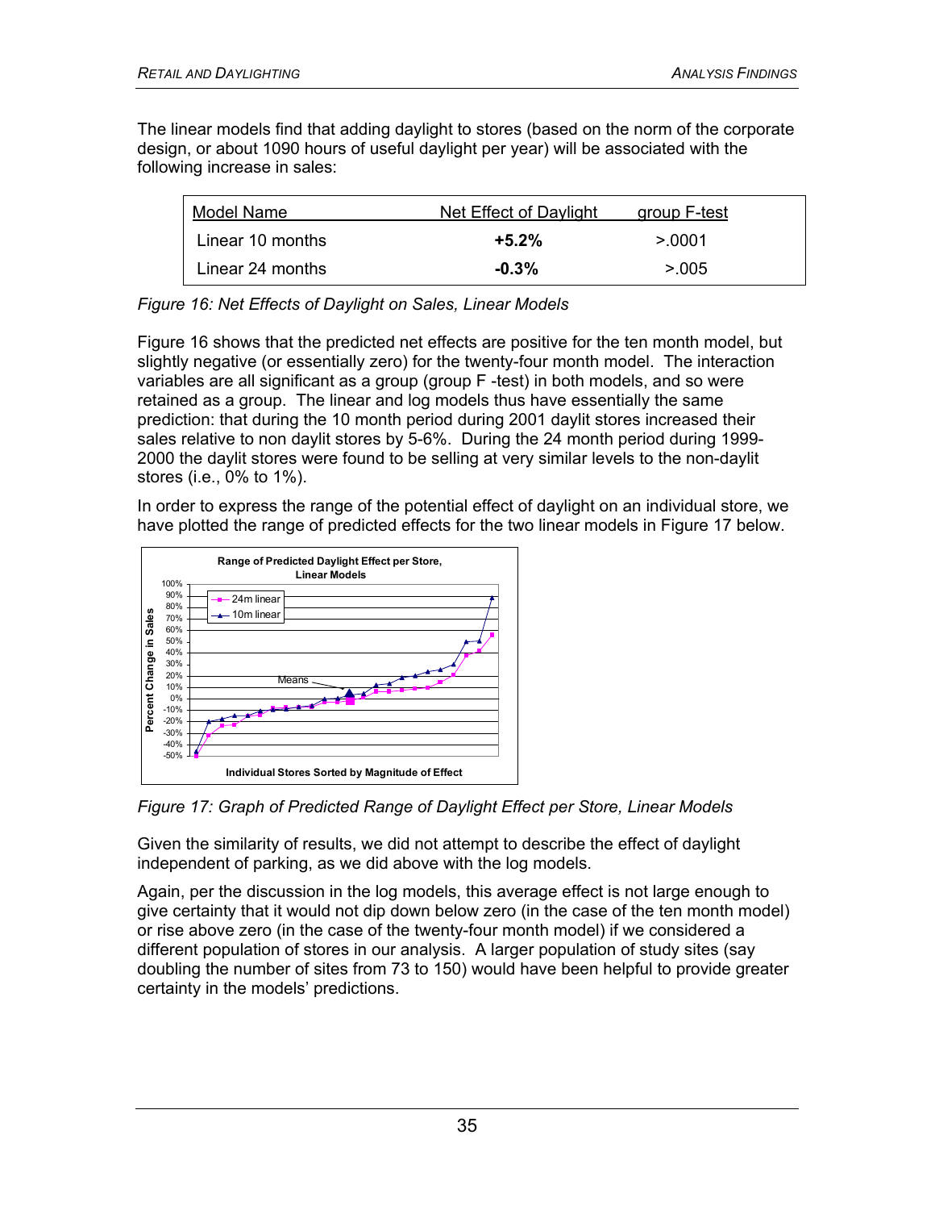The linear models find that adding daylight to stores (based on the norm of the corporate design, or about 1090 hours of useful daylight per year) will be associated with the following increase in sales:

| Model Name | Net Effect of Daylight | group F-test |
|---|---|---|
| Linear 10 months | **+5.2%** | >.0001 |
| Linear 24 months | **-0.3%** | >.005 |

*Figure 16: Net Effects of Daylight on Sales, Linear Models*

Figure 16 shows that the predicted net effects are positive for the ten month model, but slightly negative (or essentially zero) for the twenty-four month model. The interaction variables are all significant as a group (group F -test) in both models, and so were retained as a group. The linear and log models thus have essentially the same prediction: that during the 10 month period during 2001 daylit stores increased their sales relative to non daylit stores by 5-6%. During the 24 month period during 1999-2000 the daylit stores were found to be selling at very similar levels to the non-daylit stores (i.e., 0% to 1%).

In order to express the range of the potential effect of daylight on an individual store, we have plotted the range of predicted effects for the two linear models in Figure 17 below.

*Figure 17: Graph of Predicted Range of Daylight Effect per Store, Linear Models*

Given the similarity of results, we did not attempt to describe the effect of daylight independent of parking, as we did above with the log models.

Again, per the discussion in the log models, this average effect is not large enough to give certainty that it would not dip down below zero (in the case of the ten month model) or rise above zero (in the case of the twenty-four month model) if we considered a different population of stores in our analysis. A larger population of study sites (say doubling the number of sites from 73 to 150) would have been helpful to provide greater certainty in the models' predictions.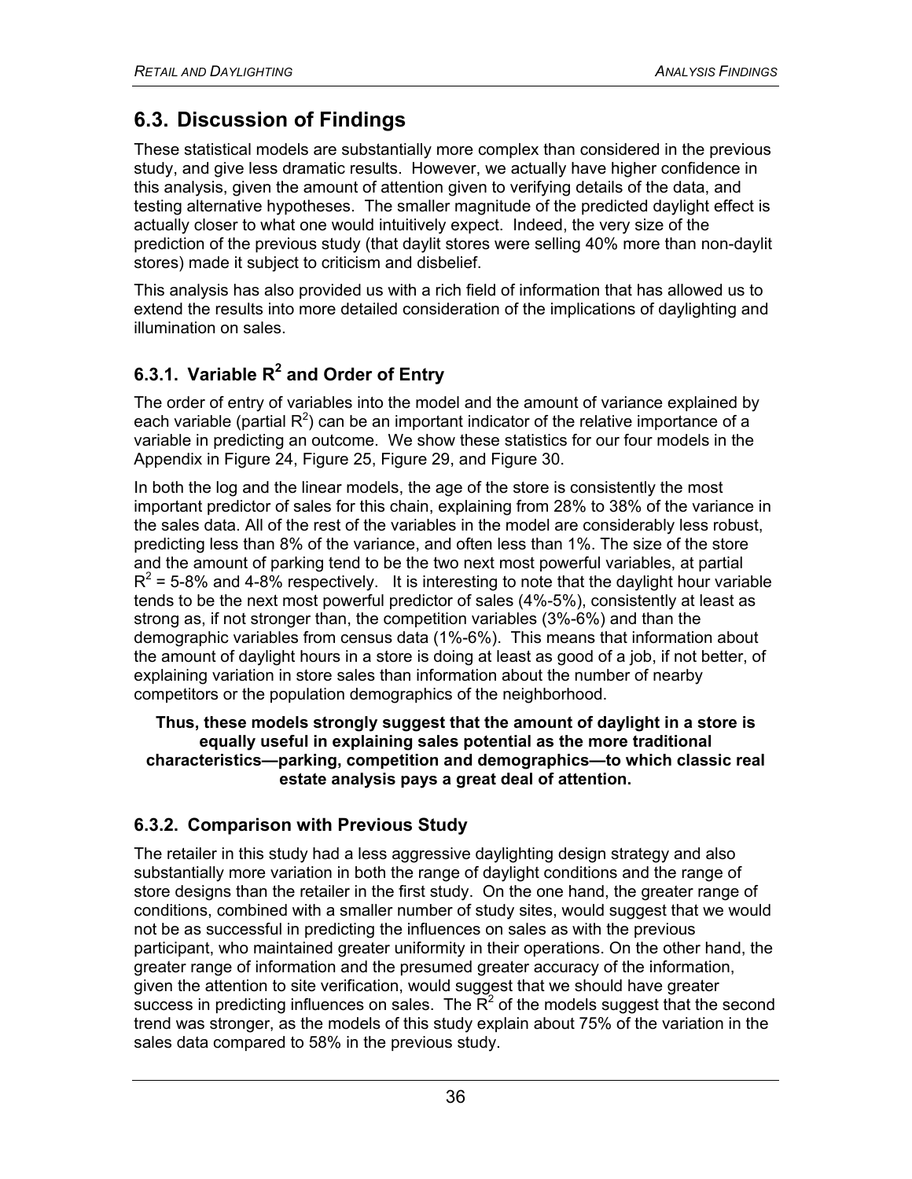## 6.3. Discussion of Findings

These statistical models are substantially more complex than considered in the previous study, and give less dramatic results. However, we actually have higher confidence in this analysis, given the amount of attention given to verifying details of the data, and testing alternative hypotheses. The smaller magnitude of the predicted daylight effect is actually closer to what one would intuitively expect. Indeed, the very size of the prediction of the previous study (that daylit stores were selling 40% more than non-daylit stores) made it subject to criticism and disbelief.

This analysis has also provided us with a rich field of information that has allowed us to extend the results into more detailed consideration of the implications of daylighting and illumination on sales.

### 6.3.1. Variable $R^2$ and Order of Entry

The order of entry of variables into the model and the amount of variance explained by each variable (partial $R^2$) can be an important indicator of the relative importance of a variable in predicting an outcome. We show these statistics for our four models in the Appendix in Figure 24, Figure 25, Figure 29, and Figure 30.

In both the log and the linear models, the age of the store is consistently the most important predictor of sales for this chain, explaining from 28% to 38% of the variance in the sales data. All of the rest of the variables in the model are considerably less robust, predicting less than 8% of the variance, and often less than 1%. The size of the store and the amount of parking tend to be the two next most powerful variables, at partial $R^2$ = 5-8% and 4-8% respectively. It is interesting to note that the daylight hour variable tends to be the next most powerful predictor of sales (4%-5%), consistently at least as strong as, if not stronger than, the competition variables (3%-6%) and than the demographic variables from census data (1%-6%). This means that information about the amount of daylight hours in a store is doing at least as good of a job, if not better, of explaining variation in store sales than information about the number of nearby competitors or the population demographics of the neighborhood.

**Thus, these models strongly suggest that the amount of daylight in a store is equally useful in explaining sales potential as the more traditional characteristics—parking, competition and demographics—to which classic real estate analysis pays a great deal of attention.**

### 6.3.2. Comparison with Previous Study

The retailer in this study had a less aggressive daylighting design strategy and also substantially more variation in both the range of daylight conditions and the range of store designs than the retailer in the first study. On the one hand, the greater range of conditions, combined with a smaller number of study sites, would suggest that we would not be as successful in predicting the influences on sales as with the previous participant, who maintained greater uniformity in their operations. On the other hand, the greater range of information and the presumed greater accuracy of the information, given the attention to site verification, would suggest that we should have greater success in predicting influences on sales. The $R^2$ of the models suggest that the second trend was stronger, as the models of this study explain about 75% of the variation in the sales data compared to 58% in the previous study.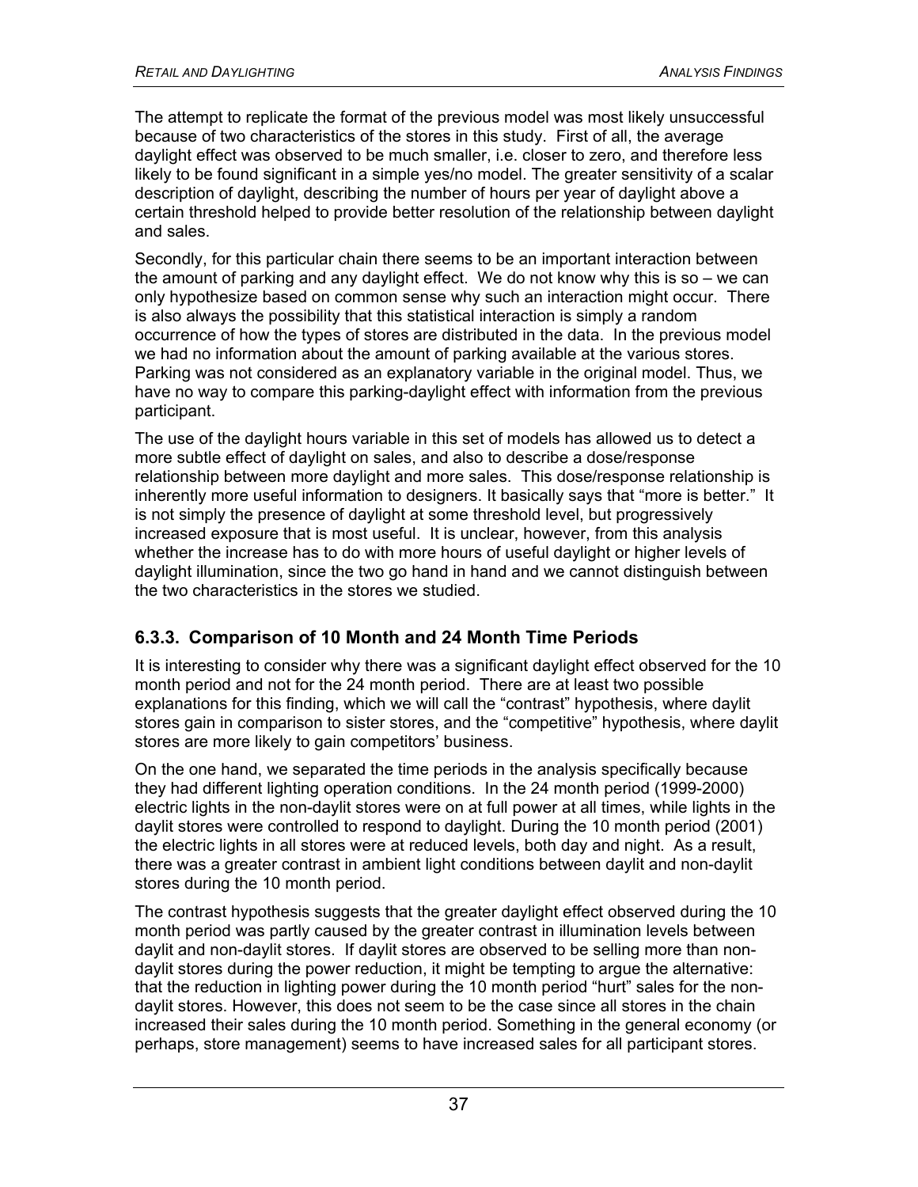The attempt to replicate the format of the previous model was most likely unsuccessful because of two characteristics of the stores in this study. First of all, the average daylight effect was observed to be much smaller, i.e. closer to zero, and therefore less likely to be found significant in a simple yes/no model. The greater sensitivity of a scalar description of daylight, describing the number of hours per year of daylight above a certain threshold helped to provide better resolution of the relationship between daylight and sales.

Secondly, for this particular chain there seems to be an important interaction between the amount of parking and any daylight effect. We do not know why this is so – we can only hypothesize based on common sense why such an interaction might occur. There is also always the possibility that this statistical interaction is simply a random occurrence of how the types of stores are distributed in the data. In the previous model we had no information about the amount of parking available at the various stores. Parking was not considered as an explanatory variable in the original model. Thus, we have no way to compare this parking-daylight effect with information from the previous participant.

The use of the daylight hours variable in this set of models has allowed us to detect a more subtle effect of daylight on sales, and also to describe a dose/response relationship between more daylight and more sales. This dose/response relationship is inherently more useful information to designers. It basically says that "more is better." It is not simply the presence of daylight at some threshold level, but progressively increased exposure that is most useful. It is unclear, however, from this analysis whether the increase has to do with more hours of useful daylight or higher levels of daylight illumination, since the two go hand in hand and we cannot distinguish between the two characteristics in the stores we studied.

### 6.3.3. Comparison of 10 Month and 24 Month Time Periods

It is interesting to consider why there was a significant daylight effect observed for the 10 month period and not for the 24 month period. There are at least two possible explanations for this finding, which we will call the "contrast" hypothesis, where daylit stores gain in comparison to sister stores, and the "competitive" hypothesis, where daylit stores are more likely to gain competitors' business.

On the one hand, we separated the time periods in the analysis specifically because they had different lighting operation conditions. In the 24 month period (1999-2000) electric lights in the non-daylit stores were on at full power at all times, while lights in the daylit stores were controlled to respond to daylight. During the 10 month period (2001) the electric lights in all stores were at reduced levels, both day and night. As a result, there was a greater contrast in ambient light conditions between daylit and non-daylit stores during the 10 month period.

The contrast hypothesis suggests that the greater daylight effect observed during the 10 month period was partly caused by the greater contrast in illumination levels between daylit and non-daylit stores. If daylit stores are observed to be selling more than non-daylit stores during the power reduction, it might be tempting to argue the alternative: that the reduction in lighting power during the 10 month period "hurt" sales for the non-daylit stores. However, this does not seem to be the case since all stores in the chain increased their sales during the 10 month period. Something in the general economy (or perhaps, store management) seems to have increased sales for all participant stores.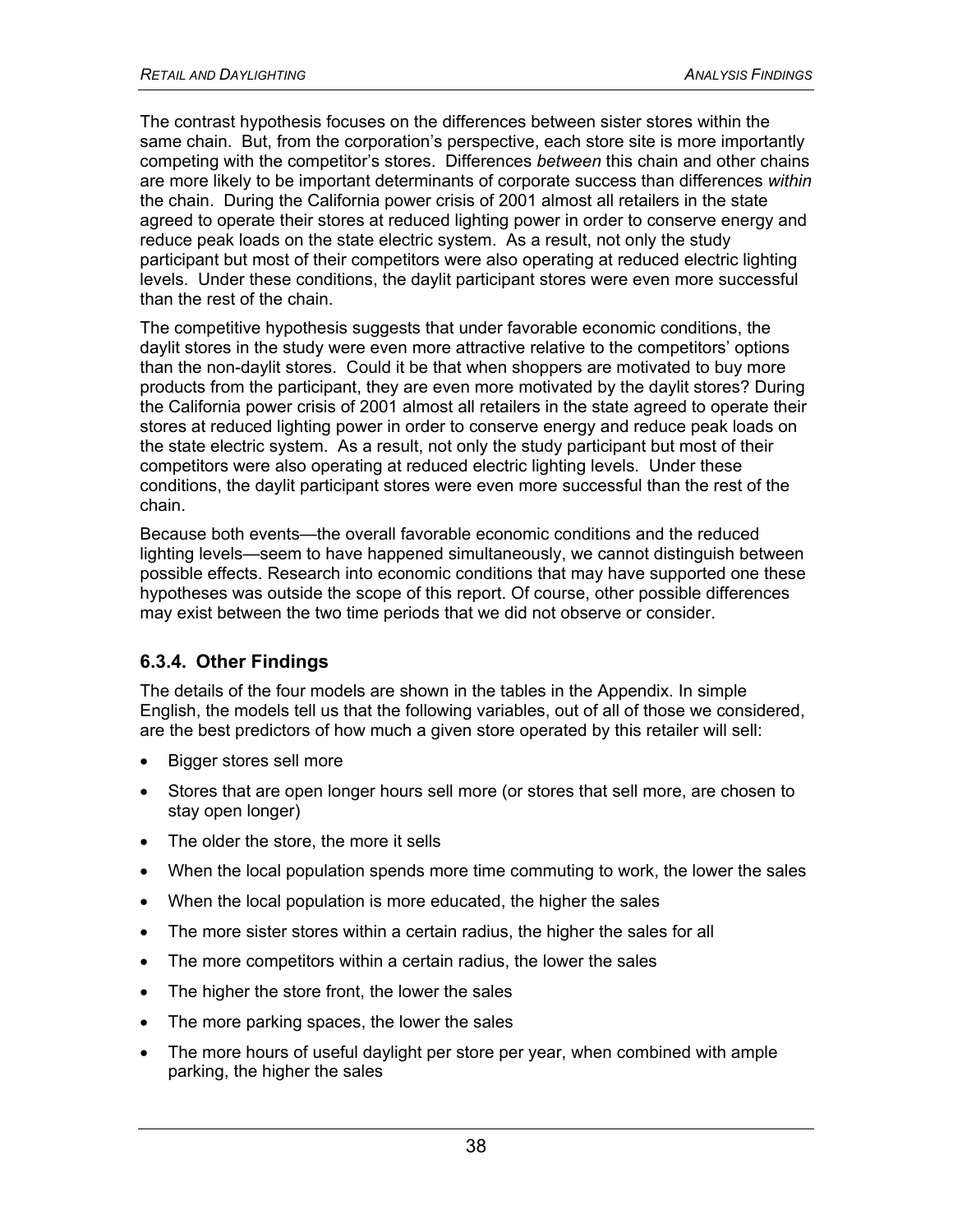The contrast hypothesis focuses on the differences between sister stores within the same chain. But, from the corporation's perspective, each store site is more importantly competing with the competitor's stores. Differences *between* this chain and other chains are more likely to be important determinants of corporate success than differences *within* the chain. During the California power crisis of 2001 almost all retailers in the state agreed to operate their stores at reduced lighting power in order to conserve energy and reduce peak loads on the state electric system. As a result, not only the study participant but most of their competitors were also operating at reduced electric lighting levels. Under these conditions, the daylit participant stores were even more successful than the rest of the chain.

The competitive hypothesis suggests that under favorable economic conditions, the daylit stores in the study were even more attractive relative to the competitors' options than the non-daylit stores. Could it be that when shoppers are motivated to buy more products from the participant, they are even more motivated by the daylit stores? During the California power crisis of 2001 almost all retailers in the state agreed to operate their stores at reduced lighting power in order to conserve energy and reduce peak loads on the state electric system. As a result, not only the study participant but most of their competitors were also operating at reduced electric lighting levels. Under these conditions, the daylit participant stores were even more successful than the rest of the chain.

Because both events—the overall favorable economic conditions and the reduced lighting levels—seem to have happened simultaneously, we cannot distinguish between possible effects. Research into economic conditions that may have supported one these hypotheses was outside the scope of this report. Of course, other possible differences may exist between the two time periods that we did not observe or consider.

### 6.3.4. Other Findings

The details of the four models are shown in the tables in the Appendix. In simple English, the models tell us that the following variables, out of all of those we considered, are the best predictors of how much a given store operated by this retailer will sell:

- Bigger stores sell more
- Stores that are open longer hours sell more (or stores that sell more, are chosen to stay open longer)
- The older the store, the more it sells
- When the local population spends more time commuting to work, the lower the sales
- When the local population is more educated, the higher the sales
- The more sister stores within a certain radius, the higher the sales for all
- The more competitors within a certain radius, the lower the sales
- The higher the store front, the lower the sales
- The more parking spaces, the lower the sales
- The more hours of useful daylight per store per year, when combined with ample parking, the higher the sales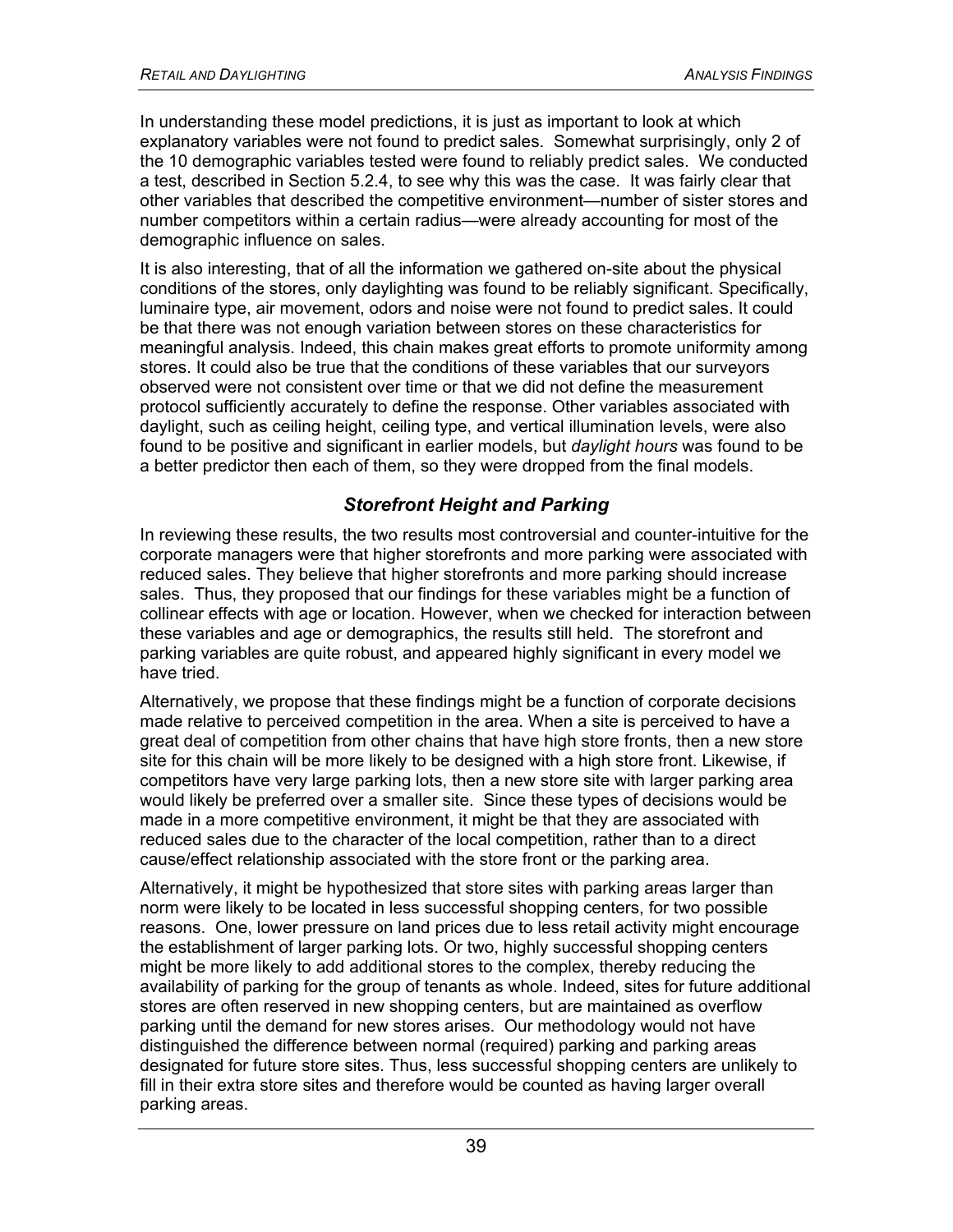In understanding these model predictions, it is just as important to look at which explanatory variables were not found to predict sales. Somewhat surprisingly, only 2 of the 10 demographic variables tested were found to reliably predict sales. We conducted a test, described in Section 5.2.4, to see why this was the case. It was fairly clear that other variables that described the competitive environment—number of sister stores and number competitors within a certain radius—were already accounting for most of the demographic influence on sales.

It is also interesting, that of all the information we gathered on-site about the physical conditions of the stores, only daylighting was found to be reliably significant. Specifically, luminaire type, air movement, odors and noise were not found to predict sales. It could be that there was not enough variation between stores on these characteristics for meaningful analysis. Indeed, this chain makes great efforts to promote uniformity among stores. It could also be true that the conditions of these variables that our surveyors observed were not consistent over time or that we did not define the measurement protocol sufficiently accurately to define the response. Other variables associated with daylight, such as ceiling height, ceiling type, and vertical illumination levels, were also found to be positive and significant in earlier models, but *daylight hours* was found to be a better predictor then each of them, so they were dropped from the final models.

### *Storefront Height and Parking*

In reviewing these results, the two results most controversial and counter-intuitive for the corporate managers were that higher storefronts and more parking were associated with reduced sales. They believe that higher storefronts and more parking should increase sales. Thus, they proposed that our findings for these variables might be a function of collinear effects with age or location. However, when we checked for interaction between these variables and age or demographics, the results still held. The storefront and parking variables are quite robust, and appeared highly significant in every model we have tried.

Alternatively, we propose that these findings might be a function of corporate decisions made relative to perceived competition in the area. When a site is perceived to have a great deal of competition from other chains that have high store fronts, then a new store site for this chain will be more likely to be designed with a high store front. Likewise, if competitors have very large parking lots, then a new store site with larger parking area would likely be preferred over a smaller site. Since these types of decisions would be made in a more competitive environment, it might be that they are associated with reduced sales due to the character of the local competition, rather than to a direct cause/effect relationship associated with the store front or the parking area.

Alternatively, it might be hypothesized that store sites with parking areas larger than norm were likely to be located in less successful shopping centers, for two possible reasons. One, lower pressure on land prices due to less retail activity might encourage the establishment of larger parking lots. Or two, highly successful shopping centers might be more likely to add additional stores to the complex, thereby reducing the availability of parking for the group of tenants as whole. Indeed, sites for future additional stores are often reserved in new shopping centers, but are maintained as overflow parking until the demand for new stores arises. Our methodology would not have distinguished the difference between normal (required) parking and parking areas designated for future store sites. Thus, less successful shopping centers are unlikely to fill in their extra store sites and therefore would be counted as having larger overall parking areas.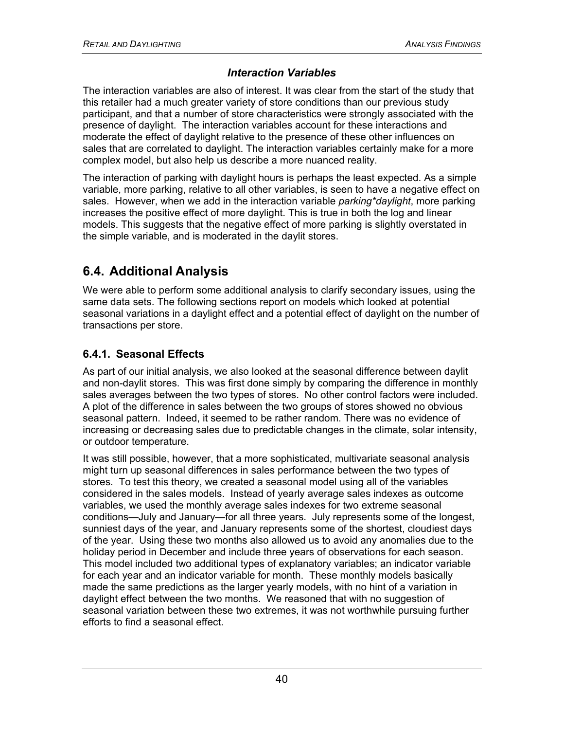### *Interaction Variables*

The interaction variables are also of interest. It was clear from the start of the study that this retailer had a much greater variety of store conditions than our previous study participant, and that a number of store characteristics were strongly associated with the presence of daylight. The interaction variables account for these interactions and moderate the effect of daylight relative to the presence of these other influences on sales that are correlated to daylight. The interaction variables certainly make for a more complex model, but also help us describe a more nuanced reality.

The interaction of parking with daylight hours is perhaps the least expected. As a simple variable, more parking, relative to all other variables, is seen to have a negative effect on sales. However, when we add in the interaction variable *parking*daylight*, more parking increases the positive effect of more daylight. This is true in both the log and linear models. This suggests that the negative effect of more parking is slightly overstated in the simple variable, and is moderated in the daylit stores.

## 6.4. Additional Analysis

We were able to perform some additional analysis to clarify secondary issues, using the same data sets. The following sections report on models which looked at potential seasonal variations in a daylight effect and a potential effect of daylight on the number of transactions per store.

### 6.4.1. Seasonal Effects

As part of our initial analysis, we also looked at the seasonal difference between daylit and non-daylit stores. This was first done simply by comparing the difference in monthly sales averages between the two types of stores. No other control factors were included. A plot of the difference in sales between the two groups of stores showed no obvious seasonal pattern. Indeed, it seemed to be rather random. There was no evidence of increasing or decreasing sales due to predictable changes in the climate, solar intensity, or outdoor temperature.

It was still possible, however, that a more sophisticated, multivariate seasonal analysis might turn up seasonal differences in sales performance between the two types of stores. To test this theory, we created a seasonal model using all of the variables considered in the sales models. Instead of yearly average sales indexes as outcome variables, we used the monthly average sales indexes for two extreme seasonal conditions—July and January—for all three years. July represents some of the longest, sunniest days of the year, and January represents some of the shortest, cloudiest days of the year. Using these two months also allowed us to avoid any anomalies due to the holiday period in December and include three years of observations for each season. This model included two additional types of explanatory variables; an indicator variable for each year and an indicator variable for month. These monthly models basically made the same predictions as the larger yearly models, with no hint of a variation in daylight effect between the two months. We reasoned that with no suggestion of seasonal variation between these two extremes, it was not worthwhile pursuing further efforts to find a seasonal effect.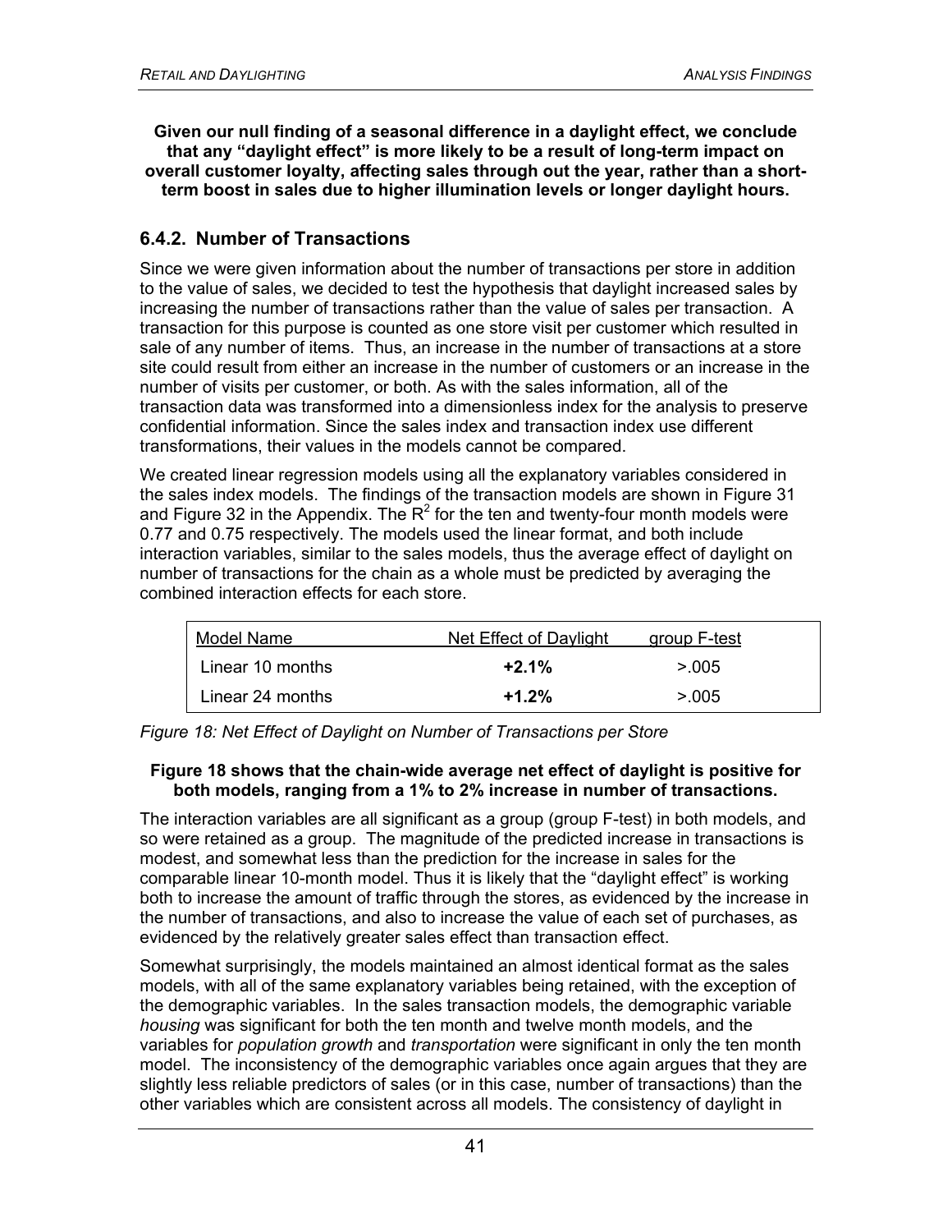**Given our null finding of a seasonal difference in a daylight effect, we conclude that any "daylight effect" is more likely to be a result of long-term impact on overall customer loyalty, affecting sales through out the year, rather than a short-term boost in sales due to higher illumination levels or longer daylight hours.**

### 6.4.2. Number of Transactions

Since we were given information about the number of transactions per store in addition to the value of sales, we decided to test the hypothesis that daylight increased sales by increasing the number of transactions rather than the value of sales per transaction. A transaction for this purpose is counted as one store visit per customer which resulted in sale of any number of items. Thus, an increase in the number of transactions at a store site could result from either an increase in the number of customers or an increase in the number of visits per customer, or both. As with the sales information, all of the transaction data was transformed into a dimensionless index for the analysis to preserve confidential information. Since the sales index and transaction index use different transformations, their values in the models cannot be compared.

We created linear regression models using all the explanatory variables considered in the sales index models. The findings of the transaction models are shown in Figure 31 and Figure 32 in the Appendix. The $R^2$ for the ten and twenty-four month models were 0.77 and 0.75 respectively. The models used the linear format, and both include interaction variables, similar to the sales models, thus the average effect of daylight on number of transactions for the chain as a whole must be predicted by averaging the combined interaction effects for each store.

| Model Name | Net Effect of Daylight | group F-test |
|---|---|---|
| Linear 10 months | **+2.1%** | >.005 |
| Linear 24 months | **+1.2%** | >.005 |

*Figure 18: Net Effect of Daylight on Number of Transactions per Store*

**Figure 18 shows that the chain-wide average net effect of daylight is positive for both models, ranging from a 1% to 2% increase in number of transactions.**

The interaction variables are all significant as a group (group F-test) in both models, and so were retained as a group. The magnitude of the predicted increase in transactions is modest, and somewhat less than the prediction for the increase in sales for the comparable linear 10-month model. Thus it is likely that the "daylight effect" is working both to increase the amount of traffic through the stores, as evidenced by the increase in the number of transactions, and also to increase the value of each set of purchases, as evidenced by the relatively greater sales effect than transaction effect.

Somewhat surprisingly, the models maintained an almost identical format as the sales models, with all of the same explanatory variables being retained, with the exception of the demographic variables. In the sales transaction models, the demographic variable *housing* was significant for both the ten month and twelve month models, and the variables for *population growth* and *transportation* were significant in only the ten month model. The inconsistency of the demographic variables once again argues that they are slightly less reliable predictors of sales (or in this case, number of transactions) than the other variables which are consistent across all models. The consistency of daylight in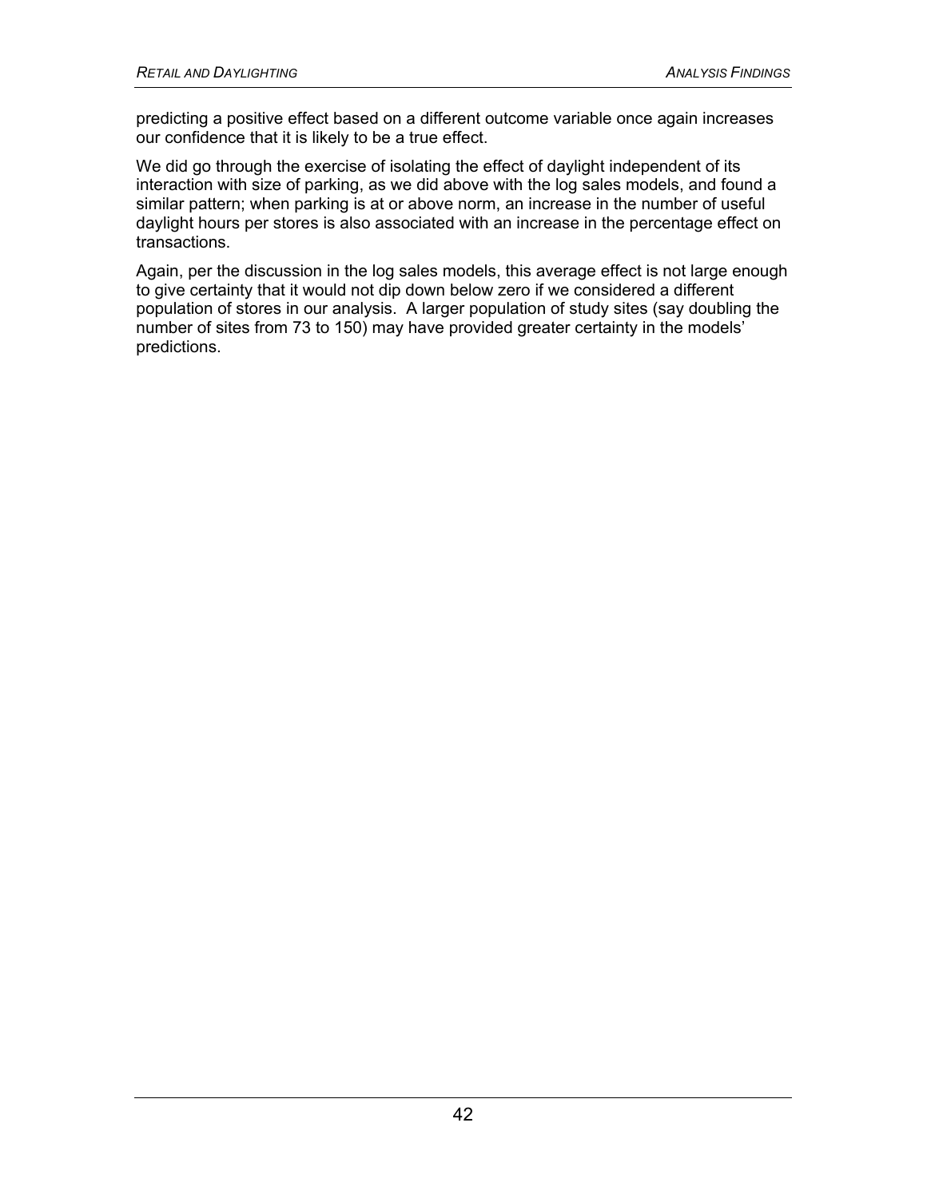predicting a positive effect based on a different outcome variable once again increases our confidence that it is likely to be a true effect.

We did go through the exercise of isolating the effect of daylight independent of its interaction with size of parking, as we did above with the log sales models, and found a similar pattern; when parking is at or above norm, an increase in the number of useful daylight hours per stores is also associated with an increase in the percentage effect on transactions.

Again, per the discussion in the log sales models, this average effect is not large enough to give certainty that it would not dip down below zero if we considered a different population of stores in our analysis. A larger population of study sites (say doubling the number of sites from 73 to 150) may have provided greater certainty in the models' predictions.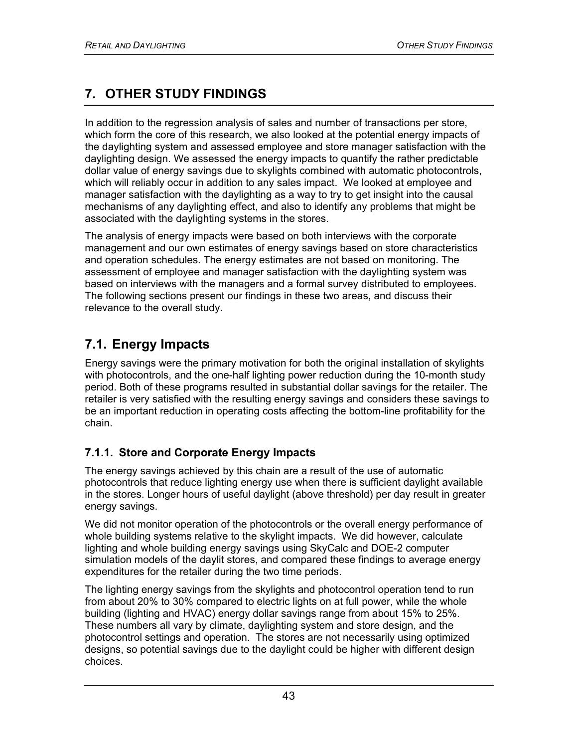# 7. OTHER STUDY FINDINGS

In addition to the regression analysis of sales and number of transactions per store, which form the core of this research, we also looked at the potential energy impacts of the daylighting system and assessed employee and store manager satisfaction with the daylighting design. We assessed the energy impacts to quantify the rather predictable dollar value of energy savings due to skylights combined with automatic photocontrols, which will reliably occur in addition to any sales impact. We looked at employee and manager satisfaction with the daylighting as a way to try to get insight into the causal mechanisms of any daylighting effect, and also to identify any problems that might be associated with the daylighting systems in the stores.

The analysis of energy impacts were based on both interviews with the corporate management and our own estimates of energy savings based on store characteristics and operation schedules. The energy estimates are not based on monitoring. The assessment of employee and manager satisfaction with the daylighting system was based on interviews with the managers and a formal survey distributed to employees. The following sections present our findings in these two areas, and discuss their relevance to the overall study.

## 7.1. Energy Impacts

Energy savings were the primary motivation for both the original installation of skylights with photocontrols, and the one-half lighting power reduction during the 10-month study period. Both of these programs resulted in substantial dollar savings for the retailer. The retailer is very satisfied with the resulting energy savings and considers these savings to be an important reduction in operating costs affecting the bottom-line profitability for the chain.

### 7.1.1. Store and Corporate Energy Impacts

The energy savings achieved by this chain are a result of the use of automatic photocontrols that reduce lighting energy use when there is sufficient daylight available in the stores. Longer hours of useful daylight (above threshold) per day result in greater energy savings.

We did not monitor operation of the photocontrols or the overall energy performance of whole building systems relative to the skylight impacts. We did however, calculate lighting and whole building energy savings using SkyCalc and DOE-2 computer simulation models of the daylit stores, and compared these findings to average energy expenditures for the retailer during the two time periods.

The lighting energy savings from the skylights and photocontrol operation tend to run from about 20% to 30% compared to electric lights on at full power, while the whole building (lighting and HVAC) energy dollar savings range from about 15% to 25%. These numbers all vary by climate, daylighting system and store design, and the photocontrol settings and operation. The stores are not necessarily using optimized designs, so potential savings due to the daylight could be higher with different design choices.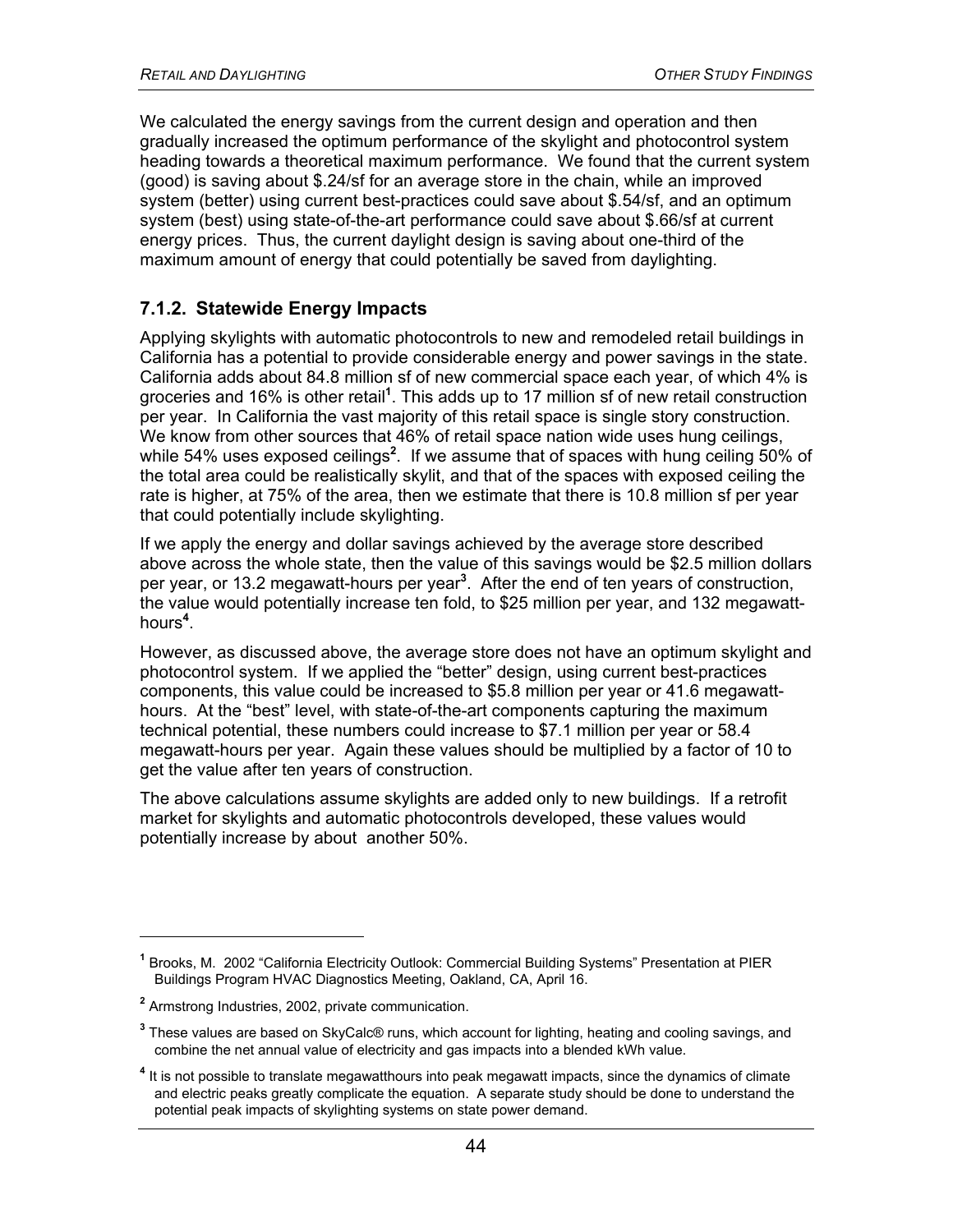We calculated the energy savings from the current design and operation and then gradually increased the optimum performance of the skylight and photocontrol system heading towards a theoretical maximum performance. We found that the current system (good) is saving about $.24/sf for an average store in the chain, while an improved system (better) using current best-practices could save about $.54/sf, and an optimum system (best) using state-of-the-art performance could save about $.66/sf at current energy prices. Thus, the current daylight design is saving about one-third of the maximum amount of energy that could potentially be saved from daylighting.

### 7.1.2. Statewide Energy Impacts

Applying skylights with automatic photocontrols to new and remodeled retail buildings in California has a potential to provide considerable energy and power savings in the state. California adds about 84.8 million sf of new commercial space each year, of which 4% is groceries and 16% is other retail[1]. This adds up to 17 million sf of new retail construction per year. In California the vast majority of this retail space is single story construction. We know from other sources that 46% of retail space nation wide uses hung ceilings, while 54% uses exposed ceilings[2]. If we assume that of spaces with hung ceiling 50% of the total area could be realistically skylit, and that of the spaces with exposed ceiling the rate is higher, at 75% of the area, then we estimate that there is 10.8 million sf per year that could potentially include skylighting.

If we apply the energy and dollar savings achieved by the average store described above across the whole state, then the value of this savings would be $2.5 million dollars per year, or 13.2 megawatt-hours per year[3]. After the end of ten years of construction, the value would potentially increase ten fold, to $25 million per year, and 132 megawatt-hours[4].

However, as discussed above, the average store does not have an optimum skylight and photocontrol system. If we applied the "better" design, using current best-practices components, this value could be increased to $5.8 million per year or 41.6 megawatt-hours. At the "best" level, with state-of-the-art components capturing the maximum technical potential, these numbers could increase to $7.1 million per year or 58.4 megawatt-hours per year. Again these values should be multiplied by a factor of 10 to get the value after ten years of construction.

The above calculations assume skylights are added only to new buildings. If a retrofit market for skylights and automatic photocontrols developed, these values would potentially increase by about another 50%.

---

[1] Brooks, M. 2002 "California Electricity Outlook: Commercial Building Systems" Presentation at PIER Buildings Program HVAC Diagnostics Meeting, Oakland, CA, April 16.

[2] Armstrong Industries, 2002, private communication.

[3] These values are based on SkyCalc® runs, which account for lighting, heating and cooling savings, and combine the net annual value of electricity and gas impacts into a blended kWh value.

[4] It is not possible to translate megawatthours into peak megawatt impacts, since the dynamics of climate and electric peaks greatly complicate the equation. A separate study should be done to understand the potential peak impacts of skylighting systems on state power demand.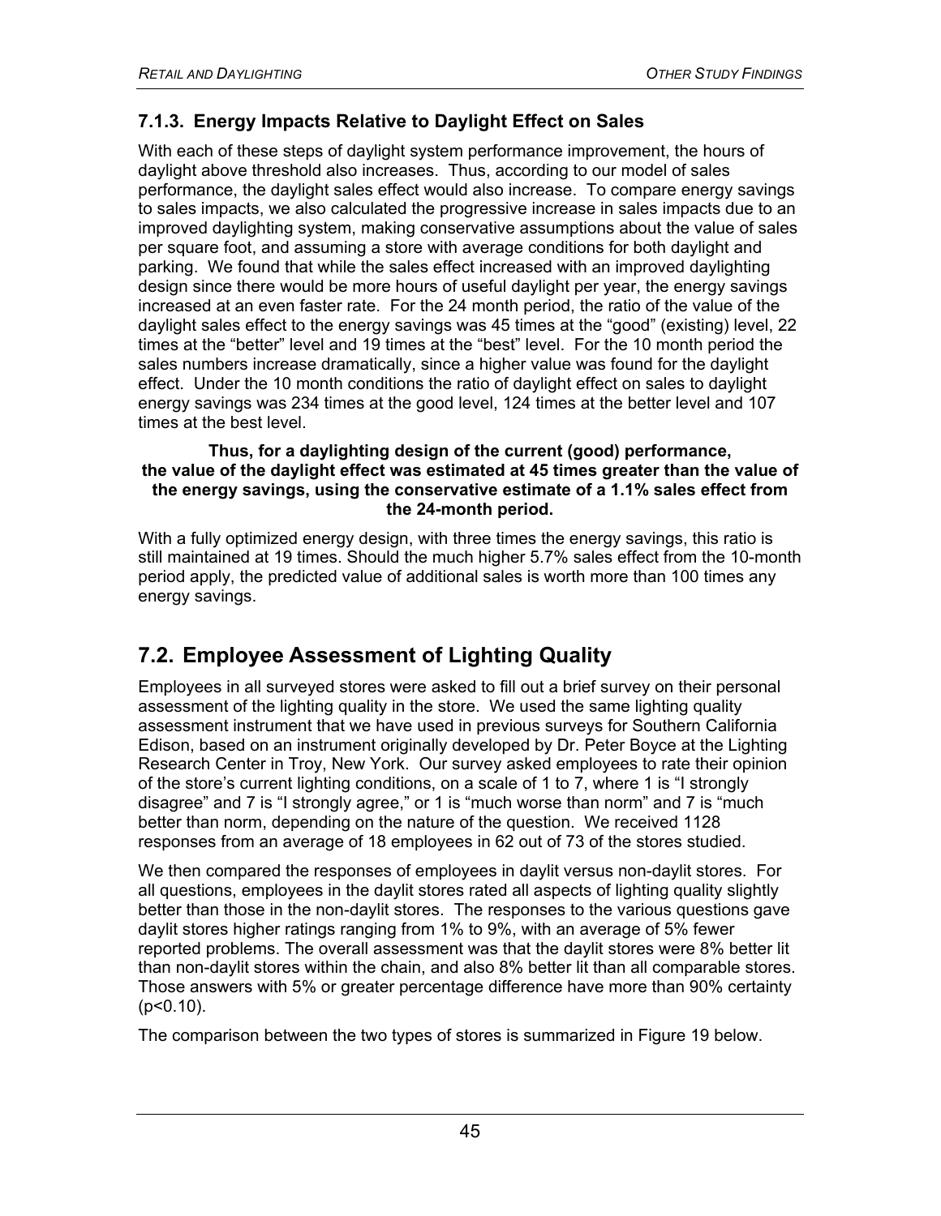### 7.1.3. Energy Impacts Relative to Daylight Effect on Sales

With each of these steps of daylight system performance improvement, the hours of daylight above threshold also increases. Thus, according to our model of sales performance, the daylight sales effect would also increase. To compare energy savings to sales impacts, we also calculated the progressive increase in sales impacts due to an improved daylighting system, making conservative assumptions about the value of sales per square foot, and assuming a store with average conditions for both daylight and parking. We found that while the sales effect increased with an improved daylighting design since there would be more hours of useful daylight per year, the energy savings increased at an even faster rate. For the 24 month period, the ratio of the value of the daylight sales effect to the energy savings was 45 times at the "good" (existing) level, 22 times at the "better" level and 19 times at the "best" level. For the 10 month period the sales numbers increase dramatically, since a higher value was found for the daylight effect. Under the 10 month conditions the ratio of daylight effect on sales to daylight energy savings was 234 times at the good level, 124 times at the better level and 107 times at the best level.

**Thus, for a daylighting design of the current (good) performance, the value of the daylight effect was estimated at 45 times greater than the value of the energy savings, using the conservative estimate of a 1.1% sales effect from the 24-month period.**

With a fully optimized energy design, with three times the energy savings, this ratio is still maintained at 19 times. Should the much higher 5.7% sales effect from the 10-month period apply, the predicted value of additional sales is worth more than 100 times any energy savings.

## 7.2. Employee Assessment of Lighting Quality

Employees in all surveyed stores were asked to fill out a brief survey on their personal assessment of the lighting quality in the store. We used the same lighting quality assessment instrument that we have used in previous surveys for Southern California Edison, based on an instrument originally developed by Dr. Peter Boyce at the Lighting Research Center in Troy, New York. Our survey asked employees to rate their opinion of the store's current lighting conditions, on a scale of 1 to 7, where 1 is "I strongly disagree" and 7 is "I strongly agree," or 1 is "much worse than norm" and 7 is "much better than norm, depending on the nature of the question. We received 1128 responses from an average of 18 employees in 62 out of 73 of the stores studied.

We then compared the responses of employees in daylit versus non-daylit stores. For all questions, employees in the daylit stores rated all aspects of lighting quality slightly better than those in the non-daylit stores. The responses to the various questions gave daylit stores higher ratings ranging from 1% to 9%, with an average of 5% fewer reported problems. The overall assessment was that the daylit stores were 8% better lit than non-daylit stores within the chain, and also 8% better lit than all comparable stores. Those answers with 5% or greater percentage difference have more than 90% certainty ($p<0.10$).

The comparison between the two types of stores is summarized in Figure 19 below.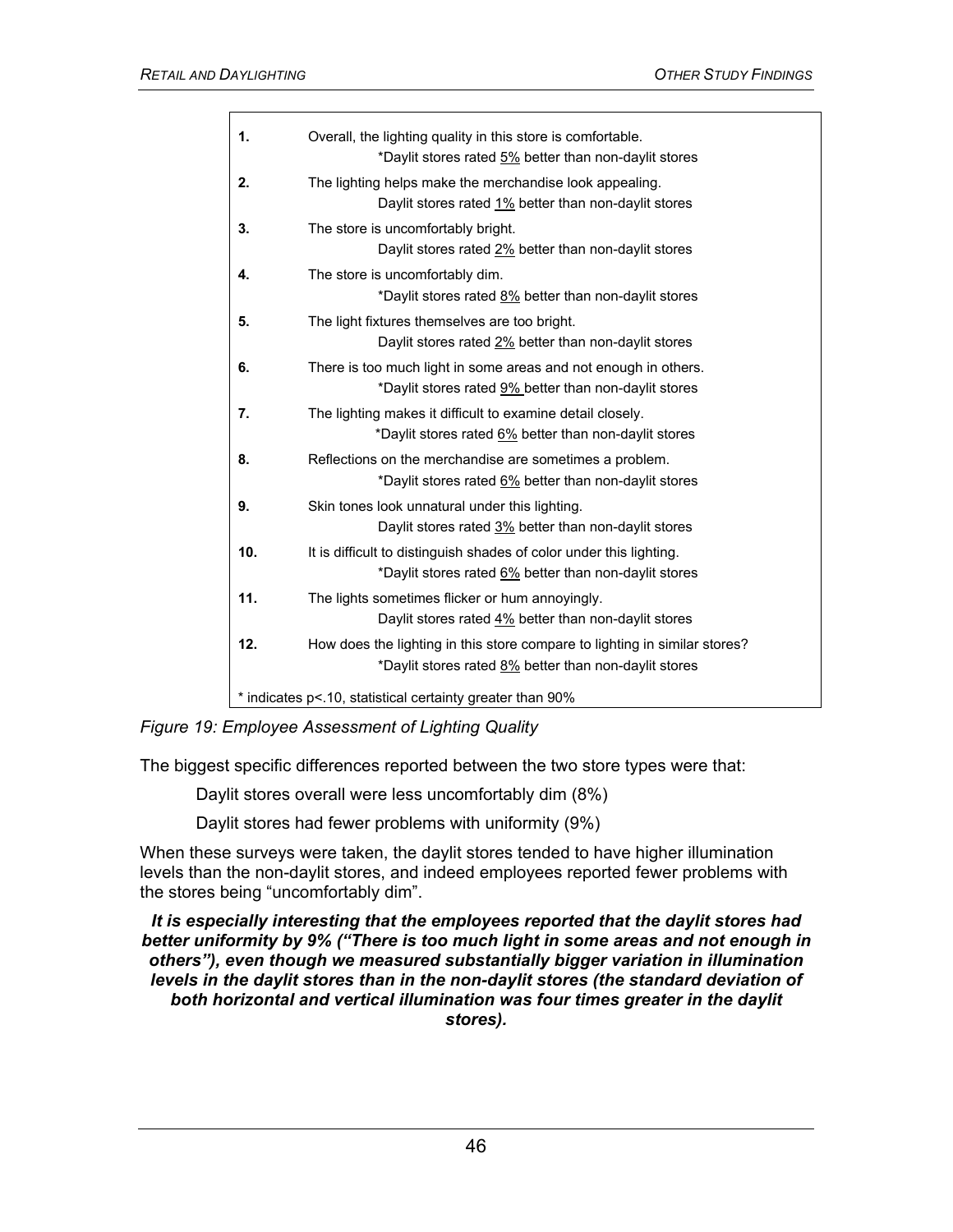| | |
|---|---|
| **1.** | Overall, the lighting quality in this store is comfortable.<br>*Daylit stores rated <u>5%</u> better than non-daylit stores |
| **2.** | The lighting helps make the merchandise look appealing.<br>Daylit stores rated <u>1%</u> better than non-daylit stores |
| **3.** | The store is uncomfortably bright.<br>Daylit stores rated <u>2%</u> better than non-daylit stores |
| **4.** | The store is uncomfortably dim.<br>*Daylit stores rated <u>8%</u> better than non-daylit stores |
| **5.** | The light fixtures themselves are too bright.<br>Daylit stores rated <u>2%</u> better than non-daylit stores |
| **6.** | There is too much light in some areas and not enough in others.<br>*Daylit stores rated <u>9%</u> better than non-daylit stores |
| **7.** | The lighting makes it difficult to examine detail closely.<br>*Daylit stores rated <u>6%</u> better than non-daylit stores |
| **8.** | Reflections on the merchandise are sometimes a problem.<br>*Daylit stores rated <u>6%</u> better than non-daylit stores |
| **9.** | Skin tones look unnatural under this lighting.<br>Daylit stores rated <u>3%</u> better than non-daylit stores |
| **10.** | It is difficult to distinguish shades of color under this lighting.<br>*Daylit stores rated <u>6%</u> better than non-daylit stores |
| **11.** | The lights sometimes flicker or hum annoyingly.<br>Daylit stores rated <u>4%</u> better than non-daylit stores |
| **12.** | How does the lighting in this store compare to lighting in similar stores?<br>*Daylit stores rated <u>8%</u> better than non-daylit stores |

* indicates p<.10, statistical certainty greater than 90%

*Figure 19: Employee Assessment of Lighting Quality*

The biggest specific differences reported between the two store types were that:

Daylit stores overall were less uncomfortably dim (8%)

Daylit stores had fewer problems with uniformity (9%)

When these surveys were taken, the daylit stores tended to have higher illumination levels than the non-daylit stores, and indeed employees reported fewer problems with the stores being "uncomfortably dim".

***It is especially interesting that the employees reported that the daylit stores had better uniformity by 9% ("There is too much light in some areas and not enough in others"), even though we measured substantially bigger variation in illumination levels in the daylit stores than in the non-daylit stores (the standard deviation of both horizontal and vertical illumination was four times greater in the daylit stores).***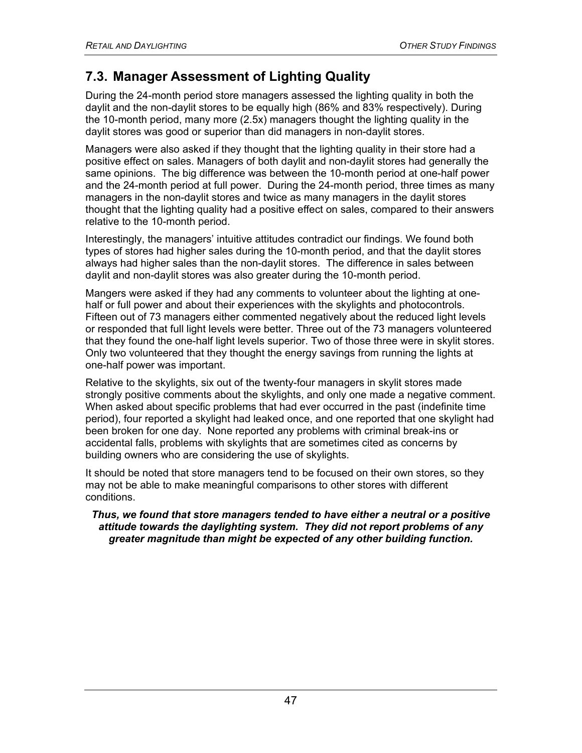## 7.3. Manager Assessment of Lighting Quality

During the 24-month period store managers assessed the lighting quality in both the daylit and the non-daylit stores to be equally high (86% and 83% respectively). During the 10-month period, many more (2.5x) managers thought the lighting quality in the daylit stores was good or superior than did managers in non-daylit stores.

Managers were also asked if they thought that the lighting quality in their store had a positive effect on sales. Managers of both daylit and non-daylit stores had generally the same opinions. The big difference was between the 10-month period at one-half power and the 24-month period at full power. During the 24-month period, three times as many managers in the non-daylit stores and twice as many managers in the daylit stores thought that the lighting quality had a positive effect on sales, compared to their answers relative to the 10-month period.

Interestingly, the managers' intuitive attitudes contradict our findings. We found both types of stores had higher sales during the 10-month period, and that the daylit stores always had higher sales than the non-daylit stores. The difference in sales between daylit and non-daylit stores was also greater during the 10-month period.

Mangers were asked if they had any comments to volunteer about the lighting at one-half or full power and about their experiences with the skylights and photocontrols. Fifteen out of 73 managers either commented negatively about the reduced light levels or responded that full light levels were better. Three out of the 73 managers volunteered that they found the one-half light levels superior. Two of those three were in skylit stores. Only two volunteered that they thought the energy savings from running the lights at one-half power was important.

Relative to the skylights, six out of the twenty-four managers in skylit stores made strongly positive comments about the skylights, and only one made a negative comment. When asked about specific problems that had ever occurred in the past (indefinite time period), four reported a skylight had leaked once, and one reported that one skylight had been broken for one day. None reported any problems with criminal break-ins or accidental falls, problems with skylights that are sometimes cited as concerns by building owners who are considering the use of skylights.

It should be noted that store managers tend to be focused on their own stores, so they may not be able to make meaningful comparisons to other stores with different conditions.

***Thus, we found that store managers tended to have either a neutral or a positive attitude towards the daylighting system. They did not report problems of any greater magnitude than might be expected of any other building function.***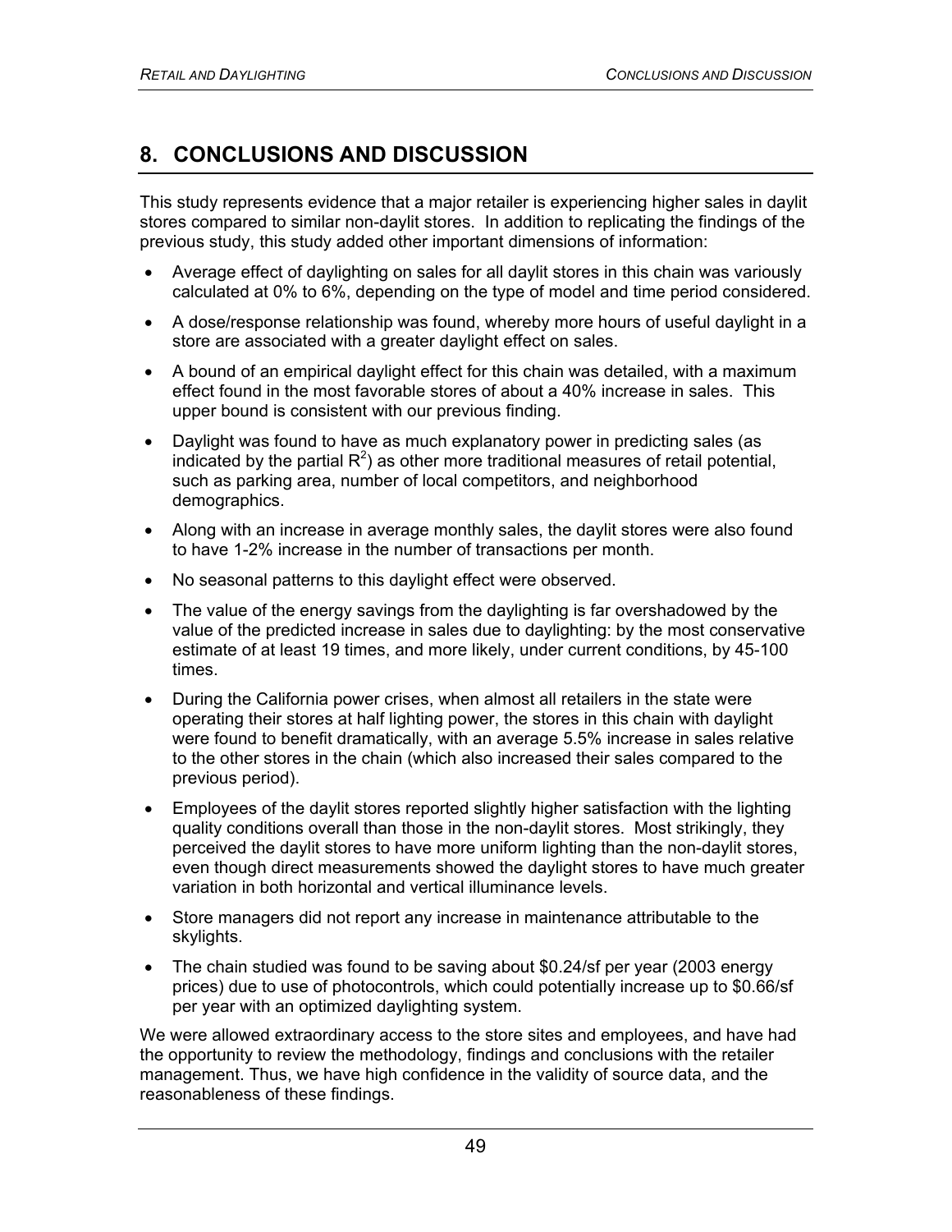# 8. CONCLUSIONS AND DISCUSSION

This study represents evidence that a major retailer is experiencing higher sales in daylit stores compared to similar non-daylit stores. In addition to replicating the findings of the previous study, this study added other important dimensions of information:

- Average effect of daylighting on sales for all daylit stores in this chain was variously calculated at 0% to 6%, depending on the type of model and time period considered.
- A dose/response relationship was found, whereby more hours of useful daylight in a store are associated with a greater daylight effect on sales.
- A bound of an empirical daylight effect for this chain was detailed, with a maximum effect found in the most favorable stores of about a 40% increase in sales. This upper bound is consistent with our previous finding.
- Daylight was found to have as much explanatory power in predicting sales (as indicated by the partial $R^2$) as other more traditional measures of retail potential, such as parking area, number of local competitors, and neighborhood demographics.
- Along with an increase in average monthly sales, the daylit stores were also found to have 1-2% increase in the number of transactions per month.
- No seasonal patterns to this daylight effect were observed.
- The value of the energy savings from the daylighting is far overshadowed by the value of the predicted increase in sales due to daylighting: by the most conservative estimate of at least 19 times, and more likely, under current conditions, by 45-100 times.
- During the California power crises, when almost all retailers in the state were operating their stores at half lighting power, the stores in this chain with daylight were found to benefit dramatically, with an average 5.5% increase in sales relative to the other stores in the chain (which also increased their sales compared to the previous period).
- Employees of the daylit stores reported slightly higher satisfaction with the lighting quality conditions overall than those in the non-daylit stores. Most strikingly, they perceived the daylit stores to have more uniform lighting than the non-daylit stores, even though direct measurements showed the daylight stores to have much greater variation in both horizontal and vertical illuminance levels.
- Store managers did not report any increase in maintenance attributable to the skylights.
- The chain studied was found to be saving about $0.24/sf per year (2003 energy prices) due to use of photocontrols, which could potentially increase up to $0.66/sf per year with an optimized daylighting system.

We were allowed extraordinary access to the store sites and employees, and have had the opportunity to review the methodology, findings and conclusions with the retailer management. Thus, we have high confidence in the validity of source data, and the reasonableness of these findings.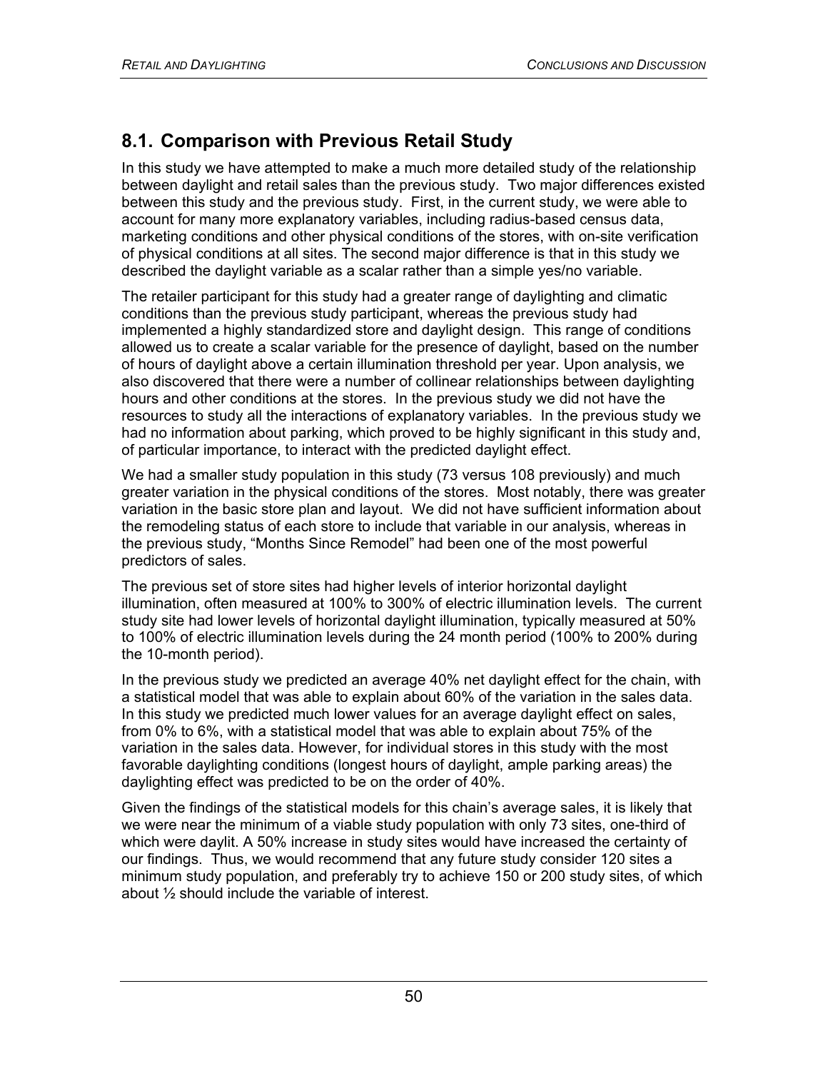## 8.1. Comparison with Previous Retail Study

In this study we have attempted to make a much more detailed study of the relationship between daylight and retail sales than the previous study. Two major differences existed between this study and the previous study. First, in the current study, we were able to account for many more explanatory variables, including radius-based census data, marketing conditions and other physical conditions of the stores, with on-site verification of physical conditions at all sites. The second major difference is that in this study we described the daylight variable as a scalar rather than a simple yes/no variable.

The retailer participant for this study had a greater range of daylighting and climatic conditions than the previous study participant, whereas the previous study had implemented a highly standardized store and daylight design. This range of conditions allowed us to create a scalar variable for the presence of daylight, based on the number of hours of daylight above a certain illumination threshold per year. Upon analysis, we also discovered that there were a number of collinear relationships between daylighting hours and other conditions at the stores. In the previous study we did not have the resources to study all the interactions of explanatory variables. In the previous study we had no information about parking, which proved to be highly significant in this study and, of particular importance, to interact with the predicted daylight effect.

We had a smaller study population in this study (73 versus 108 previously) and much greater variation in the physical conditions of the stores. Most notably, there was greater variation in the basic store plan and layout. We did not have sufficient information about the remodeling status of each store to include that variable in our analysis, whereas in the previous study, "Months Since Remodel" had been one of the most powerful predictors of sales.

The previous set of store sites had higher levels of interior horizontal daylight illumination, often measured at 100% to 300% of electric illumination levels. The current study site had lower levels of horizontal daylight illumination, typically measured at 50% to 100% of electric illumination levels during the 24 month period (100% to 200% during the 10-month period).

In the previous study we predicted an average 40% net daylight effect for the chain, with a statistical model that was able to explain about 60% of the variation in the sales data. In this study we predicted much lower values for an average daylight effect on sales, from 0% to 6%, with a statistical model that was able to explain about 75% of the variation in the sales data. However, for individual stores in this study with the most favorable daylighting conditions (longest hours of daylight, ample parking areas) the daylighting effect was predicted to be on the order of 40%.

Given the findings of the statistical models for this chain's average sales, it is likely that we were near the minimum of a viable study population with only 73 sites, one-third of which were daylit. A 50% increase in study sites would have increased the certainty of our findings. Thus, we would recommend that any future study consider 120 sites a minimum study population, and preferably try to achieve 150 or 200 study sites, of which about ½ should include the variable of interest.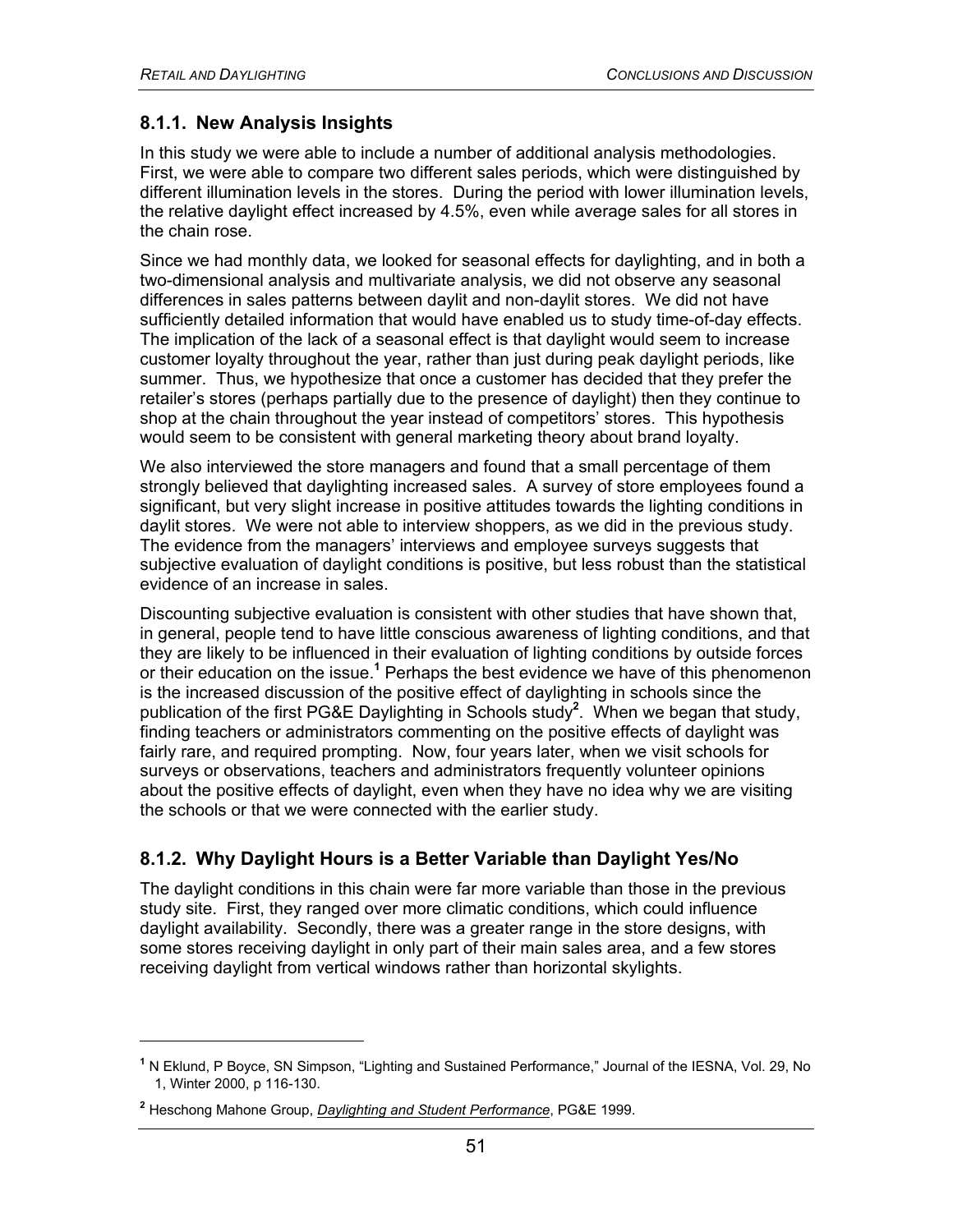### 8.1.1. New Analysis Insights

In this study we were able to include a number of additional analysis methodologies. First, we were able to compare two different sales periods, which were distinguished by different illumination levels in the stores. During the period with lower illumination levels, the relative daylight effect increased by 4.5%, even while average sales for all stores in the chain rose.

Since we had monthly data, we looked for seasonal effects for daylighting, and in both a two-dimensional analysis and multivariate analysis, we did not observe any seasonal differences in sales patterns between daylit and non-daylit stores. We did not have sufficiently detailed information that would have enabled us to study time-of-day effects. The implication of the lack of a seasonal effect is that daylight would seem to increase customer loyalty throughout the year, rather than just during peak daylight periods, like summer. Thus, we hypothesize that once a customer has decided that they prefer the retailer's stores (perhaps partially due to the presence of daylight) then they continue to shop at the chain throughout the year instead of competitors' stores. This hypothesis would seem to be consistent with general marketing theory about brand loyalty.

We also interviewed the store managers and found that a small percentage of them strongly believed that daylighting increased sales. A survey of store employees found a significant, but very slight increase in positive attitudes towards the lighting conditions in daylit stores. We were not able to interview shoppers, as we did in the previous study. The evidence from the managers' interviews and employee surveys suggests that subjective evaluation of daylight conditions is positive, but less robust than the statistical evidence of an increase in sales.

Discounting subjective evaluation is consistent with other studies that have shown that, in general, people tend to have little conscious awareness of lighting conditions, and that they are likely to be influenced in their evaluation of lighting conditions by outside forces or their education on the issue.[1] Perhaps the best evidence we have of this phenomenon is the increased discussion of the positive effect of daylighting in schools since the publication of the first PG&E Daylighting in Schools study[2]. When we began that study, finding teachers or administrators commenting on the positive effects of daylight was fairly rare, and required prompting. Now, four years later, when we visit schools for surveys or observations, teachers and administrators frequently volunteer opinions about the positive effects of daylight, even when they have no idea why we are visiting the schools or that we were connected with the earlier study.

### 8.1.2. Why Daylight Hours is a Better Variable than Daylight Yes/No

The daylight conditions in this chain were far more variable than those in the previous study site. First, they ranged over more climatic conditions, which could influence daylight availability. Secondly, there was a greater range in the store designs, with some stores receiving daylight in only part of their main sales area, and a few stores receiving daylight from vertical windows rather than horizontal skylights.

---

[1] N Eklund, P Boyce, SN Simpson, "Lighting and Sustained Performance," Journal of the IESNA, Vol. 29, No 1, Winter 2000, p 116-130.

[2] Heschong Mahone Group, *Daylighting and Student Performance*, PG&E 1999.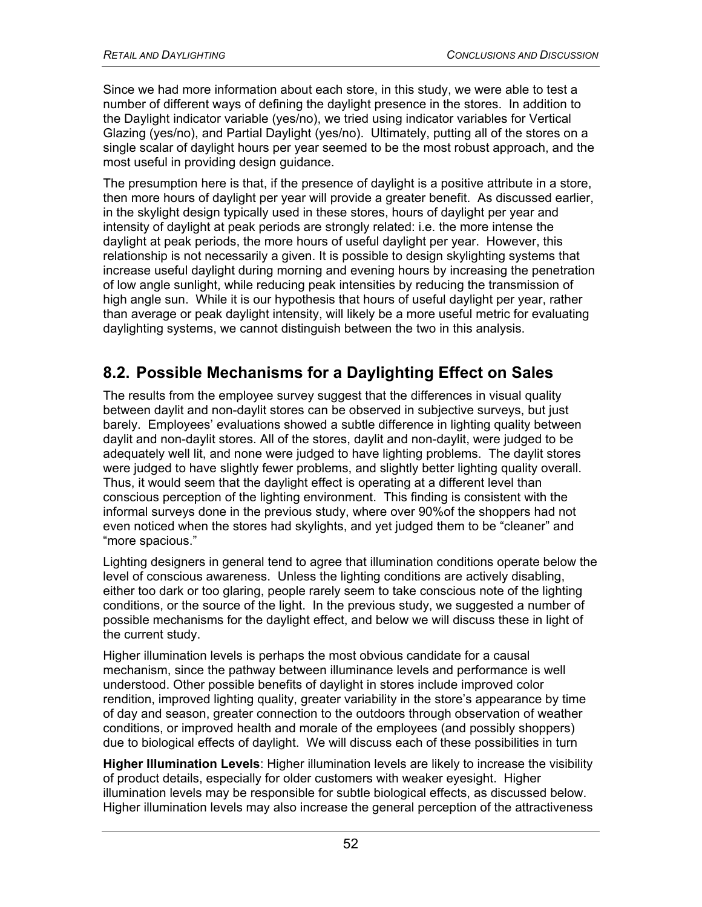Since we had more information about each store, in this study, we were able to test a number of different ways of defining the daylight presence in the stores. In addition to the Daylight indicator variable (yes/no), we tried using indicator variables for Vertical Glazing (yes/no), and Partial Daylight (yes/no). Ultimately, putting all of the stores on a single scalar of daylight hours per year seemed to be the most robust approach, and the most useful in providing design guidance.

The presumption here is that, if the presence of daylight is a positive attribute in a store, then more hours of daylight per year will provide a greater benefit. As discussed earlier, in the skylight design typically used in these stores, hours of daylight per year and intensity of daylight at peak periods are strongly related: i.e. the more intense the daylight at peak periods, the more hours of useful daylight per year. However, this relationship is not necessarily a given. It is possible to design skylighting systems that increase useful daylight during morning and evening hours by increasing the penetration of low angle sunlight, while reducing peak intensities by reducing the transmission of high angle sun. While it is our hypothesis that hours of useful daylight per year, rather than average or peak daylight intensity, will likely be a more useful metric for evaluating daylighting systems, we cannot distinguish between the two in this analysis.

## 8.2. Possible Mechanisms for a Daylighting Effect on Sales

The results from the employee survey suggest that the differences in visual quality between daylit and non-daylit stores can be observed in subjective surveys, but just barely. Employees' evaluations showed a subtle difference in lighting quality between daylit and non-daylit stores. All of the stores, daylit and non-daylit, were judged to be adequately well lit, and none were judged to have lighting problems. The daylit stores were judged to have slightly fewer problems, and slightly better lighting quality overall. Thus, it would seem that the daylight effect is operating at a different level than conscious perception of the lighting environment. This finding is consistent with the informal surveys done in the previous study, where over 90%of the shoppers had not even noticed when the stores had skylights, and yet judged them to be "cleaner" and "more spacious."

Lighting designers in general tend to agree that illumination conditions operate below the level of conscious awareness. Unless the lighting conditions are actively disabling, either too dark or too glaring, people rarely seem to take conscious note of the lighting conditions, or the source of the light. In the previous study, we suggested a number of possible mechanisms for the daylight effect, and below we will discuss these in light of the current study.

Higher illumination levels is perhaps the most obvious candidate for a causal mechanism, since the pathway between illuminance levels and performance is well understood. Other possible benefits of daylight in stores include improved color rendition, improved lighting quality, greater variability in the store's appearance by time of day and season, greater connection to the outdoors through observation of weather conditions, or improved health and morale of the employees (and possibly shoppers) due to biological effects of daylight. We will discuss each of these possibilities in turn

**Higher Illumination Levels**: Higher illumination levels are likely to increase the visibility of product details, especially for older customers with weaker eyesight. Higher illumination levels may be responsible for subtle biological effects, as discussed below. Higher illumination levels may also increase the general perception of the attractiveness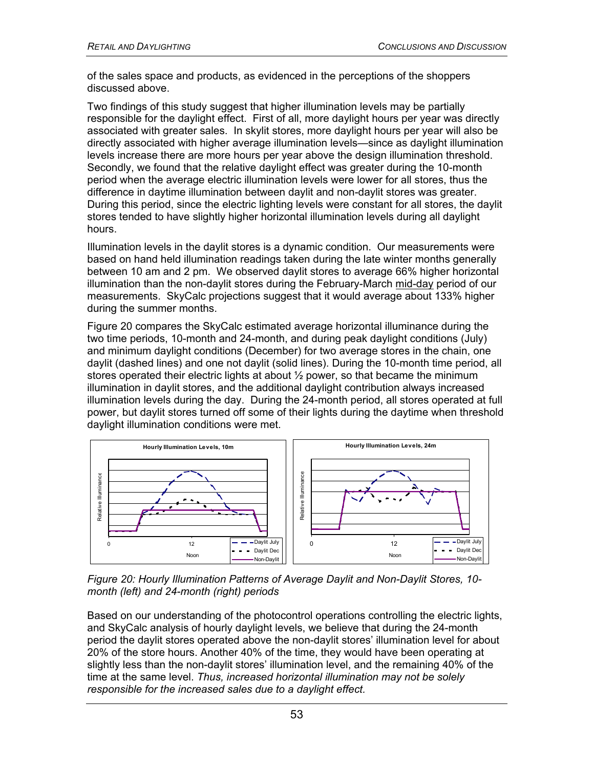of the sales space and products, as evidenced in the perceptions of the shoppers discussed above.

Two findings of this study suggest that higher illumination levels may be partially responsible for the daylight effect. First of all, more daylight hours per year was directly associated with greater sales. In skylit stores, more daylight hours per year will also be directly associated with higher average illumination levels—since as daylight illumination levels increase there are more hours per year above the design illumination threshold. Secondly, we found that the relative daylight effect was greater during the 10-month period when the average electric illumination levels were lower for all stores, thus the difference in daytime illumination between daylit and non-daylit stores was greater. During this period, since the electric lighting levels were constant for all stores, the daylit stores tended to have slightly higher horizontal illumination levels during all daylight hours.

Illumination levels in the daylit stores is a dynamic condition. Our measurements were based on hand held illumination readings taken during the late winter months generally between 10 am and 2 pm. We observed daylit stores to average 66% higher horizontal illumination than the non-daylit stores during the February-March mid-day period of our measurements. SkyCalc projections suggest that it would average about 133% higher during the summer months.

Figure 20 compares the SkyCalc estimated average horizontal illuminance during the two time periods, 10-month and 24-month, and during peak daylight conditions (July) and minimum daylight conditions (December) for two average stores in the chain, one daylit (dashed lines) and one not daylit (solid lines). During the 10-month time period, all stores operated their electric lights at about ½ power, so that became the minimum illumination in daylit stores, and the additional daylight contribution always increased illumination levels during the day. During the 24-month period, all stores operated at full power, but daylit stores turned off some of their lights during the daytime when threshold daylight illumination conditions were met.

*Figure 20: Hourly Illumination Patterns of Average Daylit and Non-Daylit Stores, 10-month (left) and 24-month (right) periods*

Based on our understanding of the photocontrol operations controlling the electric lights, and SkyCalc analysis of hourly daylight levels, we believe that during the 24-month period the daylit stores operated above the non-daylit stores' illumination level for about 20% of the store hours. Another 40% of the time, they would have been operating at slightly less than the non-daylit stores' illumination level, and the remaining 40% of the time at the same level. *Thus, increased horizontal illumination may not be solely responsible for the increased sales due to a daylight effect.*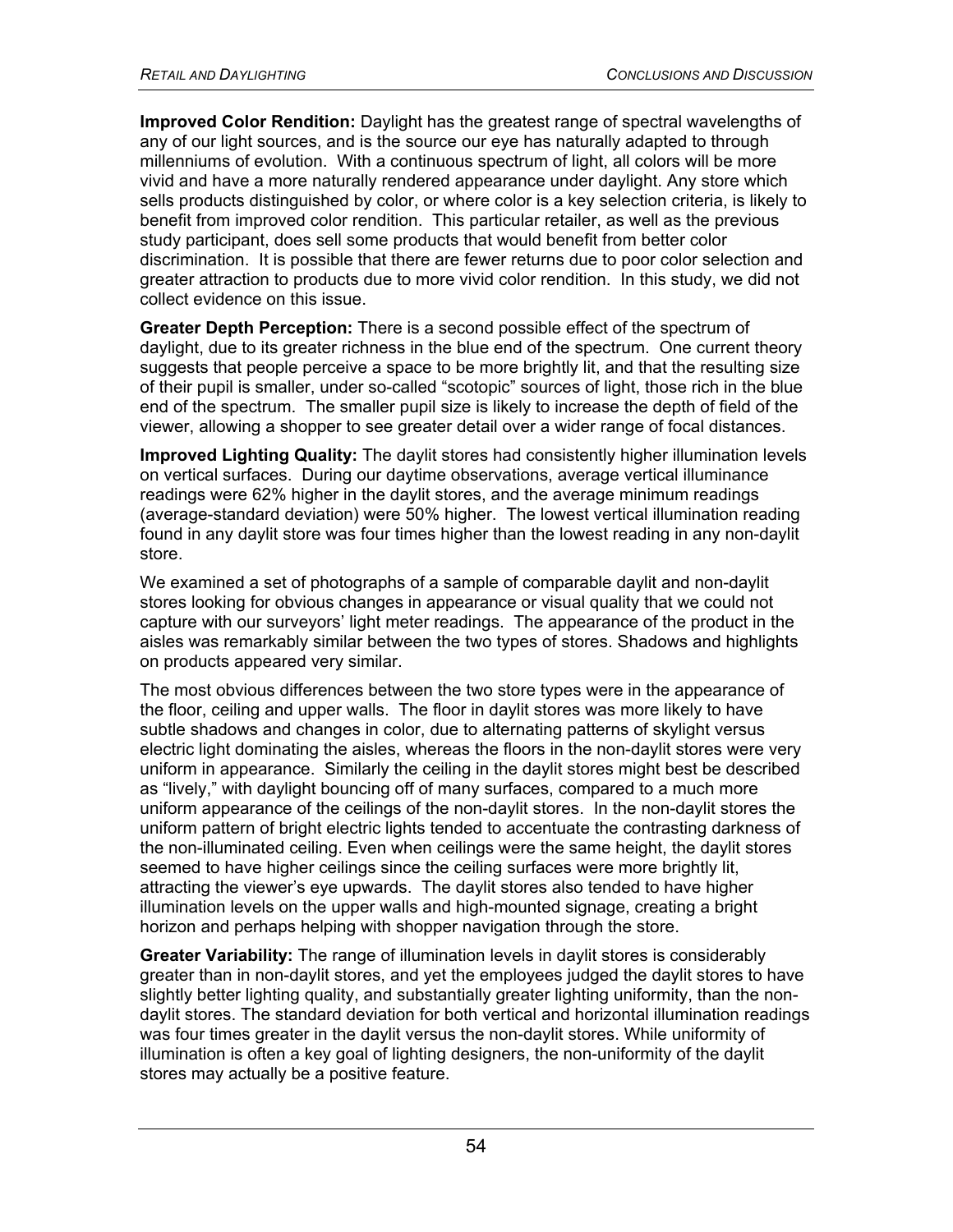**Improved Color Rendition:** Daylight has the greatest range of spectral wavelengths of any of our light sources, and is the source our eye has naturally adapted to through millenniums of evolution. With a continuous spectrum of light, all colors will be more vivid and have a more naturally rendered appearance under daylight. Any store which sells products distinguished by color, or where color is a key selection criteria, is likely to benefit from improved color rendition. This particular retailer, as well as the previous study participant, does sell some products that would benefit from better color discrimination. It is possible that there are fewer returns due to poor color selection and greater attraction to products due to more vivid color rendition. In this study, we did not collect evidence on this issue.

**Greater Depth Perception:** There is a second possible effect of the spectrum of daylight, due to its greater richness in the blue end of the spectrum. One current theory suggests that people perceive a space to be more brightly lit, and that the resulting size of their pupil is smaller, under so-called "scotopic" sources of light, those rich in the blue end of the spectrum. The smaller pupil size is likely to increase the depth of field of the viewer, allowing a shopper to see greater detail over a wider range of focal distances.

**Improved Lighting Quality:** The daylit stores had consistently higher illumination levels on vertical surfaces. During our daytime observations, average vertical illuminance readings were 62% higher in the daylit stores, and the average minimum readings (average-standard deviation) were 50% higher. The lowest vertical illumination reading found in any daylit store was four times higher than the lowest reading in any non-daylit store.

We examined a set of photographs of a sample of comparable daylit and non-daylit stores looking for obvious changes in appearance or visual quality that we could not capture with our surveyors' light meter readings. The appearance of the product in the aisles was remarkably similar between the two types of stores. Shadows and highlights on products appeared very similar.

The most obvious differences between the two store types were in the appearance of the floor, ceiling and upper walls. The floor in daylit stores was more likely to have subtle shadows and changes in color, due to alternating patterns of skylight versus electric light dominating the aisles, whereas the floors in the non-daylit stores were very uniform in appearance. Similarly the ceiling in the daylit stores might best be described as "lively," with daylight bouncing off of many surfaces, compared to a much more uniform appearance of the ceilings of the non-daylit stores. In the non-daylit stores the uniform pattern of bright electric lights tended to accentuate the contrasting darkness of the non-illuminated ceiling. Even when ceilings were the same height, the daylit stores seemed to have higher ceilings since the ceiling surfaces were more brightly lit, attracting the viewer's eye upwards. The daylit stores also tended to have higher illumination levels on the upper walls and high-mounted signage, creating a bright horizon and perhaps helping with shopper navigation through the store.

**Greater Variability:** The range of illumination levels in daylit stores is considerably greater than in non-daylit stores, and yet the employees judged the daylit stores to have slightly better lighting quality, and substantially greater lighting uniformity, than the non-daylit stores. The standard deviation for both vertical and horizontal illumination readings was four times greater in the daylit versus the non-daylit stores. While uniformity of illumination is often a key goal of lighting designers, the non-uniformity of the daylit stores may actually be a positive feature.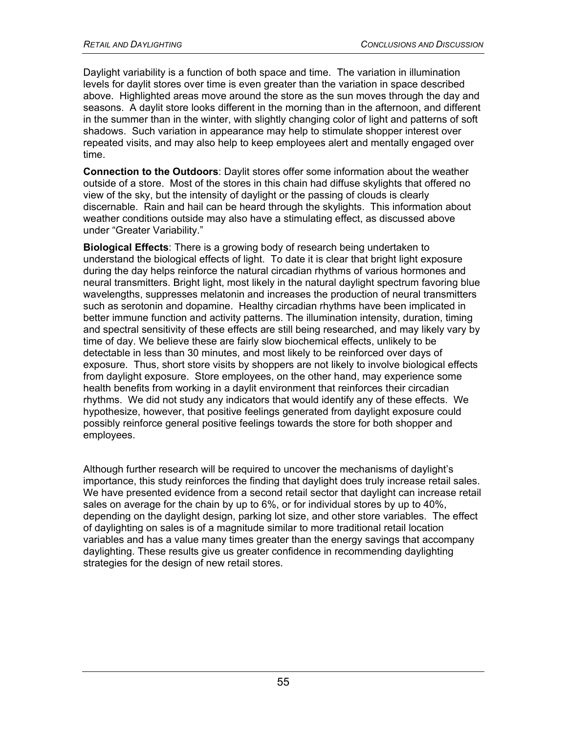Daylight variability is a function of both space and time. The variation in illumination levels for daylit stores over time is even greater than the variation in space described above. Highlighted areas move around the store as the sun moves through the day and seasons. A daylit store looks different in the morning than in the afternoon, and different in the summer than in the winter, with slightly changing color of light and patterns of soft shadows. Such variation in appearance may help to stimulate shopper interest over repeated visits, and may also help to keep employees alert and mentally engaged over time.

**Connection to the Outdoors**: Daylit stores offer some information about the weather outside of a store. Most of the stores in this chain had diffuse skylights that offered no view of the sky, but the intensity of daylight or the passing of clouds is clearly discernable. Rain and hail can be heard through the skylights. This information about weather conditions outside may also have a stimulating effect, as discussed above under "Greater Variability."

**Biological Effects**: There is a growing body of research being undertaken to understand the biological effects of light. To date it is clear that bright light exposure during the day helps reinforce the natural circadian rhythms of various hormones and neural transmitters. Bright light, most likely in the natural daylight spectrum favoring blue wavelengths, suppresses melatonin and increases the production of neural transmitters such as serotonin and dopamine. Healthy circadian rhythms have been implicated in better immune function and activity patterns. The illumination intensity, duration, timing and spectral sensitivity of these effects are still being researched, and may likely vary by time of day. We believe these are fairly slow biochemical effects, unlikely to be detectable in less than 30 minutes, and most likely to be reinforced over days of exposure. Thus, short store visits by shoppers are not likely to involve biological effects from daylight exposure. Store employees, on the other hand, may experience some health benefits from working in a daylit environment that reinforces their circadian rhythms. We did not study any indicators that would identify any of these effects. We hypothesize, however, that positive feelings generated from daylight exposure could possibly reinforce general positive feelings towards the store for both shopper and employees.

Although further research will be required to uncover the mechanisms of daylight's importance, this study reinforces the finding that daylight does truly increase retail sales. We have presented evidence from a second retail sector that daylight can increase retail sales on average for the chain by up to 6%, or for individual stores by up to 40%, depending on the daylight design, parking lot size, and other store variables. The effect of daylighting on sales is of a magnitude similar to more traditional retail location variables and has a value many times greater than the energy savings that accompany daylighting. These results give us greater confidence in recommending daylighting strategies for the design of new retail stores.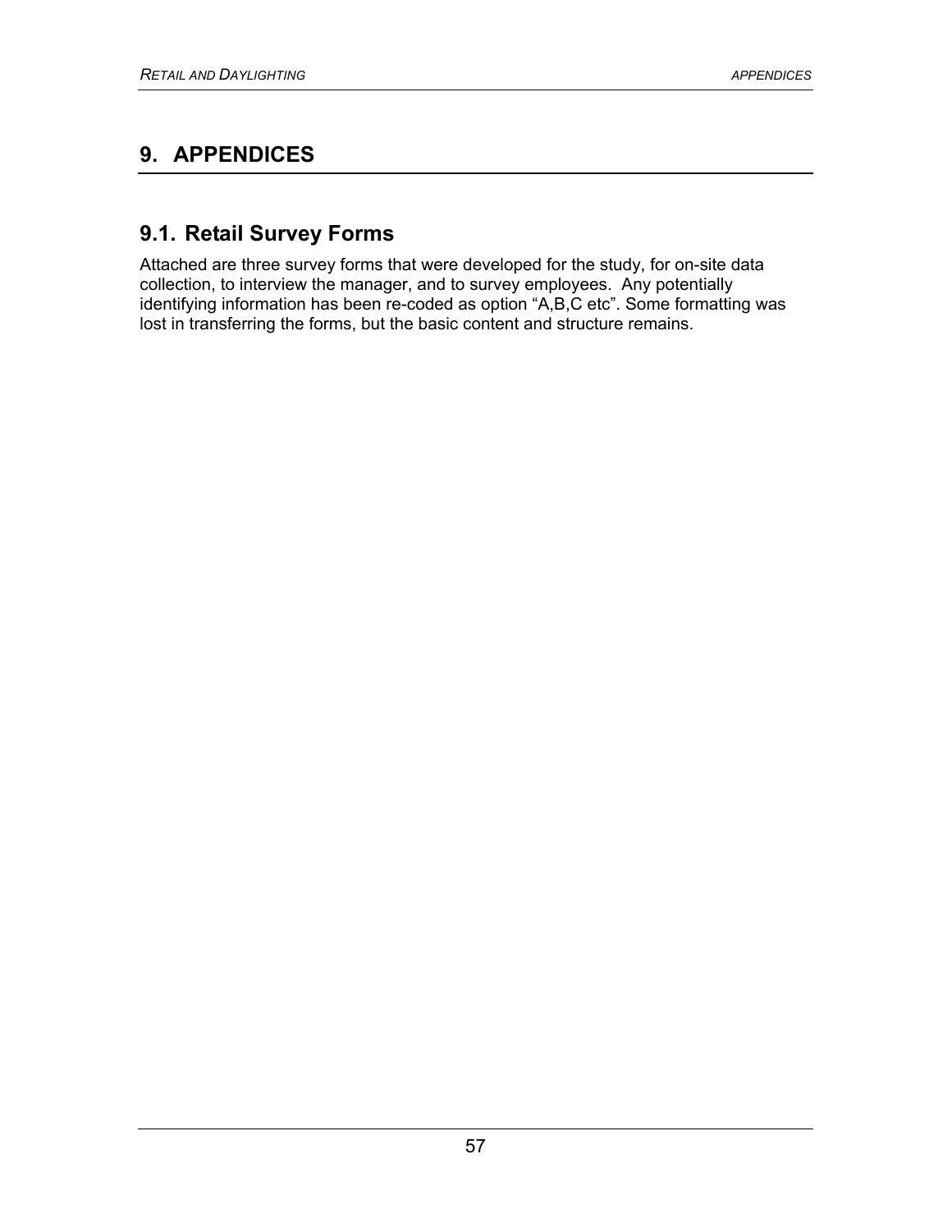# 9. APPENDICES

## 9.1. Retail Survey Forms

Attached are three survey forms that were developed for the study, for on-site data collection, to interview the manager, and to survey employees. Any potentially identifying information has been re-coded as option "A,B,C etc". Some formatting was lost in transferring the forms, but the basic content and structure remains.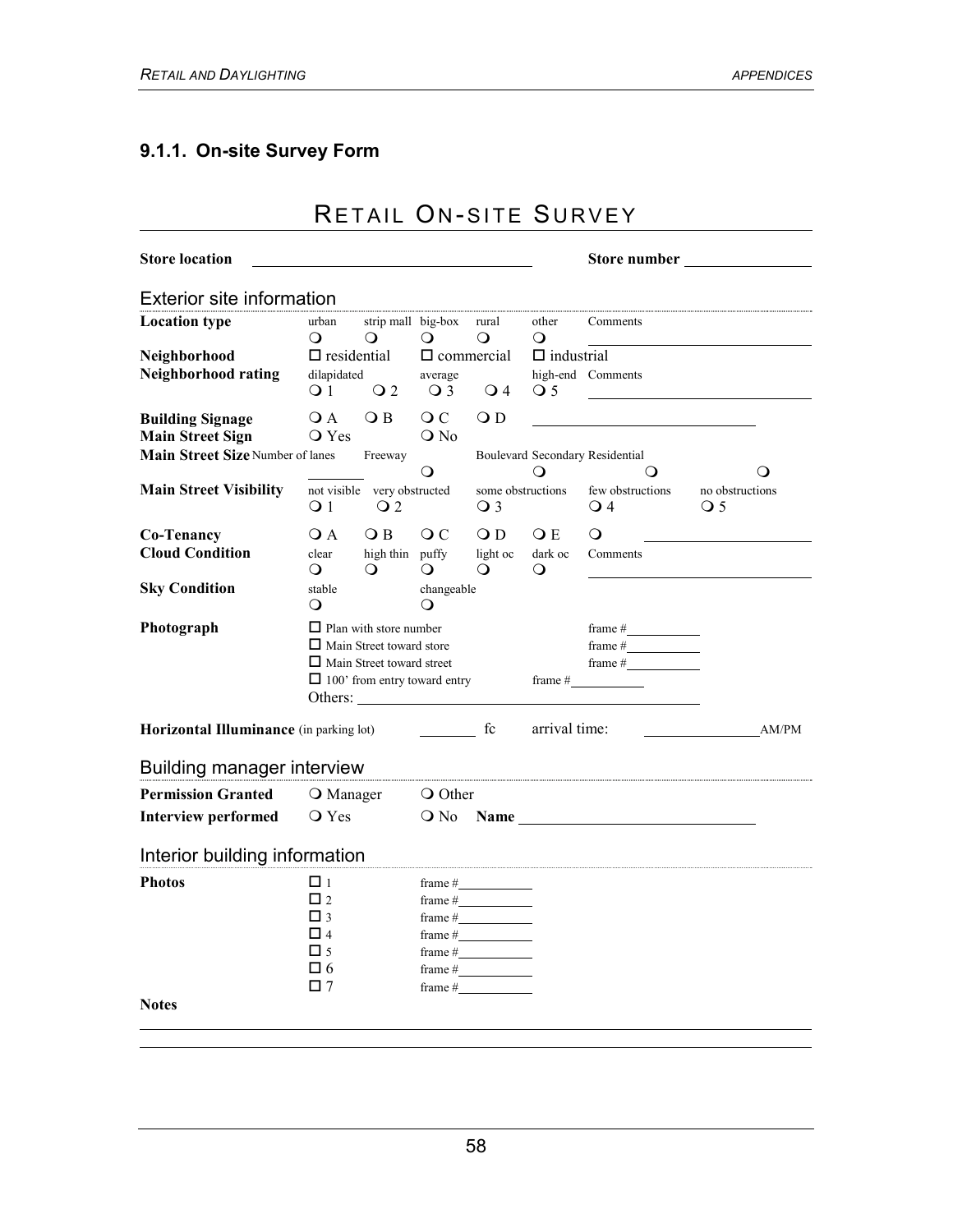### 9.1.1. On-site Survey Form

## RETAIL ON-SITE SURVEY

**Store location** ______________________________ **Store number** ______________

### Exterior site information

| | | | | | | | |
|---|---|---|---|---|---|---|---|
| **Location type** | urban ❍ | strip mall ❍ | big-box ❍ | rural ❍ | other ❍ | Comments ______________ | |
| **Neighborhood** | ☐ residential | | ☐ commercial | | ☐ industrial | | |
| **Neighborhood rating** | dilapidated ❍ 1 | ❍ 2 | average ❍ 3 | ❍ 4 | high-end ❍ 5 | Comments ______________ | |
| **Building Signage** | ❍ A | ❍ B | ❍ C | ❍ D | ______________ | | |
| **Main Street Sign** | ❍ Yes | | ❍ No | | | | |
| **Main Street Size** Number of lanes | ________ | Freeway ❍ | | Boulevard ❍ | Secondary ❍ | Residential ❍ | |
| **Main Street Visibility** | not visible ❍ 1 | very obstructed ❍ 2 | | some obstructions ❍ 3 | | few obstructions ❍ 4 | no obstructions ❍ 5 |
| **Co-Tenancy** | ❍ A | ❍ B | ❍ C | ❍ D | ❍ E | ❍ ______________ | |
| **Cloud Condition** | clear ❍ | high thin ❍ | puffy ❍ | light oc ❍ | dark oc ❍ | Comments ______________ | |
| **Sky Condition** | stable ❍ | | changeable ❍ | | | | |

**Photograph**

- ☐ Plan with store number — frame #__________
- ☐ Main Street toward store — frame #__________
- ☐ Main Street toward street — frame #__________
- ☐ 100' from entry toward entry — frame #__________
- Others: ______________________________

**Horizontal Illuminance** (in parking lot) ________ fc    arrival time: ______________ AM/PM

### Building manager interview

**Permission Granted** ❍ Manager ❍ Other

**Interview performed** ❍ Yes ❍ No **Name** ______________________________

### Interior building information

**Photos**

- ☐ 1 frame #__________
- ☐ 2 frame #__________
- ☐ 3 frame #__________
- ☐ 4 frame #__________
- ☐ 5 frame #__________
- ☐ 6 frame #__________
- ☐ 7 frame #__________

**Notes**

______________________________________________________________

______________________________________________________________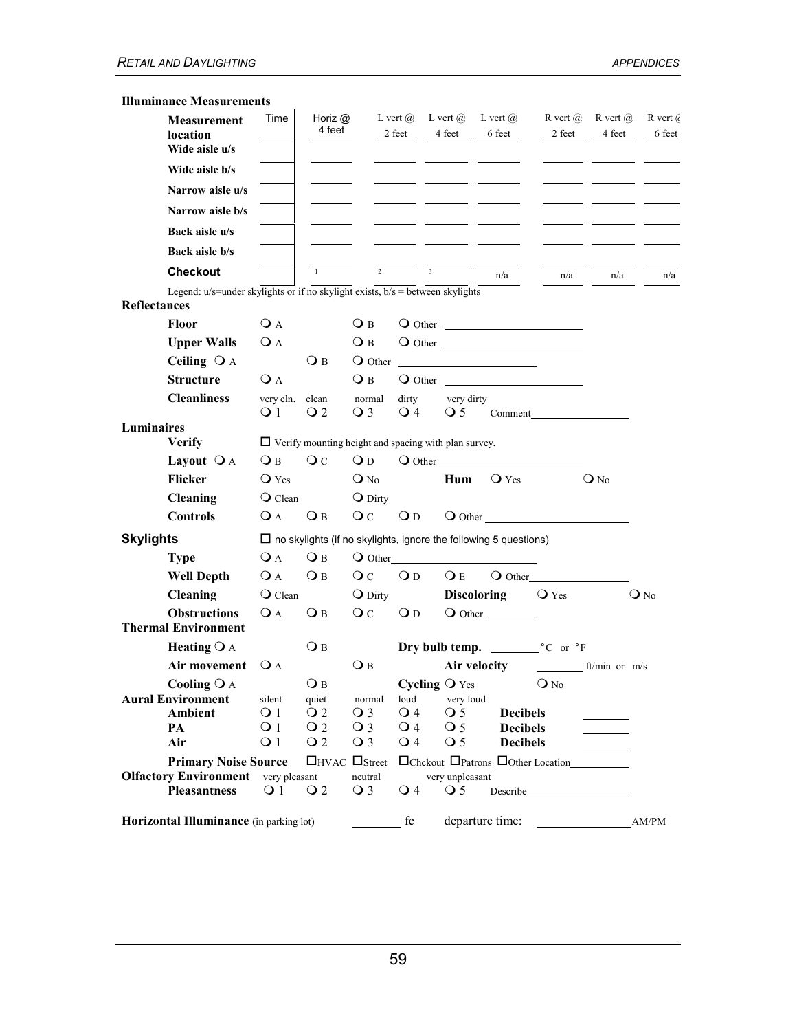**Illuminance Measurements**

| Measurement location | Time | Horiz @ 4 feet | L vert @ 2 feet | L vert @ 4 feet | L vert @ 6 feet | R vert @ 2 feet | R vert @ 4 feet | R vert @ 6 feet |
|---|---|---|---|---|---|---|---|---|
| Wide aisle u/s | | | | | | | | |
| Wide aisle b/s | | | | | | | | |
| Narrow aisle u/s | | | | | | | | |
| Narrow aisle b/s | | | | | | | | |
| Back aisle u/s | | | | | | | | |
| Back aisle b/s | | | | | | | | |
| Checkout | | 1 | 2 | 3 | n/a | n/a | n/a | n/a |

Legend: u/s=under skylights or if no skylight exists, b/s = between skylights

**Reflectances**

**Floor** ❍ A ❍ B ❍ Other ____________

**Upper Walls** ❍ A ❍ B ❍ Other ____________

**Ceiling** ❍ A ❍ B ❍ Other ____________

**Structure** ❍ A ❍ B ❍ Other ____________

**Cleanliness** very cln. ❍ 1 clean ❍ 2 normal ❍ 3 dirty ❍ 4 very dirty ❍ 5 Comment____________

**Luminaires**

**Verify** ☐ Verify mounting height and spacing with plan survey.

**Layout** ❍ A ❍ B ❍ C ❍ D ❍ Other ____________

**Flicker** ❍ Yes ❍ No **Hum** ❍ Yes ❍ No

**Cleaning** ❍ Clean ❍ Dirty

**Controls** ❍ A ❍ B ❍ C ❍ D ❍ Other ____________

**Skylights** ☐ no skylights (if no skylights, ignore the following 5 questions)

**Type** ❍ A ❍ B ❍ Other____________

**Well Depth** ❍ A ❍ B ❍ C ❍ D ❍ E ❍ Other____________

**Cleaning** ❍ Clean ❍ Dirty **Discoloring** ❍ Yes ❍ No

**Obstructions** ❍ A ❍ B ❍ C ❍ D ❍ Other ________

**Thermal Environment**

**Heating** ❍ A ❍ B **Dry bulb temp.** ________ °C or °F

**Air movement** ❍ A ❍ B **Air velocity** ________ ft/min or m/s

**Cooling** ❍ A ❍ B **Cycling** ❍ Yes ❍ No

**Aural Environment** (silent / quiet / normal / loud / very loud)

**Ambient** ❍ 1 ❍ 2 ❍ 3 ❍ 4 ❍ 5 **Decibels** ________

**PA** ❍ 1 ❍ 2 ❍ 3 ❍ 4 ❍ 5 **Decibels** ________

**Air** ❍ 1 ❍ 2 ❍ 3 ❍ 4 ❍ 5 **Decibels** ________

**Primary Noise Source** ☐HVAC ☐Street ☐Chckout ☐Patrons ☐Other Location__________

**Olfactory Environment** (very pleasant / neutral / very unpleasant)

**Pleasantness** ❍ 1 ❍ 2 ❍ 3 ❍ 4 ❍ 5 Describe____________

**Horizontal Illuminance** (in parking lot) ________ fc departure time: ____________ AM/PM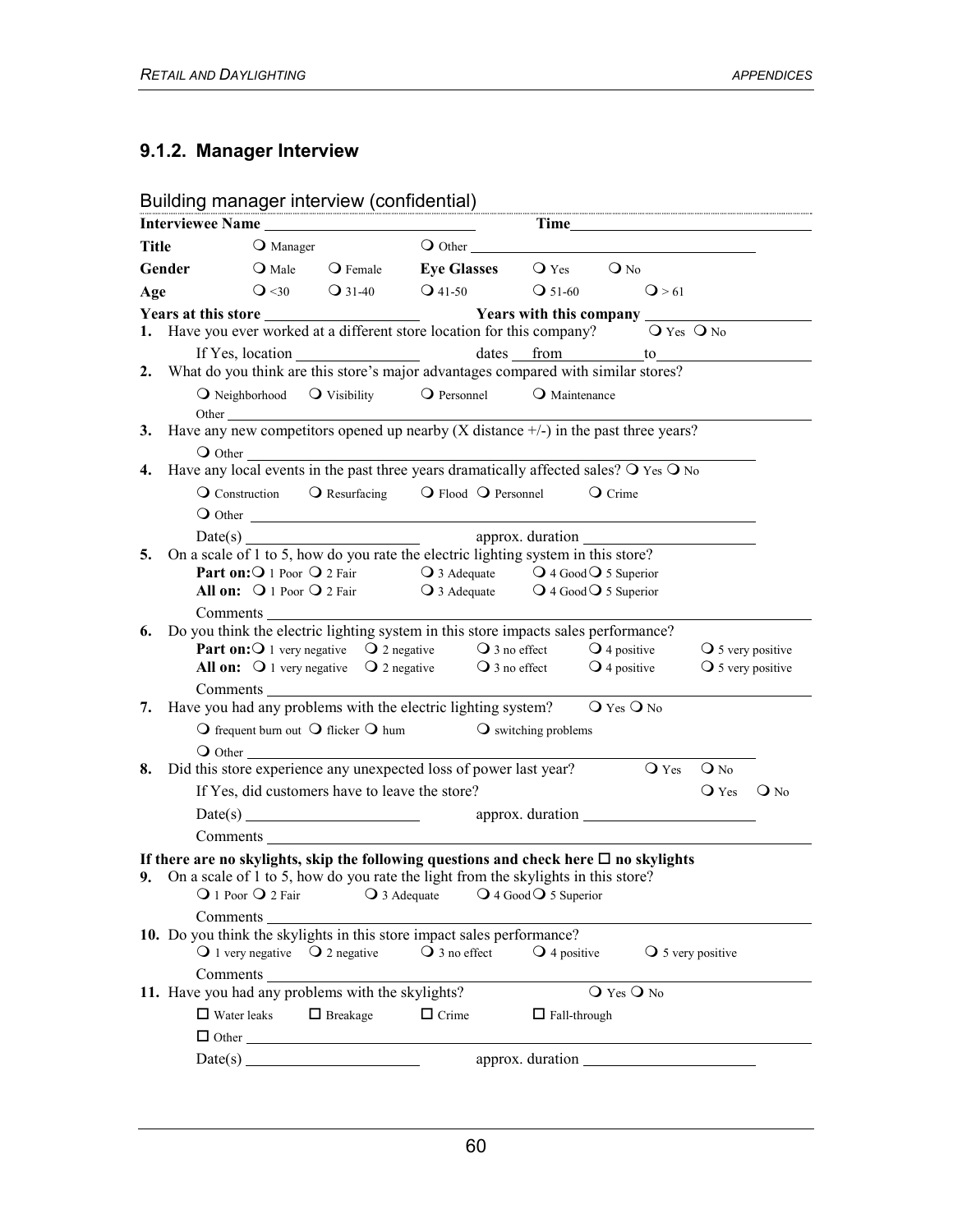### 9.1.2. Manager Interview

Building manager interview (confidential)

**Interviewee Name** \_\_\_\_\_\_\_\_\_\_\_\_\_\_\_\_\_\_\_\_ **Time**\_\_\_\_\_\_\_\_\_\_\_\_\_\_\_\_\_\_\_\_

**Title** ❍ Manager ❍ Other \_\_\_\_\_\_\_\_\_\_\_\_\_\_\_\_\_\_\_\_

**Gender** ❍ Male ❍ Female **Eye Glasses** ❍ Yes ❍ No

**Age** ❍ <30 ❍ 31-40 ❍ 41-50 ❍ 51-60 ❍ > 61

**Years at this store** \_\_\_\_\_\_\_\_\_\_\_\_\_\_\_\_ **Years with this company** \_\_\_\_\_\_\_\_\_\_\_\_\_\_\_\_

1. Have you ever worked at a different store location for this company? ❍ Yes ❍ No

   If Yes, location \_\_\_\_\_\_\_\_\_\_\_\_\_\_\_\_ dates from \_\_\_\_\_\_\_\_ to \_\_\_\_\_\_\_\_\_\_\_\_\_\_\_\_

2. What do you think are this store's major advantages compared with similar stores?

   ❍ Neighborhood ❍ Visibility ❍ Personnel ❍ Maintenance

   Other \_\_\_\_\_\_\_\_\_\_\_\_\_\_\_\_\_\_\_\_\_\_\_\_\_\_\_\_\_\_\_\_

3. Have any new competitors opened up nearby (X distance +/-) in the past three years?

   ❍ Other \_\_\_\_\_\_\_\_\_\_\_\_\_\_\_\_\_\_\_\_\_\_\_\_\_\_\_\_\_\_\_\_

4. Have any local events in the past three years dramatically affected sales? ❍ Yes ❍ No

   ❍ Construction ❍ Resurfacing ❍ Flood ❍ Personnel ❍ Crime

   ❍ Other \_\_\_\_\_\_\_\_\_\_\_\_\_\_\_\_\_\_\_\_\_\_\_\_\_\_\_\_\_\_\_\_

   Date(s) \_\_\_\_\_\_\_\_\_\_\_\_\_\_\_\_ approx. duration \_\_\_\_\_\_\_\_\_\_\_\_\_\_\_\_

5. On a scale of 1 to 5, how do you rate the electric lighting system in this store?

   **Part on:** ❍ 1 Poor ❍ 2 Fair ❍ 3 Adequate ❍ 4 Good ❍ 5 Superior

   **All on:** ❍ 1 Poor ❍ 2 Fair ❍ 3 Adequate ❍ 4 Good ❍ 5 Superior

   Comments \_\_\_\_\_\_\_\_\_\_\_\_\_\_\_\_\_\_\_\_\_\_\_\_\_\_\_\_\_\_\_\_

6. Do you think the electric lighting system in this store impacts sales performance?

   **Part on:** ❍ 1 very negative ❍ 2 negative ❍ 3 no effect ❍ 4 positive ❍ 5 very positive

   **All on:** ❍ 1 very negative ❍ 2 negative ❍ 3 no effect ❍ 4 positive ❍ 5 very positive

   Comments \_\_\_\_\_\_\_\_\_\_\_\_\_\_\_\_\_\_\_\_\_\_\_\_\_\_\_\_\_\_\_\_

7. Have you had any problems with the electric lighting system? ❍ Yes ❍ No

   ❍ frequent burn out ❍ flicker ❍ hum ❍ switching problems

   ❍ Other \_\_\_\_\_\_\_\_\_\_\_\_\_\_\_\_\_\_\_\_\_\_\_\_\_\_\_\_\_\_\_\_

8. Did this store experience any unexpected loss of power last year? ❍ Yes ❍ No

   If Yes, did customers have to leave the store? ❍ Yes ❍ No

   Date(s) \_\_\_\_\_\_\_\_\_\_\_\_\_\_\_\_ approx. duration \_\_\_\_\_\_\_\_\_\_\_\_\_\_\_\_

   Comments \_\_\_\_\_\_\_\_\_\_\_\_\_\_\_\_\_\_\_\_\_\_\_\_\_\_\_\_\_\_\_\_

**If there are no skylights, skip the following questions and check here ☐ no skylights**

9. On a scale of 1 to 5, how do you rate the light from the skylights in this store?

   ❍ 1 Poor ❍ 2 Fair ❍ 3 Adequate ❍ 4 Good ❍ 5 Superior

   Comments \_\_\_\_\_\_\_\_\_\_\_\_\_\_\_\_\_\_\_\_\_\_\_\_\_\_\_\_\_\_\_\_

10. Do you think the skylights in this store impact sales performance?

    ❍ 1 very negative ❍ 2 negative ❍ 3 no effect ❍ 4 positive ❍ 5 very positive

    Comments \_\_\_\_\_\_\_\_\_\_\_\_\_\_\_\_\_\_\_\_\_\_\_\_\_\_\_\_\_\_\_\_

11. Have you had any problems with the skylights? ❍ Yes ❍ No

    ☐ Water leaks ☐ Breakage ☐ Crime ☐ Fall-through

    ☐ Other \_\_\_\_\_\_\_\_\_\_\_\_\_\_\_\_\_\_\_\_\_\_\_\_\_\_\_\_\_\_\_\_

    Date(s) \_\_\_\_\_\_\_\_\_\_\_\_\_\_\_\_ approx. duration \_\_\_\_\_\_\_\_\_\_\_\_\_\_\_\_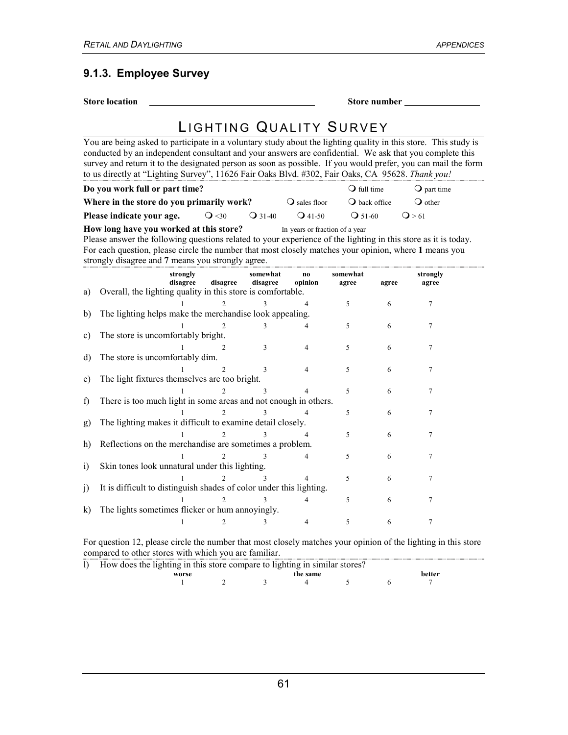### 9.1.3. Employee Survey

**Store location** \_\_\_\_\_\_\_\_\_\_\_\_\_\_\_\_\_\_\_\_\_\_\_\_\_\_\_\_\_\_ **Store number** \_\_\_\_\_\_\_\_\_\_\_\_\_\_

## LIGHTING QUALITY SURVEY

You are being asked to participate in a voluntary study about the lighting quality in this store. This study is conducted by an independent consultant and your answers are confidential. We ask that you complete this survey and return it to the designated person as soon as possible. If you would prefer, you can mail the form to us directly at "Lighting Survey", 11626 Fair Oaks Blvd. #302, Fair Oaks, CA 95628. *Thank you!*

**Do you work full or part time?** ❍ full time ❍ part time

**Where in the store do you primarily work?** ❍ sales floor ❍ back office ❍ other

**Please indicate your age.** ❍ <30 ❍ 31-40 ❍ 41-50 ❍ 51-60 ❍ > 61

**How long have you worked at this store?** \_\_\_\_\_\_\_\_ In years or fraction of a year

Please answer the following questions related to your experience of the lighting in this store as it is today. For each question, please circle the number that most closely matches your opinion, where **1** means you strongly disagree and **7** means you strongly agree.

| | strongly disagree | disagree | somewhat disagree | no opinion | somewhat agree | agree | strongly agree |
|---|---|---|---|---|---|---|---|
| a) Overall, the lighting quality in this store is comfortable. | 1 | 2 | 3 | 4 | 5 | 6 | 7 |
| b) The lighting helps make the merchandise look appealing. | 1 | 2 | 3 | 4 | 5 | 6 | 7 |
| c) The store is uncomfortably bright. | 1 | 2 | 3 | 4 | 5 | 6 | 7 |
| d) The store is uncomfortably dim. | 1 | 2 | 3 | 4 | 5 | 6 | 7 |
| e) The light fixtures themselves are too bright. | 1 | 2 | 3 | 4 | 5 | 6 | 7 |
| f) There is too much light in some areas and not enough in others. | 1 | 2 | 3 | 4 | 5 | 6 | 7 |
| g) The lighting makes it difficult to examine detail closely. | 1 | 2 | 3 | 4 | 5 | 6 | 7 |
| h) Reflections on the merchandise are sometimes a problem. | 1 | 2 | 3 | 4 | 5 | 6 | 7 |
| i) Skin tones look unnatural under this lighting. | 1 | 2 | 3 | 4 | 5 | 6 | 7 |
| j) It is difficult to distinguish shades of color under this lighting. | 1 | 2 | 3 | 4 | 5 | 6 | 7 |
| k) The lights sometimes flicker or hum annoyingly. | 1 | 2 | 3 | 4 | 5 | 6 | 7 |

For question 12, please circle the number that most closely matches your opinion of the lighting in this store compared to other stores with which you are familiar.

| | worse | | | the same | | | better |
|---|---|---|---|---|---|---|---|
| l) How does the lighting in this store compare to lighting in similar stores? | 1 | 2 | 3 | 4 | 5 | 6 | 7 |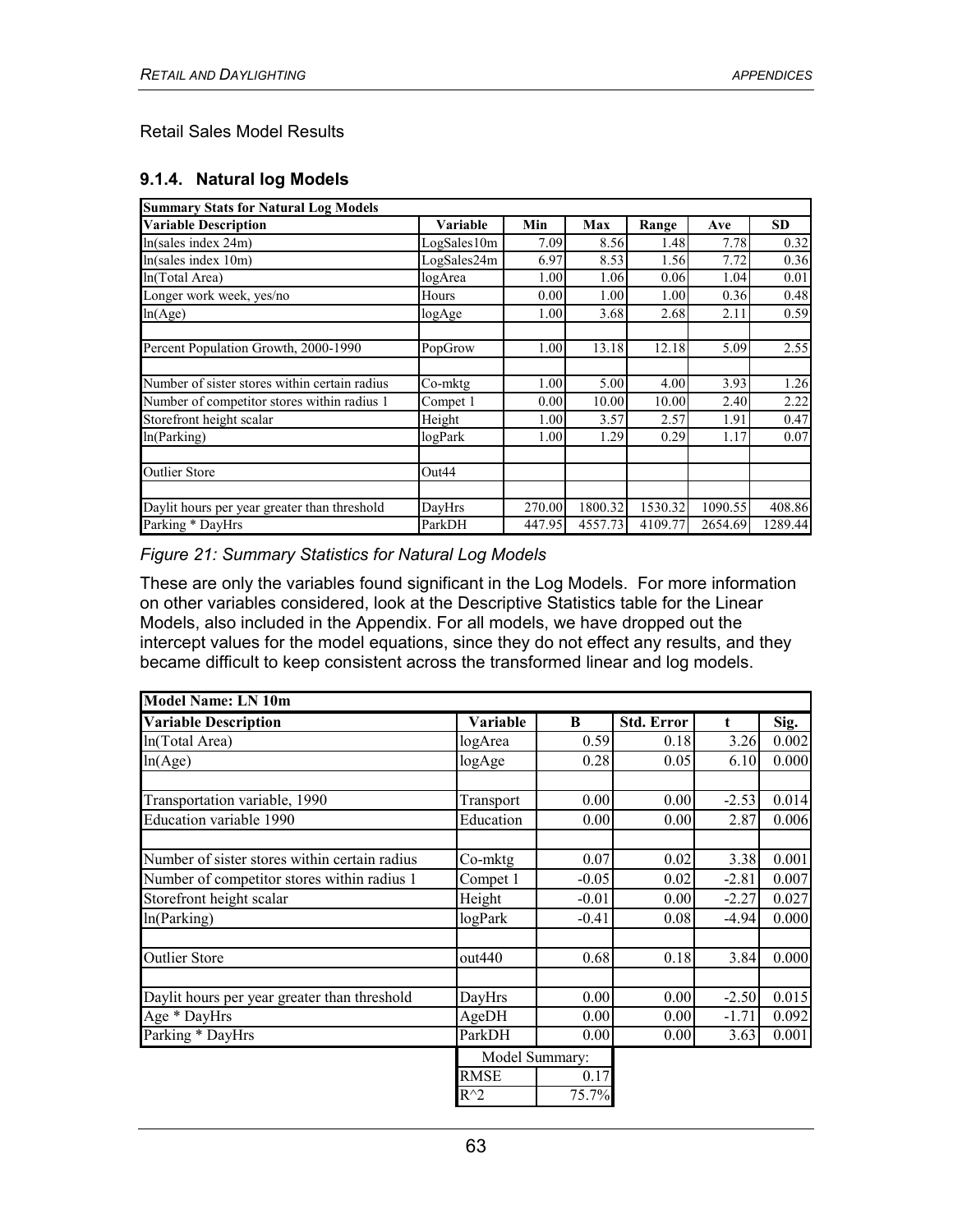Retail Sales Model Results

### 9.1.4. Natural log Models

| Summary Stats for Natural Log Models | | | | | | |
|---|---|---|---|---|---|---|
| **Variable Description** | **Variable** | **Min** | **Max** | **Range** | **Ave** | **SD** |
| ln(sales index 24m) | LogSales10m | 7.09 | 8.56 | 1.48 | 7.78 | 0.32 |
| ln(sales index 10m) | LogSales24m | 6.97 | 8.53 | 1.56 | 7.72 | 0.36 |
| ln(Total Area) | logArea | 1.00 | 1.06 | 0.06 | 1.04 | 0.01 |
| Longer work week, yes/no | Hours | 0.00 | 1.00 | 1.00 | 0.36 | 0.48 |
| ln(Age) | logAge | 1.00 | 3.68 | 2.68 | 2.11 | 0.59 |
| | | | | | | |
| Percent Population Growth, 2000-1990 | PopGrow | 1.00 | 13.18 | 12.18 | 5.09 | 2.55 |
| | | | | | | |
| Number of sister stores within certain radius | Co-mktg | 1.00 | 5.00 | 4.00 | 3.93 | 1.26 |
| Number of competitor stores within radius 1 | Compet 1 | 0.00 | 10.00 | 10.00 | 2.40 | 2.22 |
| Storefront height scalar | Height | 1.00 | 3.57 | 2.57 | 1.91 | 0.47 |
| ln(Parking) | logPark | 1.00 | 1.29 | 0.29 | 1.17 | 0.07 |
| | | | | | | |
| Outlier Store | Out44 | | | | | |
| | | | | | | |
| Daylit hours per year greater than threshold | DayHrs | 270.00 | 1800.32 | 1530.32 | 1090.55 | 408.86 |
| Parking * DayHrs | ParkDH | 447.95 | 4557.73 | 4109.77 | 2654.69 | 1289.44 |

*Figure 21: Summary Statistics for Natural Log Models*

These are only the variables found significant in the Log Models. For more information on other variables considered, look at the Descriptive Statistics table for the Linear Models, also included in the Appendix. For all models, we have dropped out the intercept values for the model equations, since they do not effect any results, and they became difficult to keep consistent across the transformed linear and log models.

| Model Name: LN 10m | | | | | |
|---|---|---|---|---|---|
| **Variable Description** | **Variable** | **B** | **Std. Error** | **t** | **Sig.** |
| ln(Total Area) | logArea | 0.59 | 0.18 | 3.26 | 0.002 |
| ln(Age) | logAge | 0.28 | 0.05 | 6.10 | 0.000 |
| | | | | | |
| Transportation variable, 1990 | Transport | 0.00 | 0.00 | -2.53 | 0.014 |
| Education variable 1990 | Education | 0.00 | 0.00 | 2.87 | 0.006 |
| | | | | | |
| Number of sister stores within certain radius | Co-mktg | 0.07 | 0.02 | 3.38 | 0.001 |
| Number of competitor stores within radius 1 | Compet 1 | -0.05 | 0.02 | -2.81 | 0.007 |
| Storefront height scalar | Height | -0.01 | 0.00 | -2.27 | 0.027 |
| ln(Parking) | logPark | -0.41 | 0.08 | -4.94 | 0.000 |
| | | | | | |
| Outlier Store | out440 | 0.68 | 0.18 | 3.84 | 0.000 |
| | | | | | |
| Daylit hours per year greater than threshold | DayHrs | 0.00 | 0.00 | -2.50 | 0.015 |
| Age * DayHrs | AgeDH | 0.00 | 0.00 | -1.71 | 0.092 |
| Parking * DayHrs | ParkDH | 0.00 | 0.00 | 3.63 | 0.001 |
| | Model Summary: | | | | |
| | RMSE | 0.17 | | | |
| | R^2 | 75.7% | | | |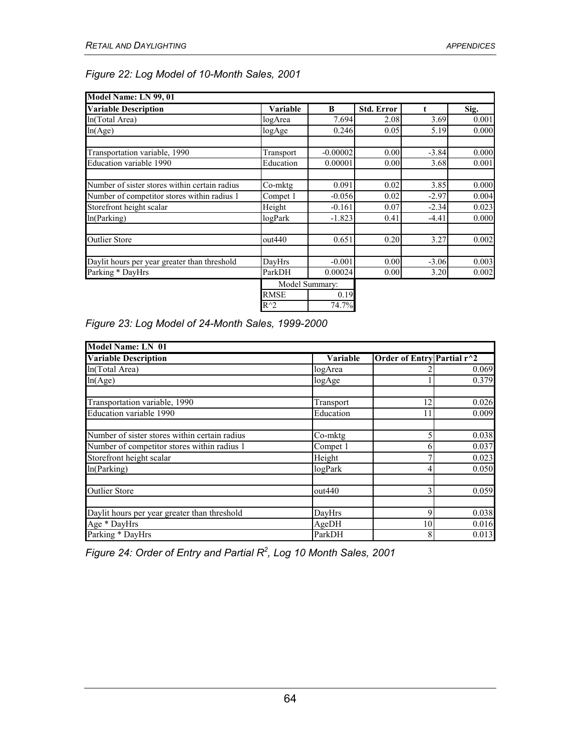*Figure 22: Log Model of 10-Month Sales, 2001*

| Model Name: LN 99, 01 | | | | | |
|---|---|---|---|---|---|
| **Variable Description** | **Variable** | **B** | **Std. Error** | **t** | **Sig.** |
| ln(Total Area) | logArea | 7.694 | 2.08 | 3.69 | 0.001 |
| ln(Age) | logAge | 0.246 | 0.05 | 5.19 | 0.000 |
| | | | | | |
| Transportation variable, 1990 | Transport | -0.00002 | 0.00 | -3.84 | 0.000 |
| Education variable 1990 | Education | 0.00001 | 0.00 | 3.68 | 0.001 |
| | | | | | |
| Number of sister stores within certain radius | Co-mktg | 0.091 | 0.02 | 3.85 | 0.000 |
| Number of competitor stores within radius 1 | Compet 1 | -0.056 | 0.02 | -2.97 | 0.004 |
| Storefront height scalar | Height | -0.161 | 0.07 | -2.34 | 0.023 |
| ln(Parking) | logPark | -1.823 | 0.41 | -4.41 | 0.000 |
| | | | | | |
| Outlier Store | out440 | 0.651 | 0.20 | 3.27 | 0.002 |
| | | | | | |
| Daylit hours per year greater than threshold | DayHrs | -0.001 | 0.00 | -3.06 | 0.003 |
| Parking * DayHrs | ParkDH | 0.00024 | 0.00 | 3.20 | 0.002 |

| Model Summary: | |
|---|---|
| RMSE | 0.19 |
| R^2 | 74.7% |

*Figure 23: Log Model of 24-Month Sales, 1999-2000*

| Model Name: LN 01 | | | |
|---|---|---|---|
| **Variable Description** | **Variable** | **Order of Entry** | **Partial r^2** |
| ln(Total Area) | logArea | 2 | 0.069 |
| ln(Age) | logAge | 1 | 0.379 |
| | | | |
| Transportation variable, 1990 | Transport | 12 | 0.026 |
| Education variable 1990 | Education | 11 | 0.009 |
| | | | |
| Number of sister stores within certain radius | Co-mktg | 5 | 0.038 |
| Number of competitor stores within radius 1 | Compet 1 | 6 | 0.037 |
| Storefront height scalar | Height | 7 | 0.023 |
| ln(Parking) | logPark | 4 | 0.050 |
| | | | |
| Outlier Store | out440 | 3 | 0.059 |
| | | | |
| Daylit hours per year greater than threshold | DayHrs | 9 | 0.038 |
| Age * DayHrs | AgeDH | 10 | 0.016 |
| Parking * DayHrs | ParkDH | 8 | 0.013 |

*Figure 24: Order of Entry and Partial $R^2$, Log 10 Month Sales, 2001*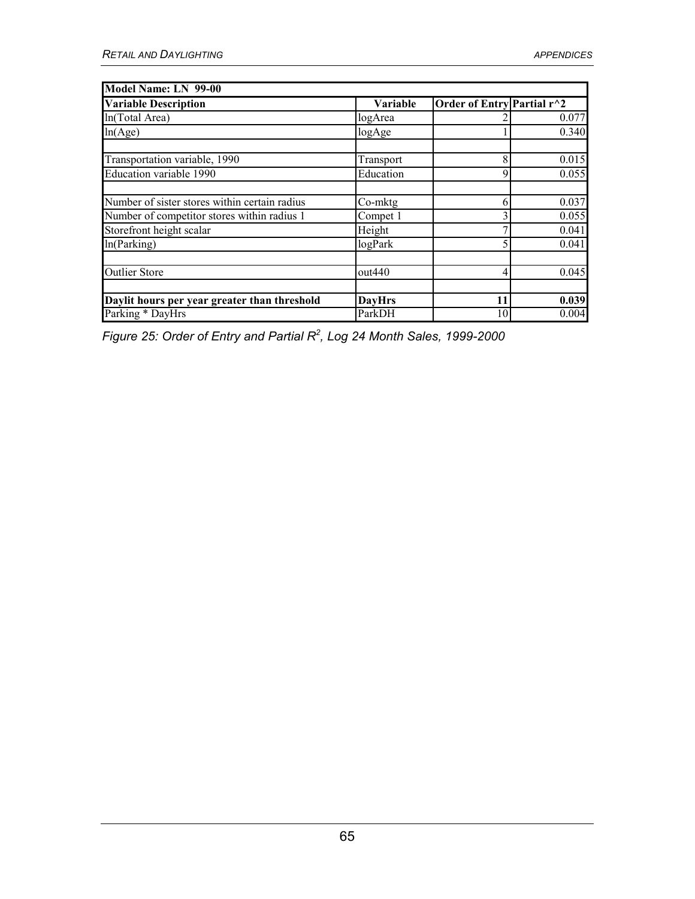| Model Name: LN 99-00 | | | |
|---|---|---|---|
| **Variable Description** | **Variable** | **Order of Entry** | **Partial r^2** |
| ln(Total Area) | logArea | 2 | 0.077 |
| ln(Age) | logAge | 1 | 0.340 |
| | | | |
| Transportation variable, 1990 | Transport | 8 | 0.015 |
| Education variable 1990 | Education | 9 | 0.055 |
| | | | |
| Number of sister stores within certain radius | Co-mktg | 6 | 0.037 |
| Number of competitor stores within radius 1 | Compet 1 | 3 | 0.055 |
| Storefront height scalar | Height | 7 | 0.041 |
| ln(Parking) | logPark | 5 | 0.041 |
| | | | |
| Outlier Store | out440 | 4 | 0.045 |
| | | | |
| **Daylit hours per year greater than threshold** | **DayHrs** | **11** | **0.039** |
| Parking * DayHrs | ParkDH | 10 | 0.004 |

*Figure 25: Order of Entry and Partial $R^2$, Log 24 Month Sales, 1999-2000*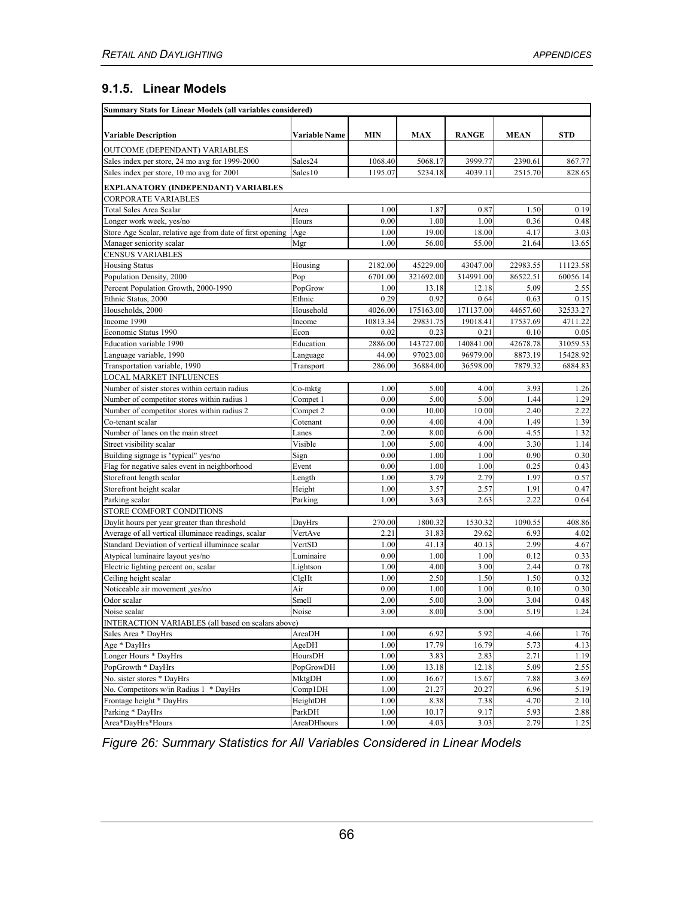### 9.1.5. Linear Models

| Summary Stats for Linear Models (all variables considered) | | | | | | |
|---|---|---|---|---|---|---|
| **Variable Description** | **Variable Name** | **MIN** | **MAX** | **RANGE** | **MEAN** | **STD** |
| OUTCOME (DEPENDANT) VARIABLES | | | | | | |
| Sales index per store, 24 mo avg for 1999-2000 | Sales24 | 1068.40 | 5068.17 | 3999.77 | 2390.61 | 867.77 |
| Sales index per store, 10 mo avg for 2001 | Sales10 | 1195.07 | 5234.18 | 4039.11 | 2515.70 | 828.65 |
| **EXPLANATORY (INDEPENDANT) VARIABLES** | | | | | | |
| CORPORATE VARIABLES | | | | | | |
| Total Sales Area Scalar | Area | 1.00 | 1.87 | 0.87 | 1.50 | 0.19 |
| Longer work week, yes/no | Hours | 0.00 | 1.00 | 1.00 | 0.36 | 0.48 |
| Store Age Scalar, relative age from date of first opening | Age | 1.00 | 19.00 | 18.00 | 4.17 | 3.03 |
| Manager seniority scalar | Mgr | 1.00 | 56.00 | 55.00 | 21.64 | 13.65 |
| CENSUS VARIABLES | | | | | | |
| Housing Status | Housing | 2182.00 | 45229.00 | 43047.00 | 22983.55 | 11123.58 |
| Population Density, 2000 | Pop | 6701.00 | 321692.00 | 314991.00 | 86522.51 | 60056.14 |
| Percent Population Growth, 2000-1990 | PopGrow | 1.00 | 13.18 | 12.18 | 5.09 | 2.55 |
| Ethnic Status, 2000 | Ethnic | 0.29 | 0.92 | 0.64 | 0.63 | 0.15 |
| Households, 2000 | Household | 4026.00 | 175163.00 | 171137.00 | 44657.60 | 32533.27 |
| Income 1990 | Income | 10813.34 | 29831.75 | 19018.41 | 17537.69 | 4711.22 |
| Economic Status 1990 | Econ | 0.02 | 0.23 | 0.21 | 0.10 | 0.05 |
| Education variable 1990 | Education | 2886.00 | 143727.00 | 140841.00 | 42678.78 | 31059.53 |
| Language variable, 1990 | Language | 44.00 | 97023.00 | 96979.00 | 8873.19 | 15428.92 |
| Transportation variable, 1990 | Transport | 286.00 | 36884.00 | 36598.00 | 7879.32 | 6884.83 |
| LOCAL MARKET INFLUENCES | | | | | | |
| Number of sister stores within certain radius | Co-mktg | 1.00 | 5.00 | 4.00 | 3.93 | 1.26 |
| Number of competitor stores within radius 1 | Compet 1 | 0.00 | 5.00 | 5.00 | 1.44 | 1.29 |
| Number of competitor stores within radius 2 | Compet 2 | 0.00 | 10.00 | 10.00 | 2.40 | 2.22 |
| Co-tenant scalar | Cotenant | 0.00 | 4.00 | 4.00 | 1.49 | 1.39 |
| Number of lanes on the main street | Lanes | 2.00 | 8.00 | 6.00 | 4.55 | 1.32 |
| Street visibility scalar | Visible | 1.00 | 5.00 | 4.00 | 3.30 | 1.14 |
| Building signage is "typical" yes/no | Sign | 0.00 | 1.00 | 1.00 | 0.90 | 0.30 |
| Flag for negative sales event in neighborhood | Event | 0.00 | 1.00 | 1.00 | 0.25 | 0.43 |
| Storefront length scalar | Length | 1.00 | 3.79 | 2.79 | 1.97 | 0.57 |
| Storefront height scalar | Height | 1.00 | 3.57 | 2.57 | 1.91 | 0.47 |
| Parking scalar | Parking | 1.00 | 3.63 | 2.63 | 2.22 | 0.64 |
| STORE COMFORT CONDITIONS | | | | | | |
| Daylit hours per year greater than threshold | DayHrs | 270.00 | 1800.32 | 1530.32 | 1090.55 | 408.86 |
| Average of all vertical illuminace readings, scalar | VertAve | 2.21 | 31.83 | 29.62 | 6.93 | 4.02 |
| Standard Deviation of vertical illuminace scalar | VertSD | 1.00 | 41.13 | 40.13 | 2.99 | 4.67 |
| Atypical luminaire layout yes/no | Luminaire | 0.00 | 1.00 | 1.00 | 0.12 | 0.33 |
| Electric lighting percent on, scalar | Lightson | 1.00 | 4.00 | 3.00 | 2.44 | 0.78 |
| Ceiling height scalar | ClgHt | 1.00 | 2.50 | 1.50 | 1.50 | 0.32 |
| Noticeable air movement ,yes/no | Air | 0.00 | 1.00 | 1.00 | 0.10 | 0.30 |
| Odor scalar | Smell | 2.00 | 5.00 | 3.00 | 3.04 | 0.48 |
| Noise scalar | Noise | 3.00 | 8.00 | 5.00 | 5.19 | 1.24 |
| INTERACTION VARIABLES (all based on scalars above) | | | | | | |
| Sales Area * DayHrs | AreaDH | 1.00 | 6.92 | 5.92 | 4.66 | 1.76 |
| Age * DayHrs | AgeDH | 1.00 | 17.79 | 16.79 | 5.73 | 4.13 |
| Longer Hours * DayHrs | HoursDH | 1.00 | 3.83 | 2.83 | 2.71 | 1.19 |
| PopGrowth * DayHrs | PopGrowDH | 1.00 | 13.18 | 12.18 | 5.09 | 2.55 |
| No. sister stores * DayHrs | MktgDH | 1.00 | 16.67 | 15.67 | 7.88 | 3.69 |
| No. Competitors w/in Radius 1 * DayHrs | Comp1DH | 1.00 | 21.27 | 20.27 | 6.96 | 5.19 |
| Frontage height * DayHrs | HeightDH | 1.00 | 8.38 | 7.38 | 4.70 | 2.10 |
| Parking * DayHrs | ParkDH | 1.00 | 10.17 | 9.17 | 5.93 | 2.88 |
| Area*DayHrs*Hours | AreaDHhours | 1.00 | 4.03 | 3.03 | 2.79 | 1.25 |

*Figure 26: Summary Statistics for All Variables Considered in Linear Models*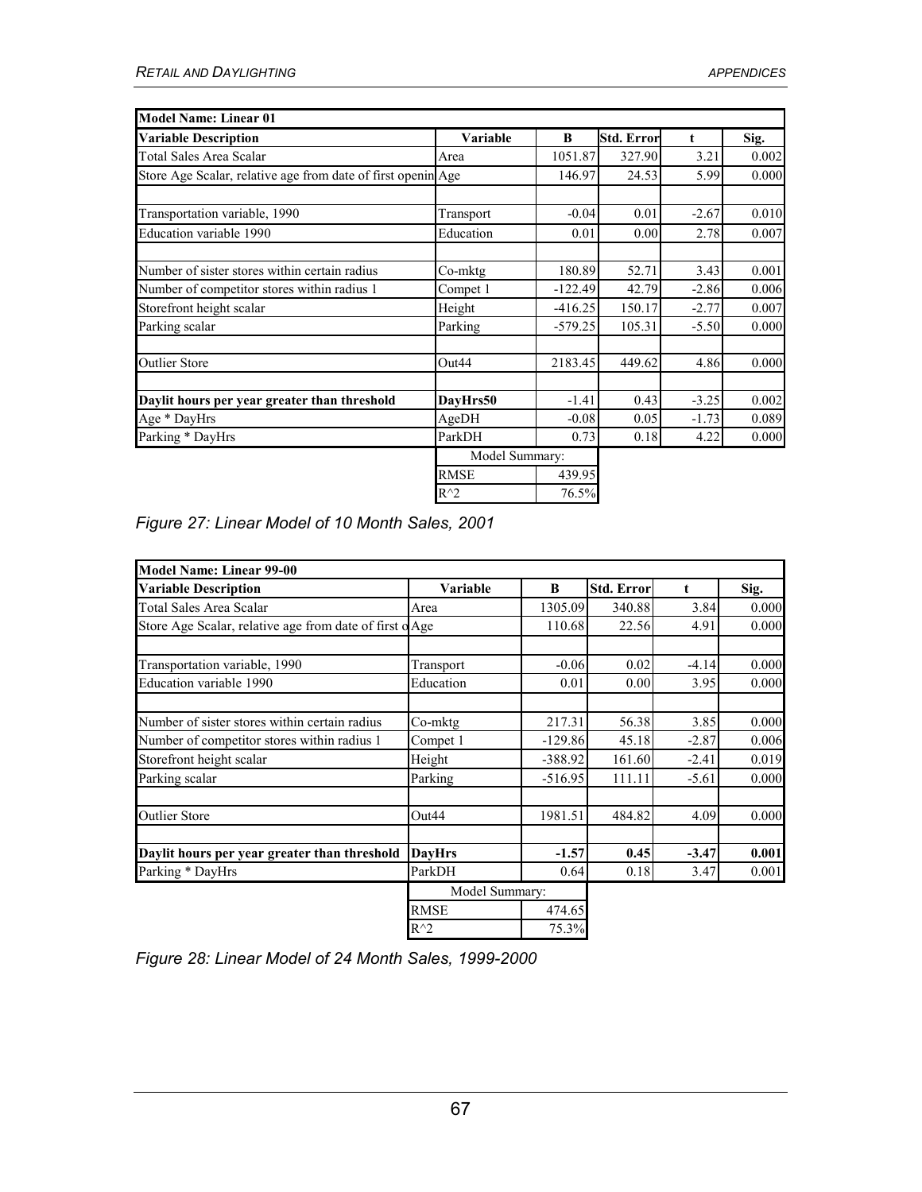| Model Name: Linear 01 | | | | | |
|---|---|---|---|---|---|
| **Variable Description** | **Variable** | **B** | **Std. Error** | **t** | **Sig.** |
| Total Sales Area Scalar | Area | 1051.87 | 327.90 | 3.21 | 0.002 |
| Store Age Scalar, relative age from date of first openin | Age | 146.97 | 24.53 | 5.99 | 0.000 |
| | | | | | |
| Transportation variable, 1990 | Transport | -0.04 | 0.01 | -2.67 | 0.010 |
| Education variable 1990 | Education | 0.01 | 0.00 | 2.78 | 0.007 |
| | | | | | |
| Number of sister stores within certain radius | Co-mktg | 180.89 | 52.71 | 3.43 | 0.001 |
| Number of competitor stores within radius 1 | Compet 1 | -122.49 | 42.79 | -2.86 | 0.006 |
| Storefront height scalar | Height | -416.25 | 150.17 | -2.77 | 0.007 |
| Parking scalar | Parking | -579.25 | 105.31 | -5.50 | 0.000 |
| | | | | | |
| Outlier Store | Out44 | 2183.45 | 449.62 | 4.86 | 0.000 |
| | | | | | |
| **Daylit hours per year greater than threshold** | **DayHrs50** | -1.41 | 0.43 | -3.25 | 0.002 |
| Age * DayHrs | AgeDH | -0.08 | 0.05 | -1.73 | 0.089 |
| Parking * DayHrs | ParkDH | 0.73 | 0.18 | 4.22 | 0.000 |
| | Model Summary: | | | | |
| | RMSE | 439.95 | | | |
| | R^2 | 76.5% | | | |

*Figure 27: Linear Model of 10 Month Sales, 2001*

| Model Name: Linear 99-00 | | | | | |
|---|---|---|---|---|---|
| **Variable Description** | **Variable** | **B** | **Std. Error** | **t** | **Sig.** |
| Total Sales Area Scalar | Area | 1305.09 | 340.88 | 3.84 | 0.000 |
| Store Age Scalar, relative age from date of first o | Age | 110.68 | 22.56 | 4.91 | 0.000 |
| | | | | | |
| Transportation variable, 1990 | Transport | -0.06 | 0.02 | -4.14 | 0.000 |
| Education variable 1990 | Education | 0.01 | 0.00 | 3.95 | 0.000 |
| | | | | | |
| Number of sister stores within certain radius | Co-mktg | 217.31 | 56.38 | 3.85 | 0.000 |
| Number of competitor stores within radius 1 | Compet 1 | -129.86 | 45.18 | -2.87 | 0.006 |
| Storefront height scalar | Height | -388.92 | 161.60 | -2.41 | 0.019 |
| Parking scalar | Parking | -516.95 | 111.11 | -5.61 | 0.000 |
| | | | | | |
| Outlier Store | Out44 | 1981.51 | 484.82 | 4.09 | 0.000 |
| | | | | | |
| **Daylit hours per year greater than threshold** | **DayHrs** | **-1.57** | **0.45** | **-3.47** | **0.001** |
| Parking * DayHrs | ParkDH | 0.64 | 0.18 | 3.47 | 0.001 |
| | Model Summary: | | | | |
| | RMSE | 474.65 | | | |
| | R^2 | 75.3% | | | |

*Figure 28: Linear Model of 24 Month Sales, 1999-2000*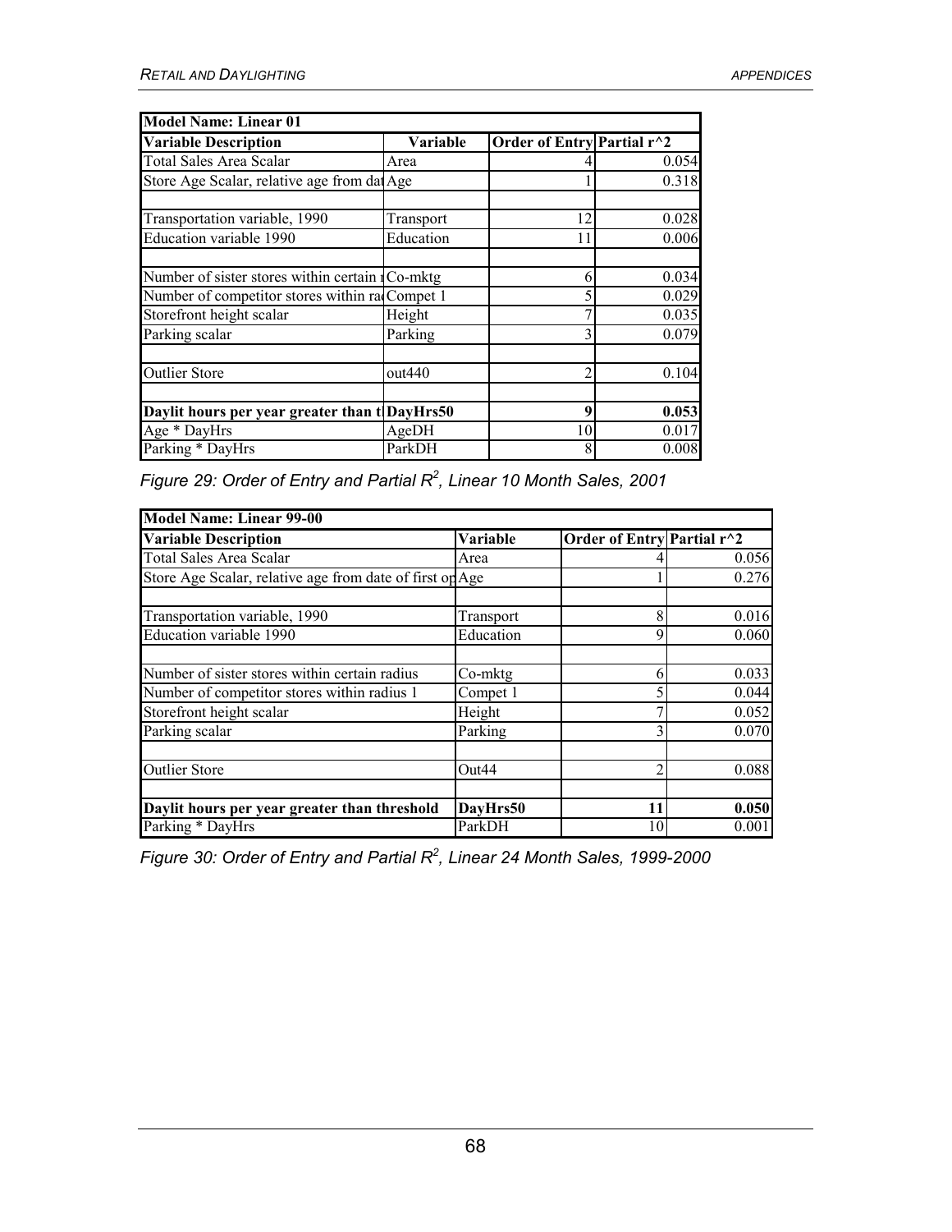| Model Name: Linear 01 | | | |
|---|---|---|---|
| **Variable Description** | **Variable** | **Order of Entry** | **Partial r^2** |
| Total Sales Area Scalar | Area | 4 | 0.054 |
| Store Age Scalar, relative age from dat | Age | 1 | 0.318 |
| | | | |
| Transportation variable, 1990 | Transport | 12 | 0.028 |
| Education variable 1990 | Education | 11 | 0.006 |
| | | | |
| Number of sister stores within certain r | Co-mktg | 6 | 0.034 |
| Number of competitor stores within rad | Compet 1 | 5 | 0.029 |
| Storefront height scalar | Height | 7 | 0.035 |
| Parking scalar | Parking | 3 | 0.079 |
| | | | |
| Outlier Store | out440 | 2 | 0.104 |
| | | | |
| **Daylit hours per year greater than t** | **DayHrs50** | **9** | **0.053** |
| Age * DayHrs | AgeDH | 10 | 0.017 |
| Parking * DayHrs | ParkDH | 8 | 0.008 |

*Figure 29: Order of Entry and Partial $R^2$, Linear 10 Month Sales, 2001*

| Model Name: Linear 99-00 | | | |
|---|---|---|---|
| **Variable Description** | **Variable** | **Order of Entry** | **Partial r^2** |
| Total Sales Area Scalar | Area | 4 | 0.056 |
| Store Age Scalar, relative age from date of first op | Age | 1 | 0.276 |
| | | | |
| Transportation variable, 1990 | Transport | 8 | 0.016 |
| Education variable 1990 | Education | 9 | 0.060 |
| | | | |
| Number of sister stores within certain radius | Co-mktg | 6 | 0.033 |
| Number of competitor stores within radius 1 | Compet 1 | 5 | 0.044 |
| Storefront height scalar | Height | 7 | 0.052 |
| Parking scalar | Parking | 3 | 0.070 |
| | | | |
| Outlier Store | Out44 | 2 | 0.088 |
| | | | |
| **Daylit hours per year greater than threshold** | **DayHrs50** | **11** | **0.050** |
| Parking * DayHrs | ParkDH | 10 | 0.001 |

*Figure 30: Order of Entry and Partial $R^2$, Linear 24 Month Sales, 1999-2000*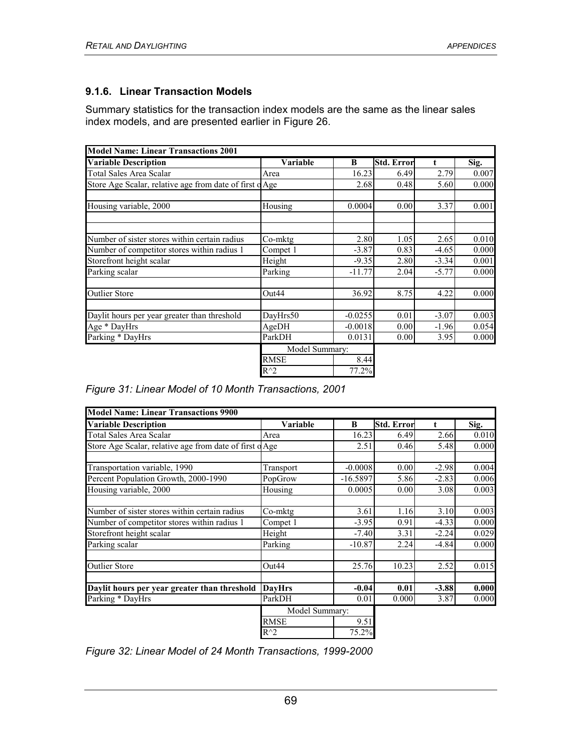### 9.1.6. Linear Transaction Models

Summary statistics for the transaction index models are the same as the linear sales index models, and are presented earlier in Figure 26.

| **Model Name: Linear Transactions 2001** | | | | | |
|---|---|---|---|---|---|
| **Variable Description** | **Variable** | **B** | **Std. Error** | **t** | **Sig.** |
| Total Sales Area Scalar | Area | 16.23 | 6.49 | 2.79 | 0.007 |
| Store Age Scalar, relative age from date of first o | Age | 2.68 | 0.48 | 5.60 | 0.000 |
| | | | | | |
| Housing variable, 2000 | Housing | 0.0004 | 0.00 | 3.37 | 0.001 |
| | | | | | |
| | | | | | |
| Number of sister stores within certain radius | Co-mktg | 2.80 | 1.05 | 2.65 | 0.010 |
| Number of competitor stores within radius 1 | Compet 1 | -3.87 | 0.83 | -4.65 | 0.000 |
| Storefront height scalar | Height | -9.35 | 2.80 | -3.34 | 0.001 |
| Parking scalar | Parking | -11.77 | 2.04 | -5.77 | 0.000 |
| | | | | | |
| Outlier Store | Out44 | 36.92 | 8.75 | 4.22 | 0.000 |
| | | | | | |
| Daylit hours per year greater than threshold | DayHrs50 | -0.0255 | 0.01 | -3.07 | 0.003 |
| Age * DayHrs | AgeDH | -0.0018 | 0.00 | -1.96 | 0.054 |
| Parking * DayHrs | ParkDH | 0.0131 | 0.00 | 3.95 | 0.000 |
| | Model Summary: | | | | |
| | RMSE | 8.44 | | | |
| | R^2 | 77.2% | | | |

*Figure 31: Linear Model of 10 Month Transactions, 2001*

| **Model Name: Linear Transactions 9900** | | | | | |
|---|---|---|---|---|---|
| **Variable Description** | **Variable** | **B** | **Std. Error** | **t** | **Sig.** |
| Total Sales Area Scalar | Area | 16.23 | 6.49 | 2.66 | 0.010 |
| Store Age Scalar, relative age from date of first o | Age | 2.51 | 0.46 | 5.48 | 0.000 |
| | | | | | |
| Transportation variable, 1990 | Transport | -0.0008 | 0.00 | -2.98 | 0.004 |
| Percent Population Growth, 2000-1990 | PopGrow | -16.5897 | 5.86 | -2.83 | 0.006 |
| Housing variable, 2000 | Housing | 0.0005 | 0.00 | 3.08 | 0.003 |
| | | | | | |
| Number of sister stores within certain radius | Co-mktg | 3.61 | 1.16 | 3.10 | 0.003 |
| Number of competitor stores within radius 1 | Compet 1 | -3.95 | 0.91 | -4.33 | 0.000 |
| Storefront height scalar | Height | -7.40 | 3.31 | -2.24 | 0.029 |
| Parking scalar | Parking | -10.87 | 2.24 | -4.84 | 0.000 |
| | | | | | |
| Outlier Store | Out44 | 25.76 | 10.23 | 2.52 | 0.015 |
| | | | | | |
| **Daylit hours per year greater than threshold** | **DayHrs** | **-0.04** | **0.01** | **-3.88** | **0.000** |
| Parking * DayHrs | ParkDH | 0.01 | 0.000 | 3.87 | 0.000 |
| | Model Summary: | | | | |
| | RMSE | 9.51 | | | |
| | R^2 | 75.2% | | | |

*Figure 32: Linear Model of 24 Month Transactions, 1999-2000*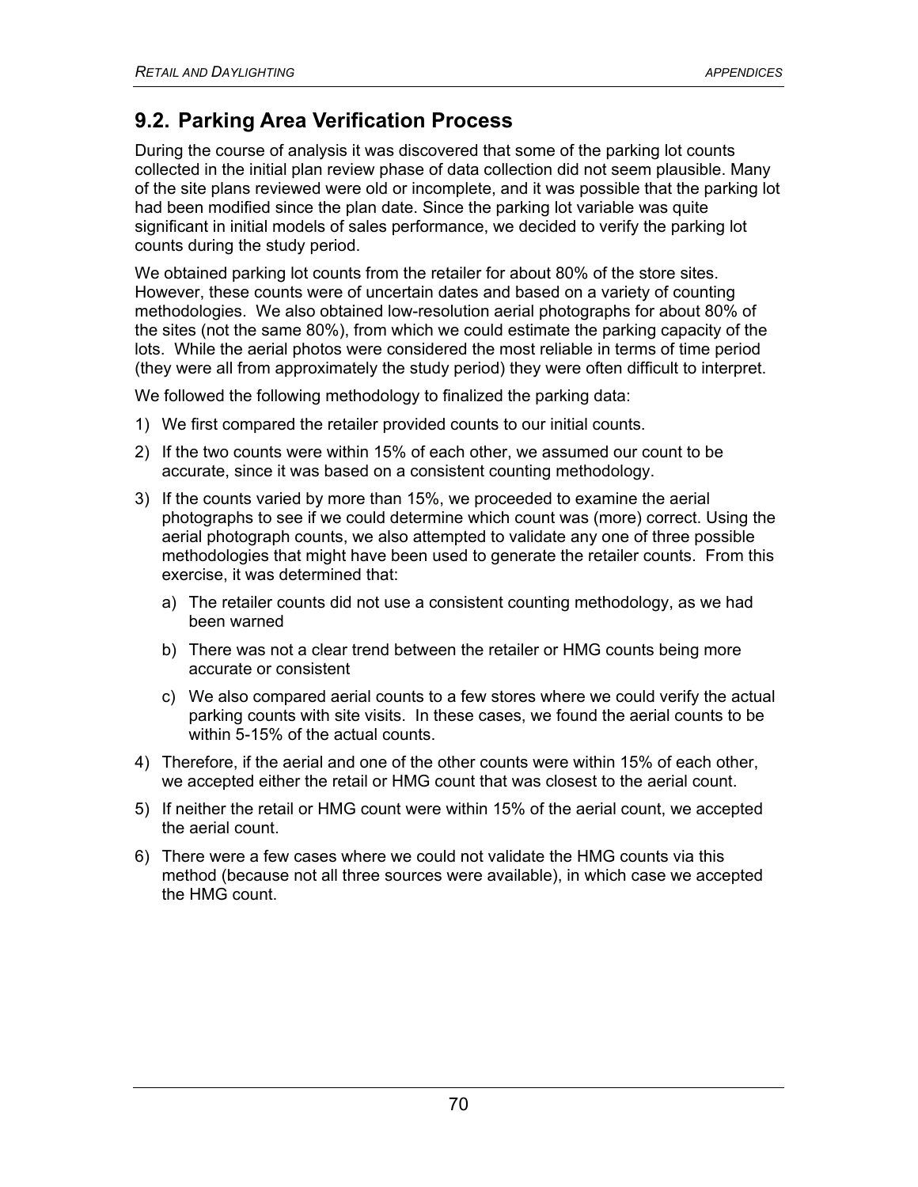## 9.2. Parking Area Verification Process

During the course of analysis it was discovered that some of the parking lot counts collected in the initial plan review phase of data collection did not seem plausible. Many of the site plans reviewed were old or incomplete, and it was possible that the parking lot had been modified since the plan date. Since the parking lot variable was quite significant in initial models of sales performance, we decided to verify the parking lot counts during the study period.

We obtained parking lot counts from the retailer for about 80% of the store sites. However, these counts were of uncertain dates and based on a variety of counting methodologies. We also obtained low-resolution aerial photographs for about 80% of the sites (not the same 80%), from which we could estimate the parking capacity of the lots. While the aerial photos were considered the most reliable in terms of time period (they were all from approximately the study period) they were often difficult to interpret.

We followed the following methodology to finalized the parking data:

1) We first compared the retailer provided counts to our initial counts.
2) If the two counts were within 15% of each other, we assumed our count to be accurate, since it was based on a consistent counting methodology.
3) If the counts varied by more than 15%, we proceeded to examine the aerial photographs to see if we could determine which count was (more) correct. Using the aerial photograph counts, we also attempted to validate any one of three possible methodologies that might have been used to generate the retailer counts. From this exercise, it was determined that:
   a) The retailer counts did not use a consistent counting methodology, as we had been warned
   b) There was not a clear trend between the retailer or HMG counts being more accurate or consistent
   c) We also compared aerial counts to a few stores where we could verify the actual parking counts with site visits. In these cases, we found the aerial counts to be within 5-15% of the actual counts.
4) Therefore, if the aerial and one of the other counts were within 15% of each other, we accepted either the retail or HMG count that was closest to the aerial count.
5) If neither the retail or HMG count were within 15% of the aerial count, we accepted the aerial count.
6) There were a few cases where we could not validate the HMG counts via this method (because not all three sources were available), in which case we accepted the HMG count.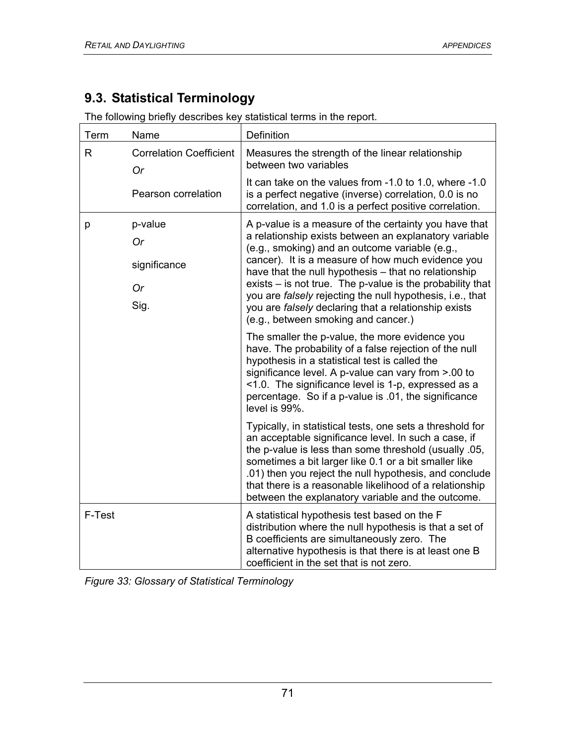## 9.3. Statistical Terminology

The following briefly describes key statistical terms in the report.

| Term | Name | Definition |
|---|---|---|
| R | Correlation Coefficient<br>*Or*<br>Pearson correlation | Measures the strength of the linear relationship between two variables<br><br>It can take on the values from -1.0 to 1.0, where -1.0 is a perfect negative (inverse) correlation, 0.0 is no correlation, and 1.0 is a perfect positive correlation. |
| p | p-value<br>*Or*<br>significance<br>*Or*<br>Sig. | A p-value is a measure of the certainty you have that a relationship exists between an explanatory variable (e.g., smoking) and an outcome variable (e.g., cancer). It is a measure of how much evidence you have that the null hypothesis – that no relationship exists – is not true. The p-value is the probability that you are *falsely* rejecting the null hypothesis, i.e., that you are *falsely* declaring that a relationship exists (e.g., between smoking and cancer.)<br><br>The smaller the p-value, the more evidence you have. The probability of a false rejection of the null hypothesis in a statistical test is called the significance level. A p-value can vary from >.00 to <1.0. The significance level is 1-p, expressed as a percentage. So if a p-value is .01, the significance level is 99%.<br><br>Typically, in statistical tests, one sets a threshold for an acceptable significance level. In such a case, if the p-value is less than some threshold (usually .05, sometimes a bit larger like 0.1 or a bit smaller like .01) then you reject the null hypothesis, and conclude that there is a reasonable likelihood of a relationship between the explanatory variable and the outcome. |
| F-Test | | A statistical hypothesis test based on the F distribution where the null hypothesis is that a set of B coefficients are simultaneously zero. The alternative hypothesis is that there is at least one B coefficient in the set that is not zero. |

*Figure 33: Glossary of Statistical Terminology*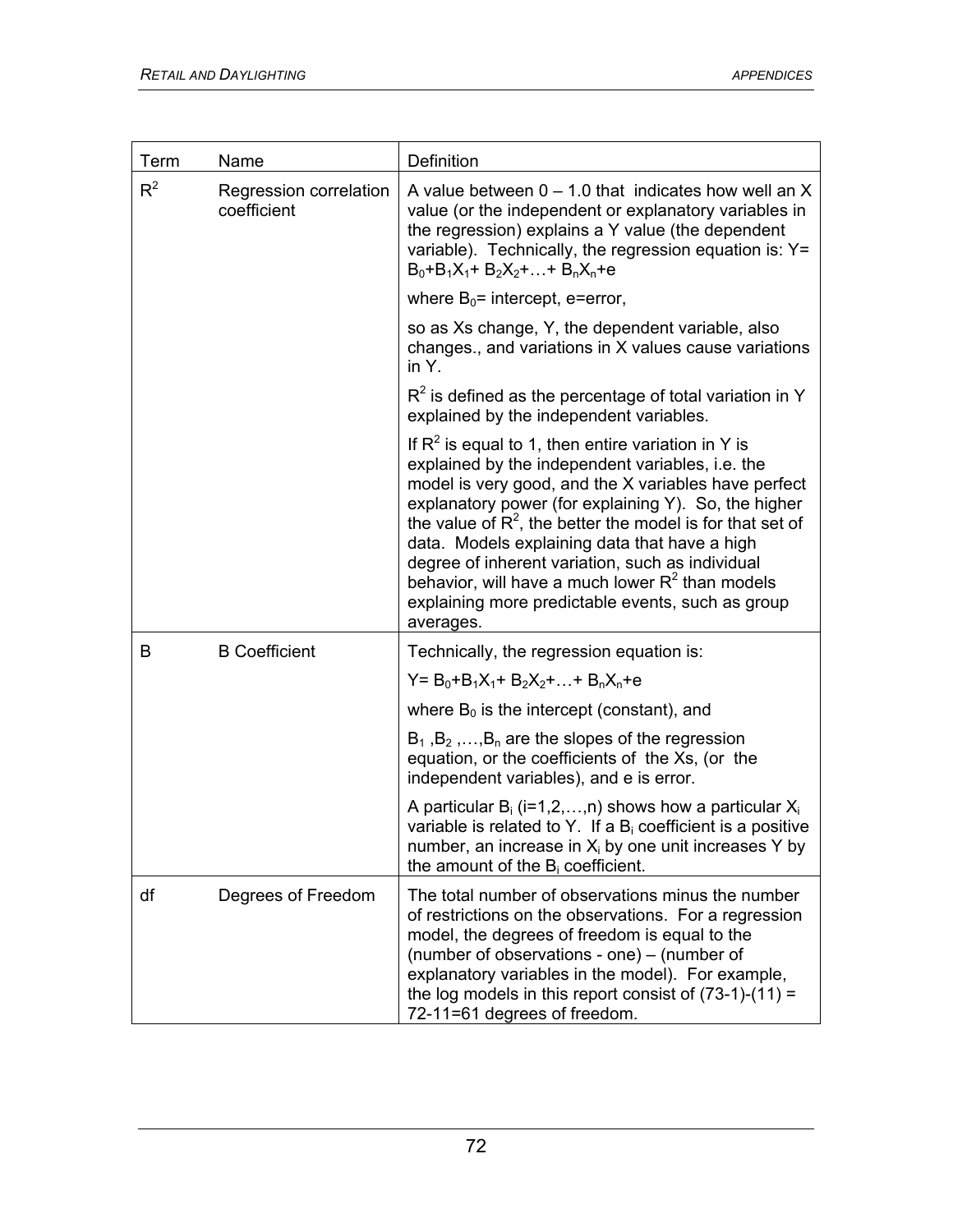| Term | Name | Definition |
|---|---|---|
| $R^2$ | Regression correlation coefficient | A value between 0 – 1.0 that indicates how well an X value (or the independent or explanatory variables in the regression) explains a Y value (the dependent variable). Technically, the regression equation is: $Y= B_0+B_1X_1+ B_2X_2+…+ B_nX_n+e$<br><br>where $B_0$= intercept, e=error,<br><br>so as Xs change, Y, the dependent variable, also changes., and variations in X values cause variations in Y.<br><br>$R^2$ is defined as the percentage of total variation in Y explained by the independent variables.<br><br>If $R^2$ is equal to 1, then entire variation in Y is explained by the independent variables, i.e. the model is very good, and the X variables have perfect explanatory power (for explaining Y). So, the higher the value of $R^2$, the better the model is for that set of data. Models explaining data that have a high degree of inherent variation, such as individual behavior, will have a much lower $R^2$ than models explaining more predictable events, such as group averages. |
| B | B Coefficient | Technically, the regression equation is:<br><br>$Y= B_0+B_1X_1+ B_2X_2+…+ B_nX_n+e$<br><br>where $B_0$ is the intercept (constant), and<br><br>$B_1$ ,$B_2$ ,…,$B_n$ are the slopes of the regression equation, or the coefficients of the Xs, (or the independent variables), and e is error.<br><br>A particular $B_i$ (i=1,2,…,n) shows how a particular $X_i$ variable is related to Y. If a $B_i$ coefficient is a positive number, an increase in $X_i$ by one unit increases Y by the amount of the $B_i$ coefficient. |
| df | Degrees of Freedom | The total number of observations minus the number of restrictions on the observations. For a regression model, the degrees of freedom is equal to the (number of observations - one) – (number of explanatory variables in the model). For example, the log models in this report consist of (73-1)-(11) = 72-11=61 degrees of freedom. |